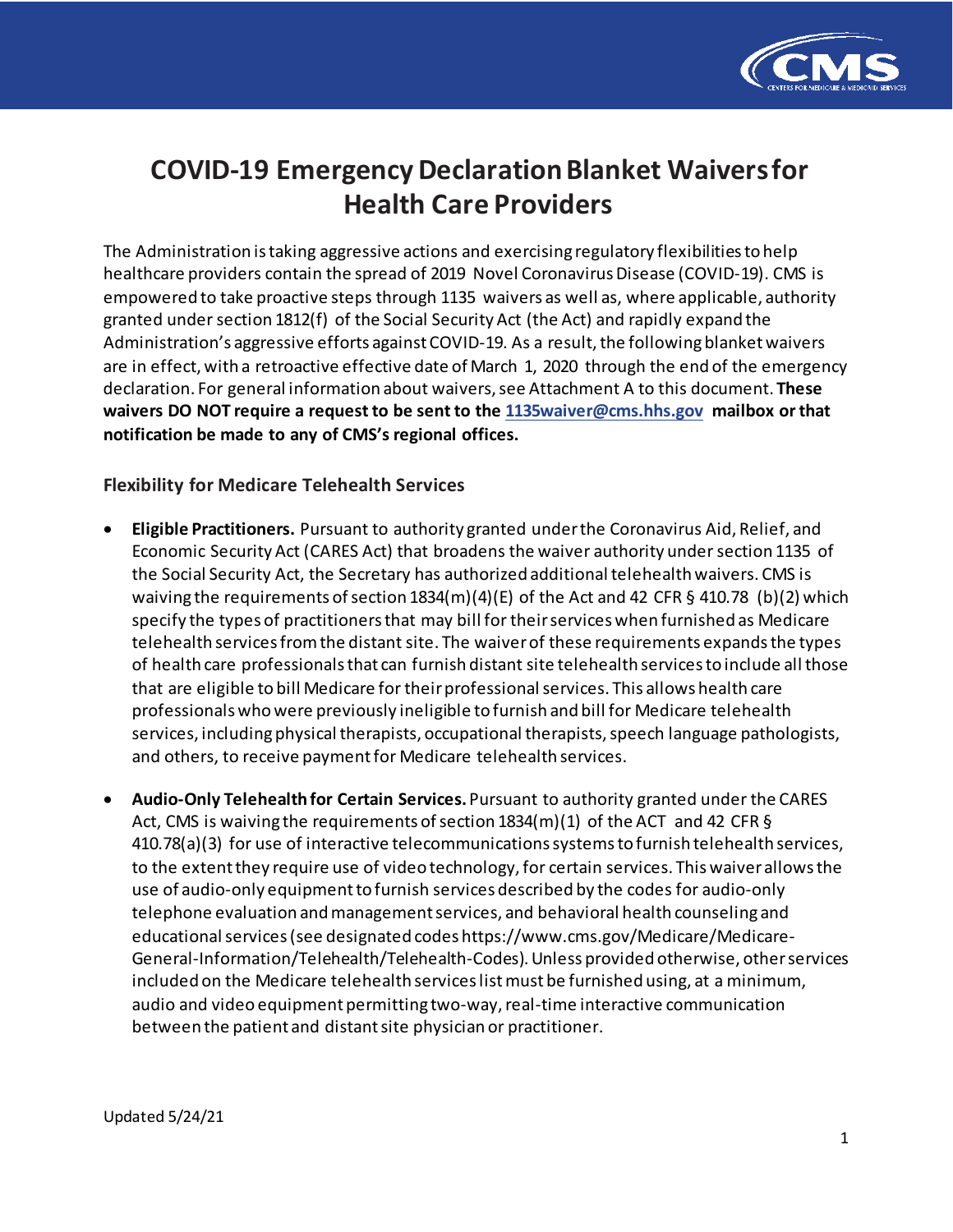# COVID-19 Emergency Declaration Blanket Waivers for Health Care Providers

The Administration is taking aggressive actions and exercising regulatory flexibilities to help healthcare providers contain the spread of 2019 Novel Coronavirus Disease (COVID-19). CMS is empowered to take proactive steps through 1135 waivers as well as, where applicable, authority granted under section 1812(f) of the Social Security Act (the Act) and rapidly expand the Administration's aggressive efforts against COVID-19. As a result, the following blanket waivers are in effect, with a retroactive effective date of March 1, 2020 through the end of the emergency declaration. For general information about waivers, see Attachment A to this document. **These waivers DO NOT require a request to be sent to the [1135waiver@cms.hhs.gov](mailto:1135waiver@cms.hhs.gov) mailbox or that notification be made to any of CMS's regional offices.**

### Flexibility for Medicare Telehealth Services

- **Eligible Practitioners.** Pursuant to authority granted under the Coronavirus Aid, Relief, and Economic Security Act (CARES Act) that broadens the waiver authority under section 1135 of the Social Security Act, the Secretary has authorized additional telehealth waivers. CMS is waiving the requirements of section 1834(m)(4)(E) of the Act and 42 CFR § 410.78 (b)(2) which specify the types of practitioners that may bill for their services when furnished as Medicare telehealth services from the distant site. The waiver of these requirements expands the types of health care professionals that can furnish distant site telehealth services to include all those that are eligible to bill Medicare for their professional services. This allows health care professionals who were previously ineligible to furnish and bill for Medicare telehealth services, including physical therapists, occupational therapists, speech language pathologists, and others, to receive payment for Medicare telehealth services.

- **Audio-Only Telehealth for Certain Services.** Pursuant to authority granted under the CARES Act, CMS is waiving the requirements of section 1834(m)(1) of the ACT and 42 CFR § 410.78(a)(3) for use of interactive telecommunications systems to furnish telehealth services, to the extent they require use of video technology, for certain services. This waiver allows the use of audio-only equipment to furnish services described by the codes for audio-only telephone evaluation and management services, and behavioral health counseling and educational services (see designated codes https://www.cms.gov/Medicare/Medicare-General-Information/Telehealth/Telehealth-Codes). Unless provided otherwise, other services included on the Medicare telehealth services list must be furnished using, at a minimum, audio and video equipment permitting two-way, real-time interactive communication between the patient and distant site physician or practitioner.

Updated 5/24/21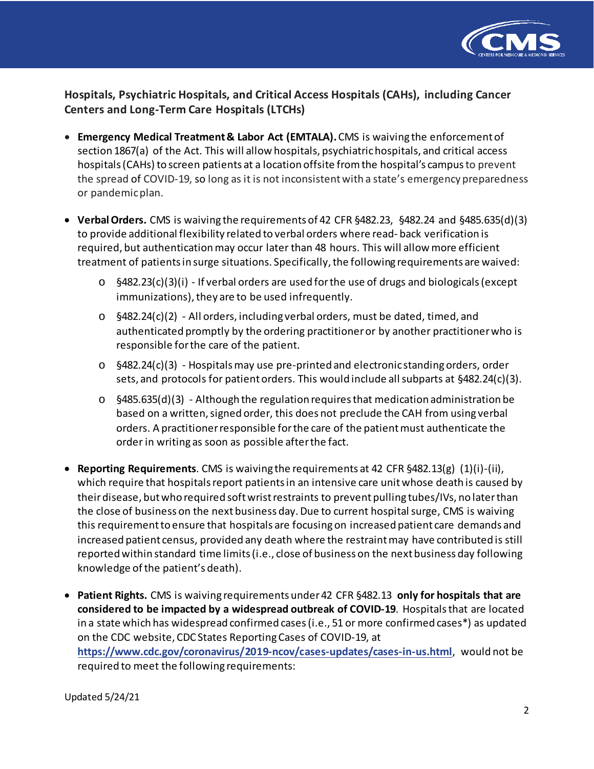## Hospitals, Psychiatric Hospitals, and Critical Access Hospitals (CAHs), including Cancer Centers and Long-Term Care Hospitals (LTCHs)

- **Emergency Medical Treatment & Labor Act (EMTALA).** CMS is waiving the enforcement of section 1867(a) of the Act. This will allow hospitals, psychiatric hospitals, and critical access hospitals (CAHs) to screen patients at a location offsite from the hospital's campus to prevent the spread of COVID-19, so long as it is not inconsistent with a state's emergency preparedness or pandemic plan.

- **Verbal Orders.** CMS is waiving the requirements of 42 CFR §482.23, §482.24 and §485.635(d)(3) to provide additional flexibility related to verbal orders where read- back verification is required, but authentication may occur later than 48 hours. This will allow more efficient treatment of patients in surge situations. Specifically, the following requirements are waived:
  - §482.23(c)(3)(i) - If verbal orders are used for the use of drugs and biologicals (except immunizations), they are to be used infrequently.
  - §482.24(c)(2) - All orders, including verbal orders, must be dated, timed, and authenticated promptly by the ordering practitioner or by another practitioner who is responsible for the care of the patient.
  - §482.24(c)(3) - Hospitals may use pre-printed and electronic standing orders, order sets, and protocols for patient orders. This would include all subparts at §482.24(c)(3).
  - §485.635(d)(3) - Although the regulation requires that medication administration be based on a written, signed order, this does not preclude the CAH from using verbal orders. A practitioner responsible for the care of the patient must authenticate the order in writing as soon as possible after the fact.

- **Reporting Requirements**. CMS is waiving the requirements at 42 CFR §482.13(g) (1)(i)-(ii), which require that hospitals report patients in an intensive care unit whose death is caused by their disease, but who required soft wrist restraints to prevent pulling tubes/IVs, no later than the close of business on the next business day. Due to current hospital surge, CMS is waiving this requirement to ensure that hospitals are focusing on increased patient care demands and increased patient census, provided any death where the restraint may have contributed is still reported within standard time limits (i.e., close of business on the next business day following knowledge of the patient's death).

- **Patient Rights.** CMS is waiving requirements under 42 CFR §482.13 **only for hospitals that are considered to be impacted by a widespread outbreak of COVID-19**. Hospitals that are located in a state which has widespread confirmed cases (i.e., 51 or more confirmed cases*) as updated on the CDC website, CDC States Reporting Cases of COVID-19, at **https://www.cdc.gov/coronavirus/2019-ncov/cases-updates/cases-in-us.html**, would not be required to meet the following requirements:

Updated 5/24/21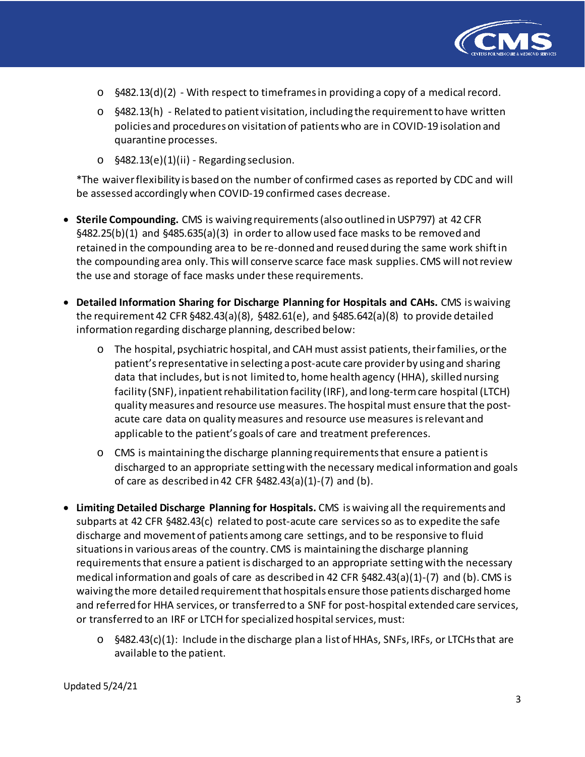- §482.13(d)(2) - With respect to timeframes in providing a copy of a medical record.
    - §482.13(h) - Related to patient visitation, including the requirement to have written policies and procedures on visitation of patients who are in COVID-19 isolation and quarantine processes.
    - §482.13(e)(1)(ii) - Regarding seclusion.

  *The waiver flexibility is based on the number of confirmed cases as reported by CDC and will be assessed accordingly when COVID-19 confirmed cases decrease.

- **Sterile Compounding.** CMS is waiving requirements (also outlined in USP797) at 42 CFR §482.25(b)(1) and §485.635(a)(3) in order to allow used face masks to be removed and retained in the compounding area to be re-donned and reused during the same work shift in the compounding area only. This will conserve scarce face mask supplies. CMS will not review the use and storage of face masks under these requirements.

- **Detailed Information Sharing for Discharge Planning for Hospitals and CAHs.** CMS is waiving the requirement 42 CFR §482.43(a)(8), §482.61(e), and §485.642(a)(8) to provide detailed information regarding discharge planning, described below:
    - The hospital, psychiatric hospital, and CAH must assist patients, their families, or the patient's representative in selecting a post-acute care provider by using and sharing data that includes, but is not limited to, home health agency (HHA), skilled nursing facility (SNF), inpatient rehabilitation facility (IRF), and long-term care hospital (LTCH) quality measures and resource use measures. The hospital must ensure that the post-acute care data on quality measures and resource use measures is relevant and applicable to the patient's goals of care and treatment preferences.
    - CMS is maintaining the discharge planning requirements that ensure a patient is discharged to an appropriate setting with the necessary medical information and goals of care as described in 42 CFR §482.43(a)(1)-(7) and (b).

- **Limiting Detailed Discharge Planning for Hospitals.** CMS is waiving all the requirements and subparts at 42 CFR §482.43(c) related to post-acute care services so as to expedite the safe discharge and movement of patients among care settings, and to be responsive to fluid situations in various areas of the country. CMS is maintaining the discharge planning requirements that ensure a patient is discharged to an appropriate setting with the necessary medical information and goals of care as described in 42 CFR §482.43(a)(1)-(7) and (b). CMS is waiving the more detailed requirement that hospitals ensure those patients discharged home and referred for HHA services, or transferred to a SNF for post-hospital extended care services, or transferred to an IRF or LTCH for specialized hospital services, must:
    - §482.43(c)(1): Include in the discharge plan a list of HHAs, SNFs, IRFs, or LTCHs that are available to the patient.

Updated 5/24/21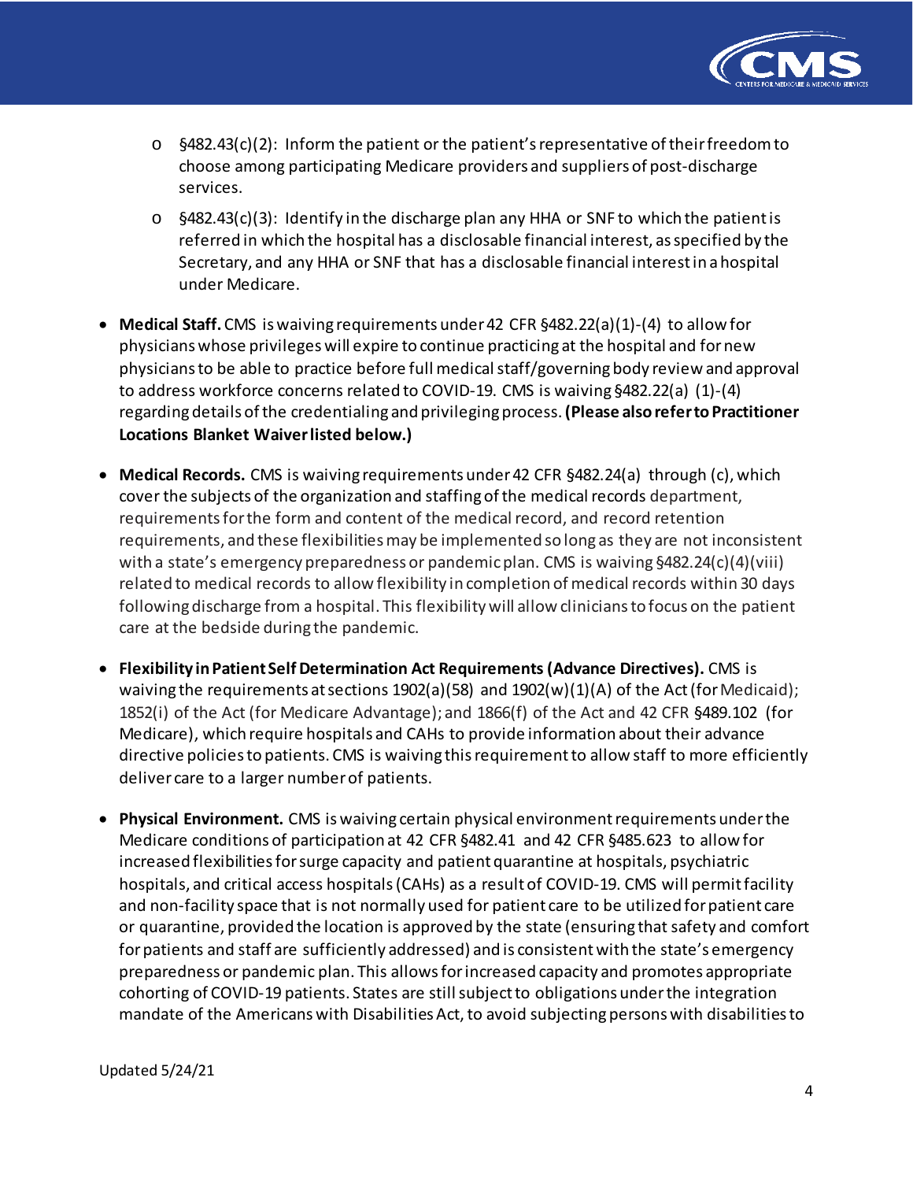- §482.43(c)(2): Inform the patient or the patient's representative of their freedom to choose among participating Medicare providers and suppliers of post-discharge services.
- §482.43(c)(3): Identify in the discharge plan any HHA or SNF to which the patient is referred in which the hospital has a disclosable financial interest, as specified by the Secretary, and any HHA or SNF that has a disclosable financial interest in a hospital under Medicare.

- **Medical Staff.** CMS is waiving requirements under 42 CFR §482.22(a)(1)-(4) to allow for physicians whose privileges will expire to continue practicing at the hospital and for new physicians to be able to practice before full medical staff/governing body review and approval to address workforce concerns related to COVID-19. CMS is waiving §482.22(a) (1)-(4) regarding details of the credentialing and privileging process. **(Please also refer to Practitioner Locations Blanket Waiver listed below.)**

- **Medical Records.** CMS is waiving requirements under 42 CFR §482.24(a) through (c), which cover the subjects of the organization and staffing of the medical records department, requirements for the form and content of the medical record, and record retention requirements, and these flexibilities may be implemented so long as they are not inconsistent with a state's emergency preparedness or pandemic plan. CMS is waiving §482.24(c)(4)(viii) related to medical records to allow flexibility in completion of medical records within 30 days following discharge from a hospital. This flexibility will allow clinicians to focus on the patient care at the bedside during the pandemic.

- **Flexibility in Patient Self Determination Act Requirements (Advance Directives).** CMS is waiving the requirements at sections 1902(a)(58) and 1902(w)(1)(A) of the Act (for Medicaid); 1852(i) of the Act (for Medicare Advantage); and 1866(f) of the Act and 42 CFR §489.102 (for Medicare), which require hospitals and CAHs to provide information about their advance directive policies to patients. CMS is waiving this requirement to allow staff to more efficiently deliver care to a larger number of patients.

- **Physical Environment.** CMS is waiving certain physical environment requirements under the Medicare conditions of participation at 42 CFR §482.41 and 42 CFR §485.623 to allow for increased flexibilities for surge capacity and patient quarantine at hospitals, psychiatric hospitals, and critical access hospitals (CAHs) as a result of COVID-19. CMS will permit facility and non-facility space that is not normally used for patient care to be utilized for patient care or quarantine, provided the location is approved by the state (ensuring that safety and comfort for patients and staff are sufficiently addressed) and is consistent with the state's emergency preparedness or pandemic plan. This allows for increased capacity and promotes appropriate cohorting of COVID-19 patients. States are still subject to obligations under the integration mandate of the Americans with Disabilities Act, to avoid subjecting persons with disabilities to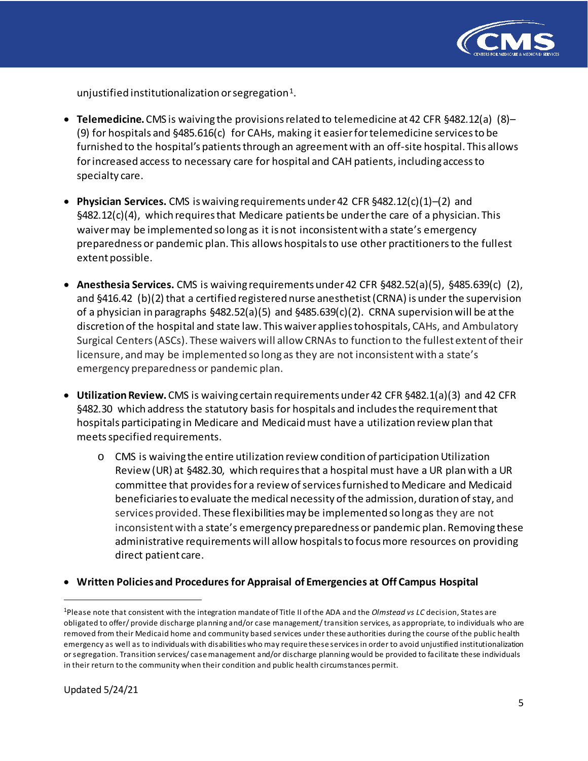unjustified institutionalization or segregation[1].

- **Telemedicine.** CMS is waiving the provisions related to telemedicine at 42 CFR §482.12(a) (8)–(9) for hospitals and §485.616(c) for CAHs, making it easier for telemedicine services to be furnished to the hospital's patients through an agreement with an off-site hospital. This allows for increased access to necessary care for hospital and CAH patients, including access to specialty care.

- **Physician Services.** CMS is waiving requirements under 42 CFR §482.12(c)(1)–(2) and §482.12(c)(4), which requires that Medicare patients be under the care of a physician. This waiver may be implemented so long as it is not inconsistent with a state's emergency preparedness or pandemic plan. This allows hospitals to use other practitioners to the fullest extent possible.

- **Anesthesia Services.** CMS is waiving requirements under 42 CFR §482.52(a)(5), §485.639(c) (2), and §416.42 (b)(2) that a certified registered nurse anesthetist (CRNA) is under the supervision of a physician in paragraphs §482.52(a)(5) and §485.639(c)(2). CRNA supervision will be at the discretion of the hospital and state law. This waiver applies to hospitals, CAHs, and Ambulatory Surgical Centers (ASCs). These waivers will allow CRNAs to function to the fullest extent of their licensure, and may be implemented so long as they are not inconsistent with a state's emergency preparedness or pandemic plan.

- **Utilization Review.** CMS is waiving certain requirements under 42 CFR §482.1(a)(3) and 42 CFR §482.30 which address the statutory basis for hospitals and includes the requirement that hospitals participating in Medicare and Medicaid must have a utilization review plan that meets specified requirements.
  - CMS is waiving the entire utilization review condition of participation Utilization Review (UR) at §482.30, which requires that a hospital must have a UR plan with a UR committee that provides for a review of services furnished to Medicare and Medicaid beneficiaries to evaluate the medical necessity of the admission, duration of stay, and services provided. These flexibilities may be implemented so long as they are not inconsistent with a state's emergency preparedness or pandemic plan. Removing these administrative requirements will allow hospitals to focus more resources on providing direct patient care.

- **Written Policies and Procedures for Appraisal of Emergencies at Off Campus Hospital**

[1] Please note that consistent with the integration mandate of Title II of the ADA and the *Olmstead vs LC* decision, States are obligated to offer/ provide discharge planning and/or case management/ transition services, as appropriate, to individuals who are removed from their Medicaid home and community based services under these authorities during the course of the public health emergency as well as to individuals with disabilities who may require these services in order to avoid unjustified institutionalization or segregation. Transition services/ case management and/or discharge planning would be provided to facilitate these individuals in their return to the community when their condition and public health circumstances permit.

Updated 5/24/21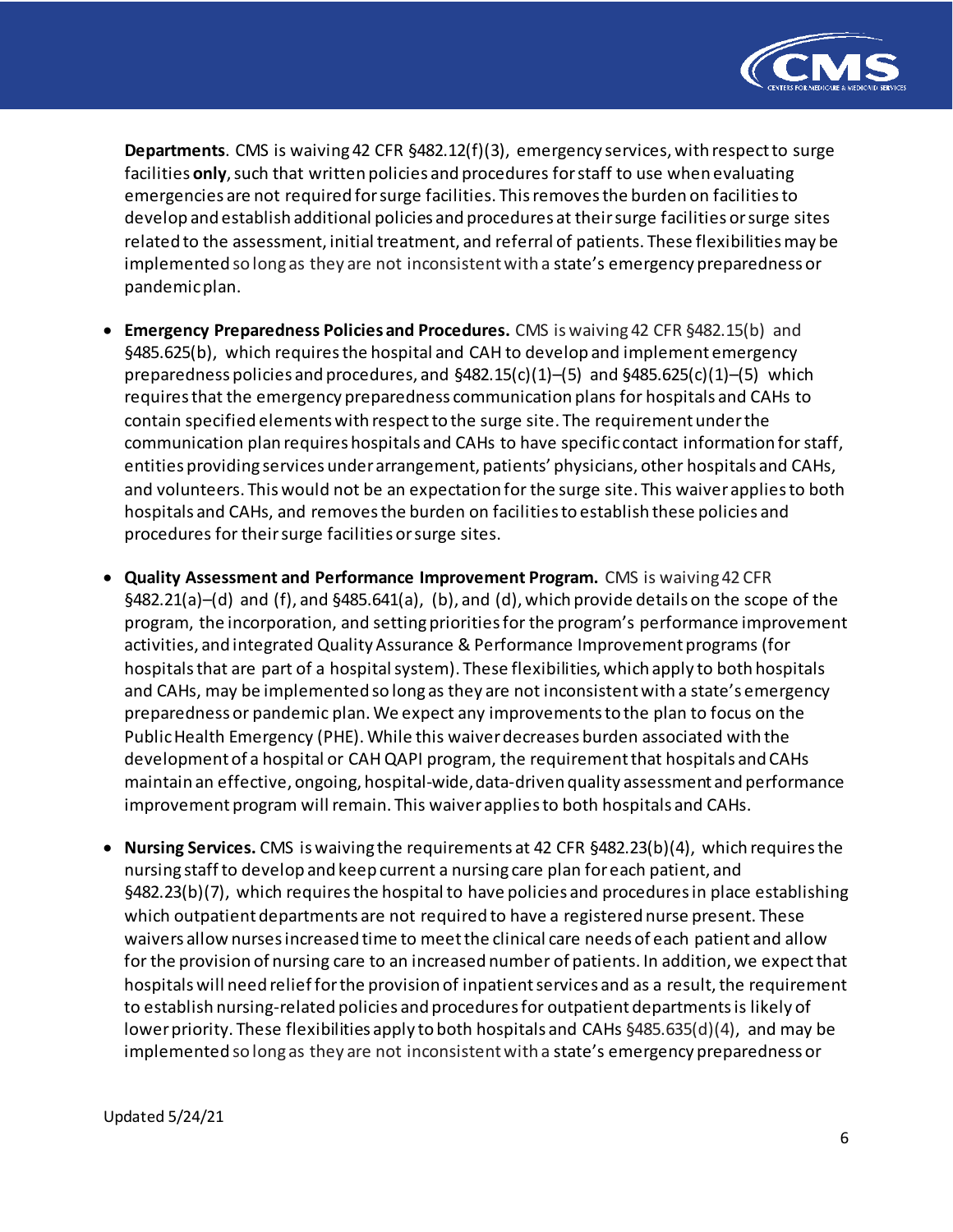**Departments**. CMS is waiving 42 CFR §482.12(f)(3), emergency services, with respect to surge facilities **only**, such that written policies and procedures for staff to use when evaluating emergencies are not required for surge facilities. This removes the burden on facilities to develop and establish additional policies and procedures at their surge facilities or surge sites related to the assessment, initial treatment, and referral of patients. These flexibilities may be implemented so long as they are not inconsistent with a state's emergency preparedness or pandemic plan.

- **Emergency Preparedness Policies and Procedures.** CMS is waiving 42 CFR §482.15(b) and §485.625(b), which requires the hospital and CAH to develop and implement emergency preparedness policies and procedures, and §482.15(c)(1)–(5) and §485.625(c)(1)–(5) which requires that the emergency preparedness communication plans for hospitals and CAHs to contain specified elements with respect to the surge site. The requirement under the communication plan requires hospitals and CAHs to have specific contact information for staff, entities providing services under arrangement, patients' physicians, other hospitals and CAHs, and volunteers. This would not be an expectation for the surge site. This waiver applies to both hospitals and CAHs, and removes the burden on facilities to establish these policies and procedures for their surge facilities or surge sites.

- **Quality Assessment and Performance Improvement Program.** CMS is waiving 42 CFR §482.21(a)–(d) and (f), and §485.641(a), (b), and (d), which provide details on the scope of the program, the incorporation, and setting priorities for the program's performance improvement activities, and integrated Quality Assurance & Performance Improvement programs (for hospitals that are part of a hospital system). These flexibilities, which apply to both hospitals and CAHs, may be implemented so long as they are not inconsistent with a state's emergency preparedness or pandemic plan. We expect any improvements to the plan to focus on the Public Health Emergency (PHE). While this waiver decreases burden associated with the development of a hospital or CAH QAPI program, the requirement that hospitals and CAHs maintain an effective, ongoing, hospital-wide, data-driven quality assessment and performance improvement program will remain. This waiver applies to both hospitals and CAHs.

- **Nursing Services.** CMS is waiving the requirements at 42 CFR §482.23(b)(4), which requires the nursing staff to develop and keep current a nursing care plan for each patient, and §482.23(b)(7), which requires the hospital to have policies and procedures in place establishing which outpatient departments are not required to have a registered nurse present. These waivers allow nurses increased time to meet the clinical care needs of each patient and allow for the provision of nursing care to an increased number of patients. In addition, we expect that hospitals will need relief for the provision of inpatient services and as a result, the requirement to establish nursing-related policies and procedures for outpatient departments is likely of lower priority. These flexibilities apply to both hospitals and CAHs §485.635(d)(4), and may be implemented so long as they are not inconsistent with a state's emergency preparedness or

Updated 5/24/21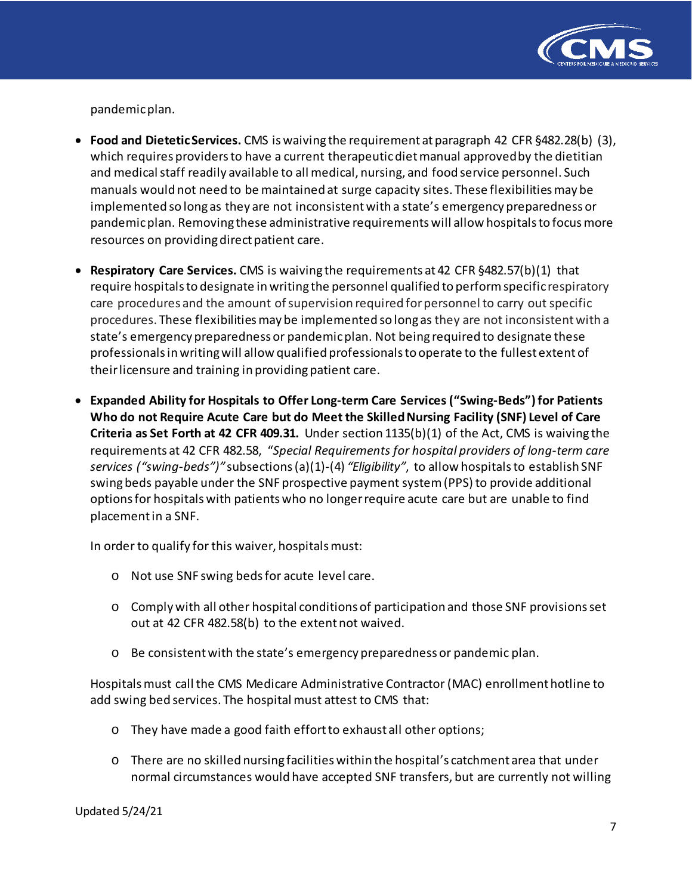pandemic plan.

- **Food and Dietetic Services.** CMS is waiving the requirement at paragraph 42 CFR §482.28(b) (3), which requires providers to have a current therapeutic diet manual approved by the dietitian and medical staff readily available to all medical, nursing, and food service personnel. Such manuals would not need to be maintained at surge capacity sites. These flexibilities may be implemented so long as they are not inconsistent with a state's emergency preparedness or pandemic plan. Removing these administrative requirements will allow hospitals to focus more resources on providing direct patient care.

- **Respiratory Care Services.** CMS is waiving the requirements at 42 CFR §482.57(b)(1) that require hospitals to designate in writing the personnel qualified to perform specific respiratory care procedures and the amount of supervision required for personnel to carry out specific procedures. These flexibilities may be implemented so long as they are not inconsistent with a state's emergency preparedness or pandemic plan. Not being required to designate these professionals in writing will allow qualified professionals to operate to the fullest extent of their licensure and training in providing patient care.

- **Expanded Ability for Hospitals to Offer Long-term Care Services ("Swing-Beds") for Patients Who do not Require Acute Care but do Meet the Skilled Nursing Facility (SNF) Level of Care Criteria as Set Forth at 42 CFR 409.31.** Under section 1135(b)(1) of the Act, CMS is waiving the requirements at 42 CFR 482.58, "*Special Requirements for hospital providers of long-term care services ("swing-beds")*" subsections (a)(1)-(4) *"Eligibility"*, to allow hospitals to establish SNF swing beds payable under the SNF prospective payment system (PPS) to provide additional options for hospitals with patients who no longer require acute care but are unable to find placement in a SNF.

  In order to qualify for this waiver, hospitals must:

  - Not use SNF swing beds for acute level care.
  - Comply with all other hospital conditions of participation and those SNF provisions set out at 42 CFR 482.58(b) to the extent not waived.
  - Be consistent with the state's emergency preparedness or pandemic plan.

  Hospitals must call the CMS Medicare Administrative Contractor (MAC) enrollment hotline to add swing bed services. The hospital must attest to CMS that:

  - They have made a good faith effort to exhaust all other options;
  - There are no skilled nursing facilities within the hospital's catchment area that under normal circumstances would have accepted SNF transfers, but are currently not willing

Updated 5/24/21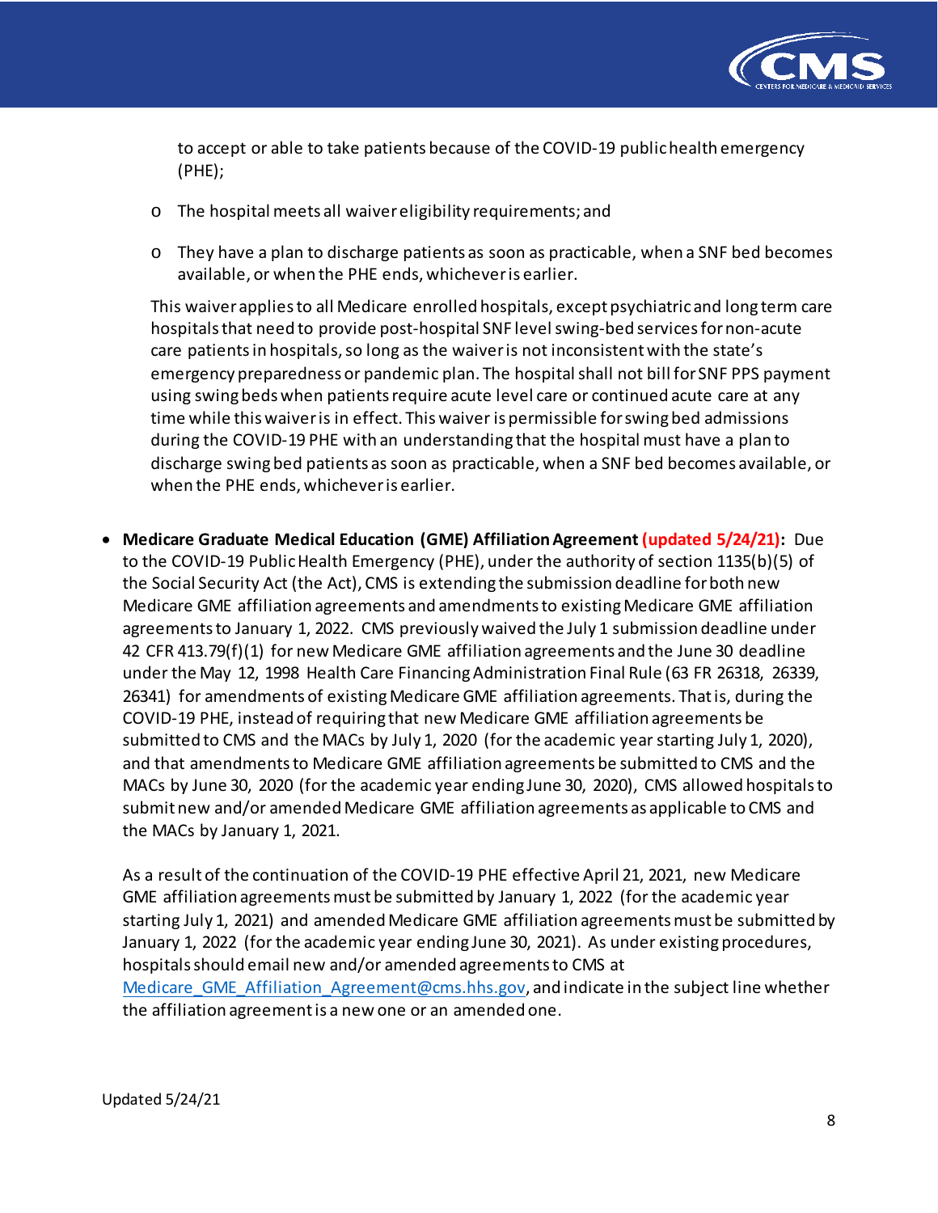to accept or able to take patients because of the COVID-19 public health emergency (PHE);

  - The hospital meets all waiver eligibility requirements; and
  - They have a plan to discharge patients as soon as practicable, when a SNF bed becomes available, or when the PHE ends, whichever is earlier.

  This waiver applies to all Medicare enrolled hospitals, except psychiatric and long term care hospitals that need to provide post-hospital SNF level swing-bed services for non-acute care patients in hospitals, so long as the waiver is not inconsistent with the state's emergency preparedness or pandemic plan. The hospital shall not bill for SNF PPS payment using swing beds when patients require acute level care or continued acute care at any time while this waiver is in effect. This waiver is permissible for swing bed admissions during the COVID-19 PHE with an understanding that the hospital must have a plan to discharge swing bed patients as soon as practicable, when a SNF bed becomes available, or when the PHE ends, whichever is earlier.

- **Medicare Graduate Medical Education (GME) Affiliation Agreement (updated 5/24/21):** Due to the COVID-19 Public Health Emergency (PHE), under the authority of section 1135(b)(5) of the Social Security Act (the Act), CMS is extending the submission deadline for both new Medicare GME affiliation agreements and amendments to existing Medicare GME affiliation agreements to January 1, 2022. CMS previously waived the July 1 submission deadline under 42 CFR 413.79(f)(1) for new Medicare GME affiliation agreements and the June 30 deadline under the May 12, 1998 Health Care Financing Administration Final Rule (63 FR 26318, 26339, 26341) for amendments of existing Medicare GME affiliation agreements. That is, during the COVID-19 PHE, instead of requiring that new Medicare GME affiliation agreements be submitted to CMS and the MACs by July 1, 2020 (for the academic year starting July 1, 2020), and that amendments to Medicare GME affiliation agreements be submitted to CMS and the MACs by June 30, 2020 (for the academic year ending June 30, 2020), CMS allowed hospitals to submit new and/or amended Medicare GME affiliation agreements as applicable to CMS and the MACs by January 1, 2021.

  As a result of the continuation of the COVID-19 PHE effective April 21, 2021, new Medicare GME affiliation agreements must be submitted by January 1, 2022 (for the academic year starting July 1, 2021) and amended Medicare GME affiliation agreements must be submitted by January 1, 2022 (for the academic year ending June 30, 2021). As under existing procedures, hospitals should email new and/or amended agreements to CMS at Medicare_GME_Affiliation_Agreement@cms.hhs.gov, and indicate in the subject line whether the affiliation agreement is a new one or an amended one.

Updated 5/24/21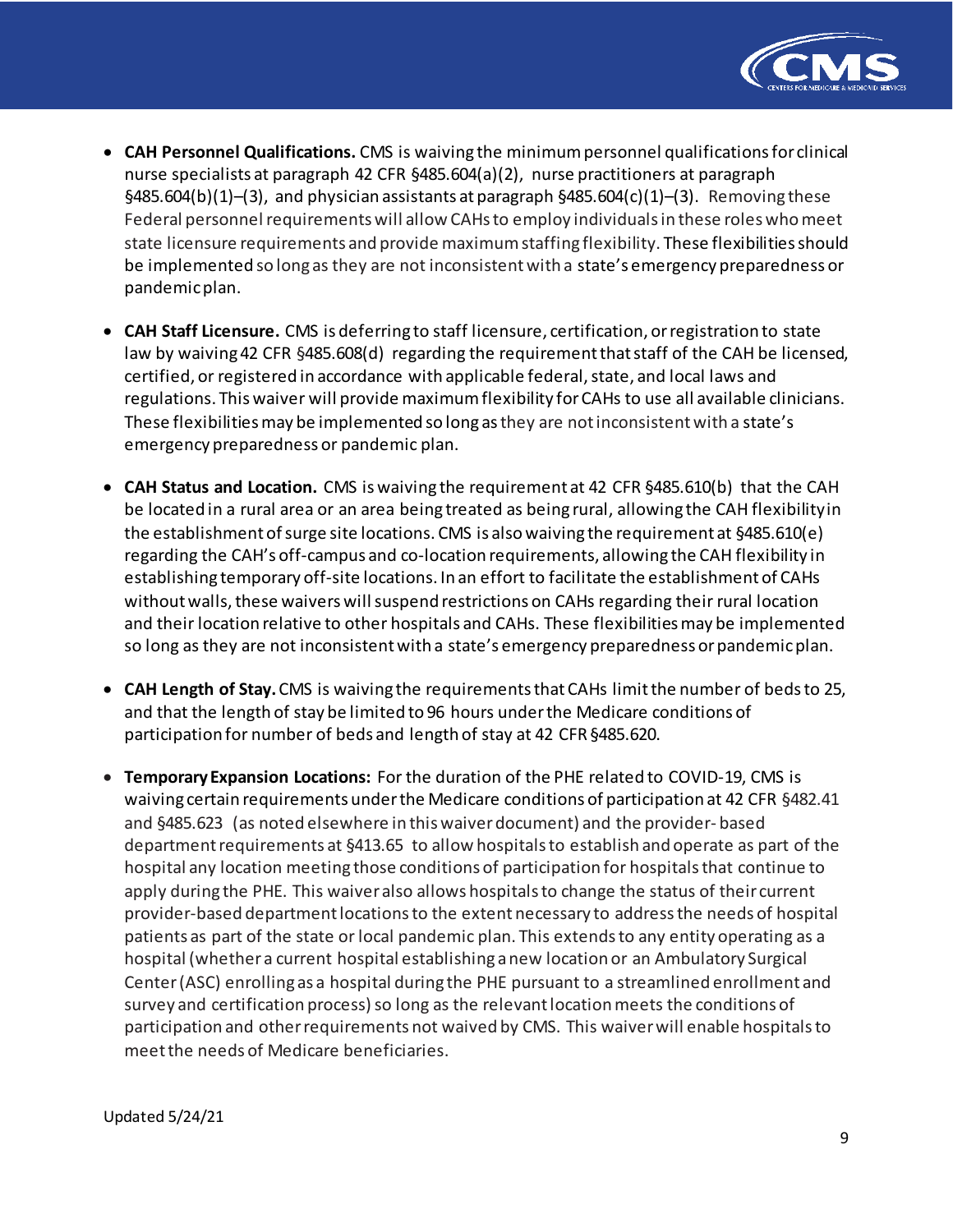- **CAH Personnel Qualifications.** CMS is waiving the minimum personnel qualifications for clinical nurse specialists at paragraph 42 CFR §485.604(a)(2), nurse practitioners at paragraph §485.604(b)(1)–(3), and physician assistants at paragraph §485.604(c)(1)–(3). Removing these Federal personnel requirements will allow CAHs to employ individuals in these roles who meet state licensure requirements and provide maximum staffing flexibility. These flexibilities should be implemented so long as they are not inconsistent with a state's emergency preparedness or pandemic plan.

- **CAH Staff Licensure.** CMS is deferring to staff licensure, certification, or registration to state law by waiving 42 CFR §485.608(d) regarding the requirement that staff of the CAH be licensed, certified, or registered in accordance with applicable federal, state, and local laws and regulations. This waiver will provide maximum flexibility for CAHs to use all available clinicians. These flexibilities may be implemented so long as they are not inconsistent with a state's emergency preparedness or pandemic plan.

- **CAH Status and Location.** CMS is waiving the requirement at 42 CFR §485.610(b) that the CAH be located in a rural area or an area being treated as being rural, allowing the CAH flexibility in the establishment of surge site locations. CMS is also waiving the requirement at §485.610(e) regarding the CAH's off-campus and co-location requirements, allowing the CAH flexibility in establishing temporary off-site locations. In an effort to facilitate the establishment of CAHs without walls, these waivers will suspend restrictions on CAHs regarding their rural location and their location relative to other hospitals and CAHs. These flexibilities may be implemented so long as they are not inconsistent with a state's emergency preparedness or pandemic plan.

- **CAH Length of Stay.** CMS is waiving the requirements that CAHs limit the number of beds to 25, and that the length of stay be limited to 96 hours under the Medicare conditions of participation for number of beds and length of stay at 42 CFR §485.620.

- **Temporary Expansion Locations:** For the duration of the PHE related to COVID-19, CMS is waiving certain requirements under the Medicare conditions of participation at 42 CFR §482.41 and §485.623 (as noted elsewhere in this waiver document) and the provider- based department requirements at §413.65 to allow hospitals to establish and operate as part of the hospital any location meeting those conditions of participation for hospitals that continue to apply during the PHE. This waiver also allows hospitals to change the status of their current provider-based department locations to the extent necessary to address the needs of hospital patients as part of the state or local pandemic plan. This extends to any entity operating as a hospital (whether a current hospital establishing a new location or an Ambulatory Surgical Center (ASC) enrolling as a hospital during the PHE pursuant to a streamlined enrollment and survey and certification process) so long as the relevant location meets the conditions of participation and other requirements not waived by CMS. This waiver will enable hospitals to meet the needs of Medicare beneficiaries.

Updated 5/24/21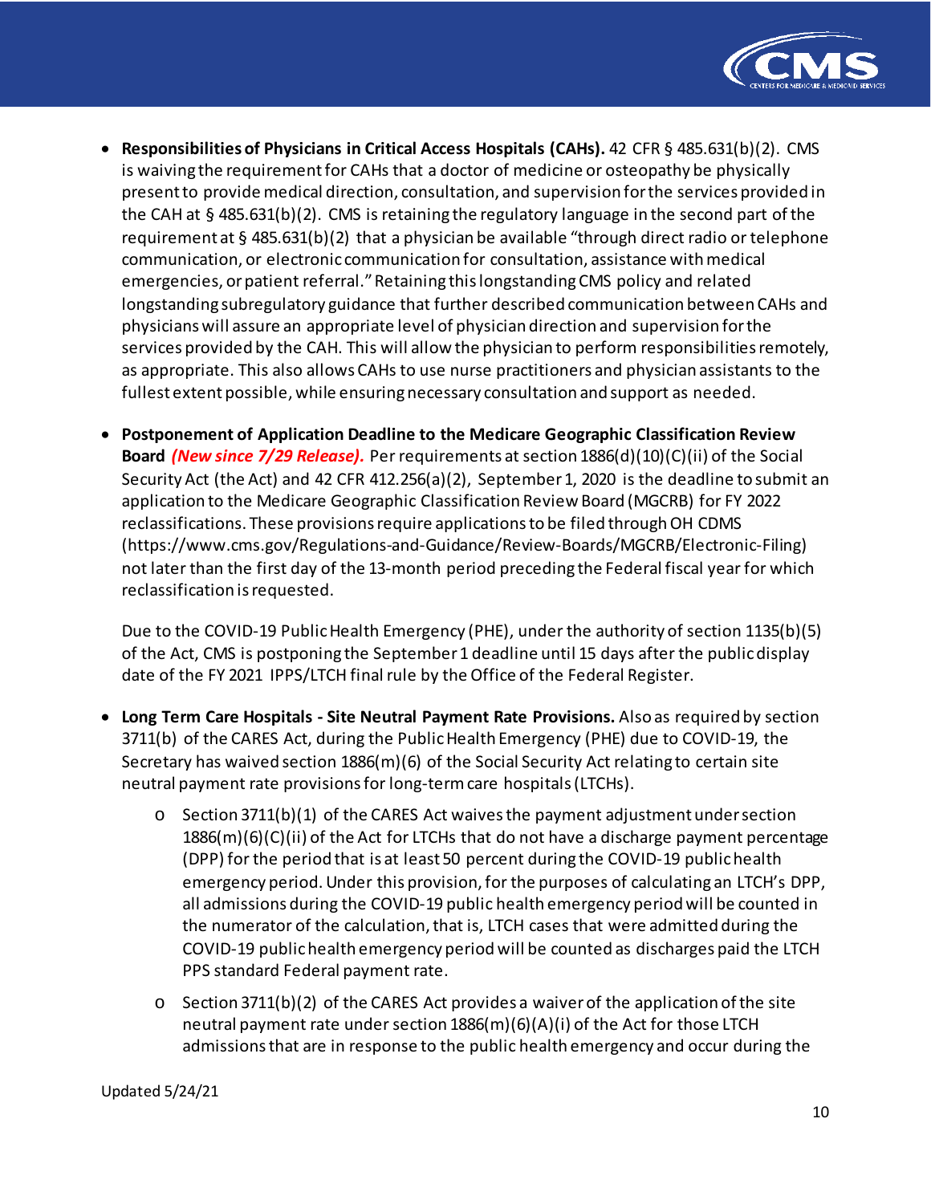- **Responsibilities of Physicians in Critical Access Hospitals (CAHs).** 42 CFR § 485.631(b)(2). CMS is waiving the requirement for CAHs that a doctor of medicine or osteopathy be physically present to provide medical direction, consultation, and supervision for the services provided in the CAH at § 485.631(b)(2). CMS is retaining the regulatory language in the second part of the requirement at § 485.631(b)(2) that a physician be available "through direct radio or telephone communication, or electronic communication for consultation, assistance with medical emergencies, or patient referral." Retaining this longstanding CMS policy and related longstanding subregulatory guidance that further described communication between CAHs and physicians will assure an appropriate level of physician direction and supervision for the services provided by the CAH. This will allow the physician to perform responsibilities remotely, as appropriate. This also allows CAHs to use nurse practitioners and physician assistants to the fullest extent possible, while ensuring necessary consultation and support as needed.

- **Postponement of Application Deadline to the Medicare Geographic Classification Review Board** ***(New since 7/29 Release).*** Per requirements at section 1886(d)(10)(C)(ii) of the Social Security Act (the Act) and 42 CFR 412.256(a)(2), September 1, 2020 is the deadline to submit an application to the Medicare Geographic Classification Review Board (MGCRB) for FY 2022 reclassifications. These provisions require applications to be filed through OH CDMS (https://www.cms.gov/Regulations-and-Guidance/Review-Boards/MGCRB/Electronic-Filing) not later than the first day of the 13-month period preceding the Federal fiscal year for which reclassification is requested.

  Due to the COVID-19 Public Health Emergency (PHE), under the authority of section 1135(b)(5) of the Act, CMS is postponing the September 1 deadline until 15 days after the public display date of the FY 2021 IPPS/LTCH final rule by the Office of the Federal Register.

- **Long Term Care Hospitals - Site Neutral Payment Rate Provisions.** Also as required by section 3711(b) of the CARES Act, during the Public Health Emergency (PHE) due to COVID-19, the Secretary has waived section 1886(m)(6) of the Social Security Act relating to certain site neutral payment rate provisions for long-term care hospitals (LTCHs).

  - Section 3711(b)(1) of the CARES Act waives the payment adjustment under section 1886(m)(6)(C)(ii) of the Act for LTCHs that do not have a discharge payment percentage (DPP) for the period that is at least 50 percent during the COVID-19 public health emergency period. Under this provision, for the purposes of calculating an LTCH's DPP, all admissions during the COVID-19 public health emergency period will be counted in the numerator of the calculation, that is, LTCH cases that were admitted during the COVID-19 public health emergency period will be counted as discharges paid the LTCH PPS standard Federal payment rate.

  - Section 3711(b)(2) of the CARES Act provides a waiver of the application of the site neutral payment rate under section 1886(m)(6)(A)(i) of the Act for those LTCH admissions that are in response to the public health emergency and occur during the

Updated 5/24/21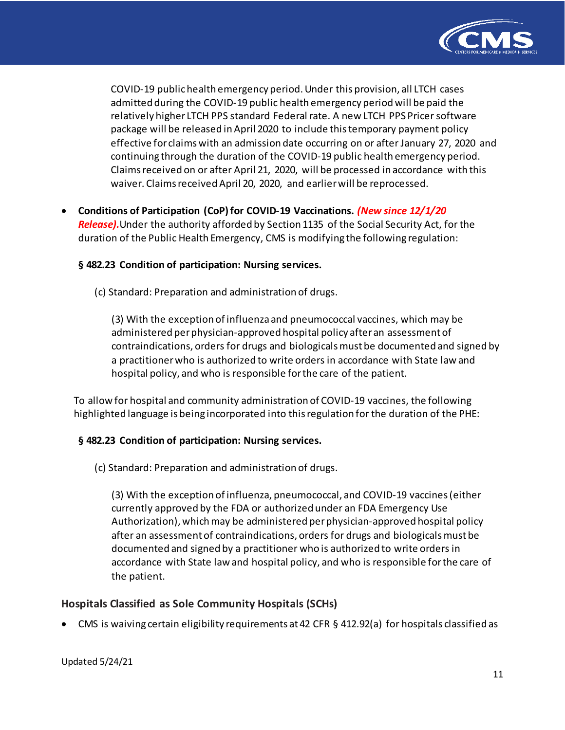COVID-19 public health emergency period. Under this provision, all LTCH cases admitted during the COVID-19 public health emergency period will be paid the relatively higher LTCH PPS standard Federal rate. A new LTCH PPS Pricer software package will be released in April 2020 to include this temporary payment policy effective for claims with an admission date occurring on or after January 27, 2020 and continuing through the duration of the COVID-19 public health emergency period. Claims received on or after April 21, 2020, will be processed in accordance with this waiver. Claims received April 20, 2020, and earlier will be reprocessed.

- **Conditions of Participation (CoP) for COVID-19 Vaccinations.** ***(New since 12/1/20 Release).*** Under the authority afforded by Section 1135 of the Social Security Act, for the duration of the Public Health Emergency, CMS is modifying the following regulation:

  **§ 482.23 Condition of participation: Nursing services.**

  (c) Standard: Preparation and administration of drugs.

  (3) With the exception of influenza and pneumococcal vaccines, which may be administered per physician-approved hospital policy after an assessment of contraindications, orders for drugs and biologicals must be documented and signed by a practitioner who is authorized to write orders in accordance with State law and hospital policy, and who is responsible for the care of the patient.

  To allow for hospital and community administration of COVID-19 vaccines, the following highlighted language is being incorporated into this regulation for the duration of the PHE:

  **§ 482.23 Condition of participation: Nursing services.**

  (c) Standard: Preparation and administration of drugs.

  (3) With the exception of influenza, pneumococcal, and COVID-19 vaccines (either currently approved by the FDA or authorized under an FDA Emergency Use Authorization), which may be administered per physician-approved hospital policy after an assessment of contraindications, orders for drugs and biologicals must be documented and signed by a practitioner who is authorized to write orders in accordance with State law and hospital policy, and who is responsible for the care of the patient.

### Hospitals Classified as Sole Community Hospitals (SCHs)

- CMS is waiving certain eligibility requirements at 42 CFR § 412.92(a) for hospitals classified as

Updated 5/24/21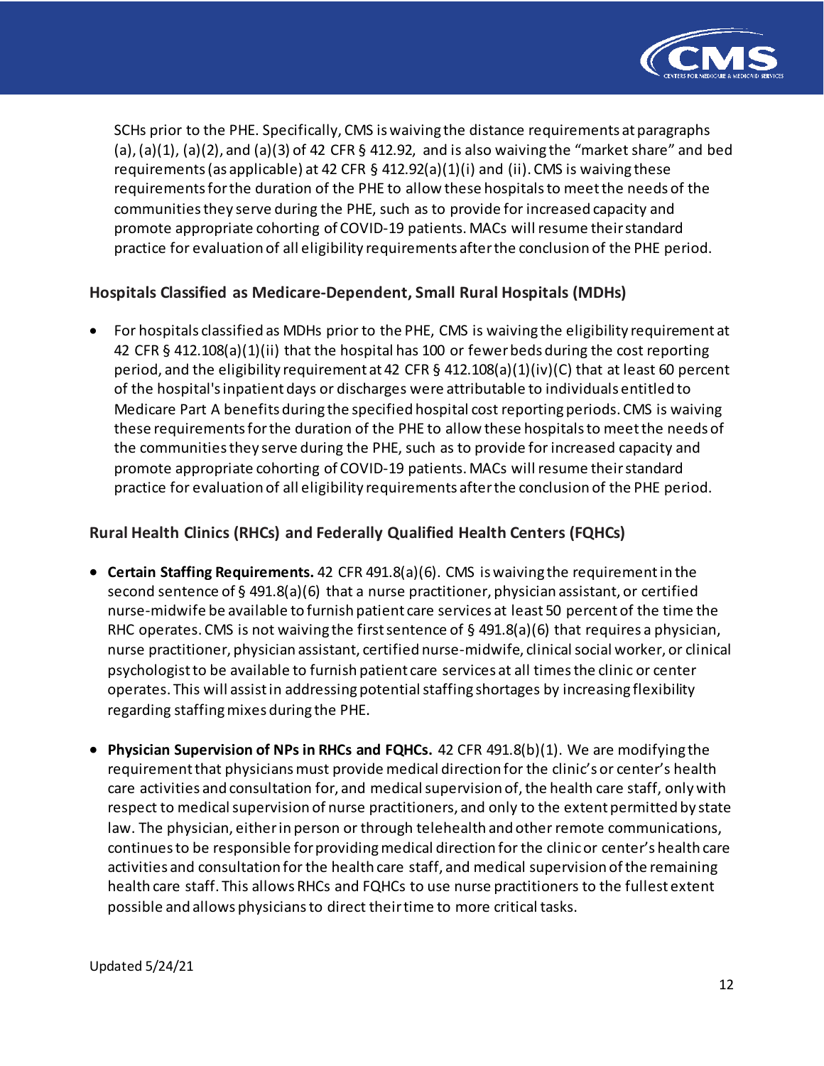SCHs prior to the PHE. Specifically, CMS is waiving the distance requirements at paragraphs (a), (a)(1), (a)(2), and (a)(3) of 42 CFR § 412.92, and is also waiving the "market share" and bed requirements (as applicable) at 42 CFR § 412.92(a)(1)(i) and (ii). CMS is waiving these requirements for the duration of the PHE to allow these hospitals to meet the needs of the communities they serve during the PHE, such as to provide for increased capacity and promote appropriate cohorting of COVID-19 patients. MACs will resume their standard practice for evaluation of all eligibility requirements after the conclusion of the PHE period.

### Hospitals Classified as Medicare-Dependent, Small Rural Hospitals (MDHs)

- For hospitals classified as MDHs prior to the PHE, CMS is waiving the eligibility requirement at 42 CFR § 412.108(a)(1)(ii) that the hospital has 100 or fewer beds during the cost reporting period, and the eligibility requirement at 42 CFR § 412.108(a)(1)(iv)(C) that at least 60 percent of the hospital's inpatient days or discharges were attributable to individuals entitled to Medicare Part A benefits during the specified hospital cost reporting periods. CMS is waiving these requirements for the duration of the PHE to allow these hospitals to meet the needs of the communities they serve during the PHE, such as to provide for increased capacity and promote appropriate cohorting of COVID-19 patients. MACs will resume their standard practice for evaluation of all eligibility requirements after the conclusion of the PHE period.

### Rural Health Clinics (RHCs) and Federally Qualified Health Centers (FQHCs)

- **Certain Staffing Requirements.** 42 CFR 491.8(a)(6). CMS is waiving the requirement in the second sentence of § 491.8(a)(6) that a nurse practitioner, physician assistant, or certified nurse-midwife be available to furnish patient care services at least 50 percent of the time the RHC operates. CMS is not waiving the first sentence of § 491.8(a)(6) that requires a physician, nurse practitioner, physician assistant, certified nurse-midwife, clinical social worker, or clinical psychologist to be available to furnish patient care services at all times the clinic or center operates. This will assist in addressing potential staffing shortages by increasing flexibility regarding staffing mixes during the PHE.

- **Physician Supervision of NPs in RHCs and FQHCs.** 42 CFR 491.8(b)(1). We are modifying the requirement that physicians must provide medical direction for the clinic's or center's health care activities and consultation for, and medical supervision of, the health care staff, only with respect to medical supervision of nurse practitioners, and only to the extent permitted by state law. The physician, either in person or through telehealth and other remote communications, continues to be responsible for providing medical direction for the clinic or center's health care activities and consultation for the health care staff, and medical supervision of the remaining health care staff. This allows RHCs and FQHCs to use nurse practitioners to the fullest extent possible and allows physicians to direct their time to more critical tasks.

Updated 5/24/21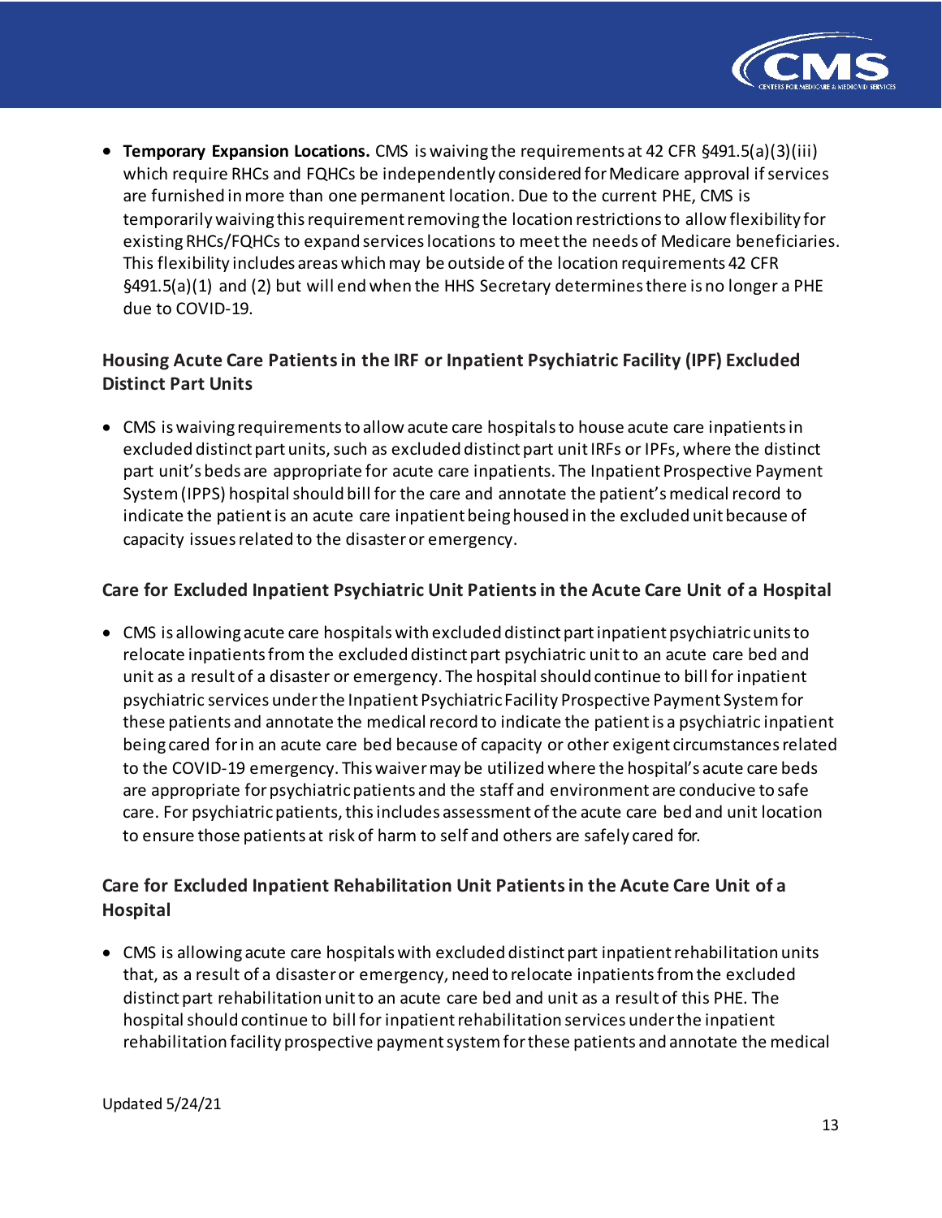- **Temporary Expansion Locations.** CMS is waiving the requirements at 42 CFR §491.5(a)(3)(iii) which require RHCs and FQHCs be independently considered for Medicare approval if services are furnished in more than one permanent location. Due to the current PHE, CMS is temporarily waiving this requirement removing the location restrictions to allow flexibility for existing RHCs/FQHCs to expand services locations to meet the needs of Medicare beneficiaries. This flexibility includes areas which may be outside of the location requirements 42 CFR §491.5(a)(1) and (2) but will end when the HHS Secretary determines there is no longer a PHE due to COVID-19.

### Housing Acute Care Patients in the IRF or Inpatient Psychiatric Facility (IPF) Excluded Distinct Part Units

- CMS is waiving requirements to allow acute care hospitals to house acute care inpatients in excluded distinct part units, such as excluded distinct part unit IRFs or IPFs, where the distinct part unit's beds are appropriate for acute care inpatients. The Inpatient Prospective Payment System (IPPS) hospital should bill for the care and annotate the patient's medical record to indicate the patient is an acute care inpatient being housed in the excluded unit because of capacity issues related to the disaster or emergency.

### Care for Excluded Inpatient Psychiatric Unit Patients in the Acute Care Unit of a Hospital

- CMS is allowing acute care hospitals with excluded distinct part inpatient psychiatric units to relocate inpatients from the excluded distinct part psychiatric unit to an acute care bed and unit as a result of a disaster or emergency. The hospital should continue to bill for inpatient psychiatric services under the Inpatient Psychiatric Facility Prospective Payment System for these patients and annotate the medical record to indicate the patient is a psychiatric inpatient being cared for in an acute care bed because of capacity or other exigent circumstances related to the COVID-19 emergency. This waiver may be utilized where the hospital's acute care beds are appropriate for psychiatric patients and the staff and environment are conducive to safe care. For psychiatric patients, this includes assessment of the acute care bed and unit location to ensure those patients at risk of harm to self and others are safely cared for.

### Care for Excluded Inpatient Rehabilitation Unit Patients in the Acute Care Unit of a Hospital

- CMS is allowing acute care hospitals with excluded distinct part inpatient rehabilitation units that, as a result of a disaster or emergency, need to relocate inpatients from the excluded distinct part rehabilitation unit to an acute care bed and unit as a result of this PHE. The hospital should continue to bill for inpatient rehabilitation services under the inpatient rehabilitation facility prospective payment system for these patients and annotate the medical

Updated 5/24/21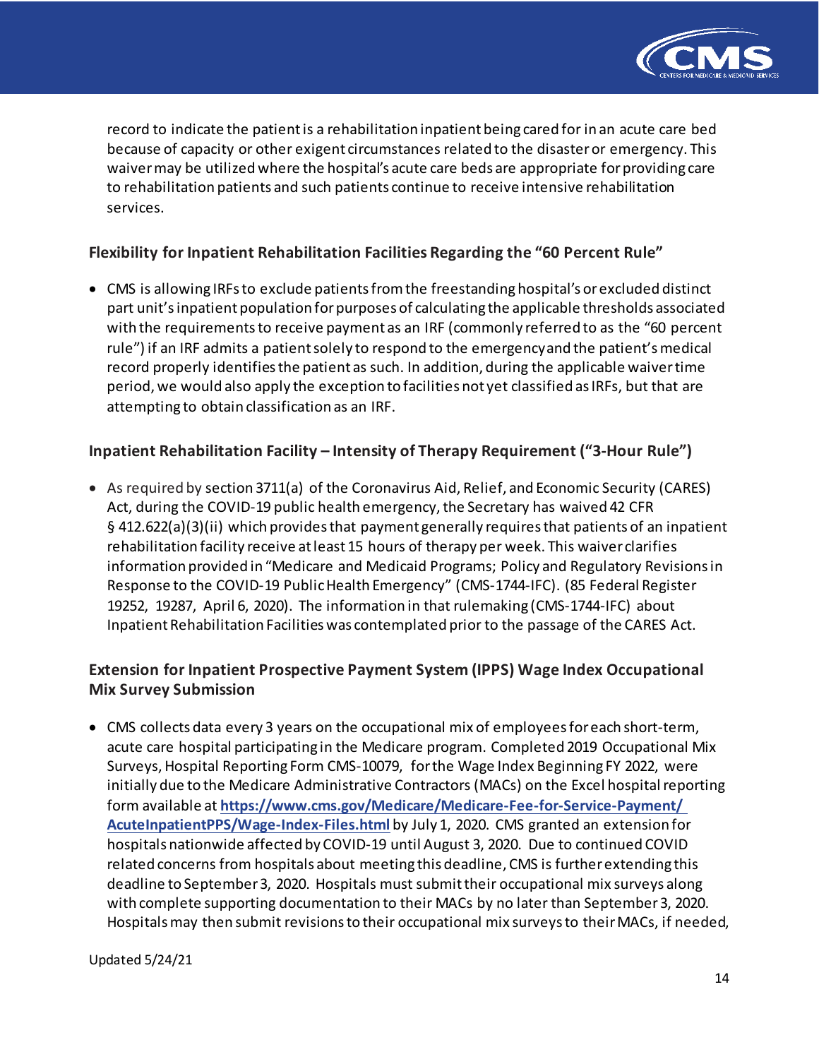record to indicate the patient is a rehabilitation inpatient being cared for in an acute care bed because of capacity or other exigent circumstances related to the disaster or emergency. This waiver may be utilized where the hospital's acute care beds are appropriate for providing care to rehabilitation patients and such patients continue to receive intensive rehabilitation services.

### Flexibility for Inpatient Rehabilitation Facilities Regarding the "60 Percent Rule"

- CMS is allowing IRFs to exclude patients from the freestanding hospital's or excluded distinct part unit's inpatient population for purposes of calculating the applicable thresholds associated with the requirements to receive payment as an IRF (commonly referred to as the "60 percent rule") if an IRF admits a patient solely to respond to the emergency and the patient's medical record properly identifies the patient as such. In addition, during the applicable waiver time period, we would also apply the exception to facilities not yet classified as IRFs, but that are attempting to obtain classification as an IRF.

### Inpatient Rehabilitation Facility – Intensity of Therapy Requirement ("3-Hour Rule")

- As required by section 3711(a) of the Coronavirus Aid, Relief, and Economic Security (CARES) Act, during the COVID-19 public health emergency, the Secretary has waived 42 CFR § 412.622(a)(3)(ii) which provides that payment generally requires that patients of an inpatient rehabilitation facility receive at least 15 hours of therapy per week. This waiver clarifies information provided in "Medicare and Medicaid Programs; Policy and Regulatory Revisions in Response to the COVID-19 Public Health Emergency" (CMS-1744-IFC). (85 Federal Register 19252, 19287, April 6, 2020). The information in that rulemaking (CMS-1744-IFC) about Inpatient Rehabilitation Facilities was contemplated prior to the passage of the CARES Act.

### Extension for Inpatient Prospective Payment System (IPPS) Wage Index Occupational Mix Survey Submission

- CMS collects data every 3 years on the occupational mix of employees for each short-term, acute care hospital participating in the Medicare program. Completed 2019 Occupational Mix Surveys, Hospital Reporting Form CMS-10079, for the Wage Index Beginning FY 2022, were initially due to the Medicare Administrative Contractors (MACs) on the Excel hospital reporting form available at **https://www.cms.gov/Medicare/Medicare-Fee-for-Service-Payment/AcuteInpatientPPS/Wage-Index-Files.html** by July 1, 2020. CMS granted an extension for hospitals nationwide affected by COVID-19 until August 3, 2020. Due to continued COVID related concerns from hospitals about meeting this deadline, CMS is further extending this deadline to September 3, 2020. Hospitals must submit their occupational mix surveys along with complete supporting documentation to their MACs by no later than September 3, 2020. Hospitals may then submit revisions to their occupational mix surveys to their MACs, if needed,

Updated 5/24/21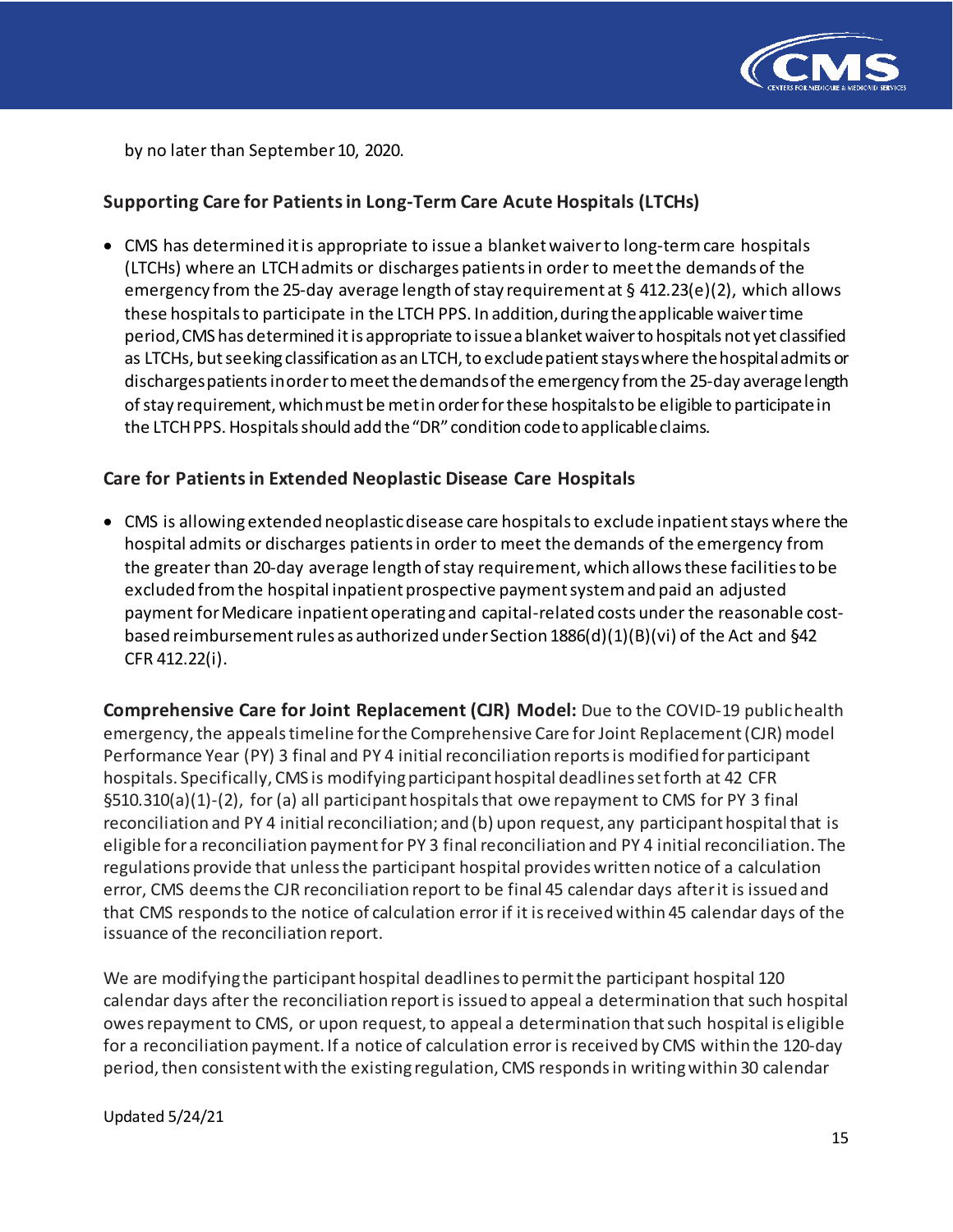by no later than September 10, 2020.

### Supporting Care for Patients in Long-Term Care Acute Hospitals (LTCHs)

- CMS has determined it is appropriate to issue a blanket waiver to long-term care hospitals (LTCHs) where an LTCH admits or discharges patients in order to meet the demands of the emergency from the 25-day average length of stay requirement at § 412.23(e)(2), which allows these hospitals to participate in the LTCH PPS. In addition, during the applicable waiver time period, CMS has determined it is appropriate to issue a blanket waiver to hospitals not yet classified as LTCHs, but seeking classification as an LTCH, to exclude patient stays where the hospital admits or discharges patients in order to meet the demands of the emergency from the 25-day average length of stay requirement, which must be met in order for these hospitals to be eligible to participate in the LTCH PPS. Hospitals should add the "DR" condition code to applicable claims.

### Care for Patients in Extended Neoplastic Disease Care Hospitals

- CMS is allowing extended neoplastic disease care hospitals to exclude inpatient stays where the hospital admits or discharges patients in order to meet the demands of the emergency from the greater than 20-day average length of stay requirement, which allows these facilities to be excluded from the hospital inpatient prospective payment system and paid an adjusted payment for Medicare inpatient operating and capital-related costs under the reasonable cost-based reimbursement rules as authorized under Section 1886(d)(1)(B)(vi) of the Act and §42 CFR 412.22(i).

**Comprehensive Care for Joint Replacement (CJR) Model:** Due to the COVID-19 public health emergency, the appeals timeline for the Comprehensive Care for Joint Replacement (CJR) model Performance Year (PY) 3 final and PY 4 initial reconciliation reports is modified for participant hospitals. Specifically, CMS is modifying participant hospital deadlines set forth at 42 CFR §510.310(a)(1)-(2), for (a) all participant hospitals that owe repayment to CMS for PY 3 final reconciliation and PY 4 initial reconciliation; and (b) upon request, any participant hospital that is eligible for a reconciliation payment for PY 3 final reconciliation and PY 4 initial reconciliation. The regulations provide that unless the participant hospital provides written notice of a calculation error, CMS deems the CJR reconciliation report to be final 45 calendar days after it is issued and that CMS responds to the notice of calculation error if it is received within 45 calendar days of the issuance of the reconciliation report.

We are modifying the participant hospital deadlines to permit the participant hospital 120 calendar days after the reconciliation report is issued to appeal a determination that such hospital owes repayment to CMS, or upon request, to appeal a determination that such hospital is eligible for a reconciliation payment. If a notice of calculation error is received by CMS within the 120-day period, then consistent with the existing regulation, CMS responds in writing within 30 calendar

Updated 5/24/21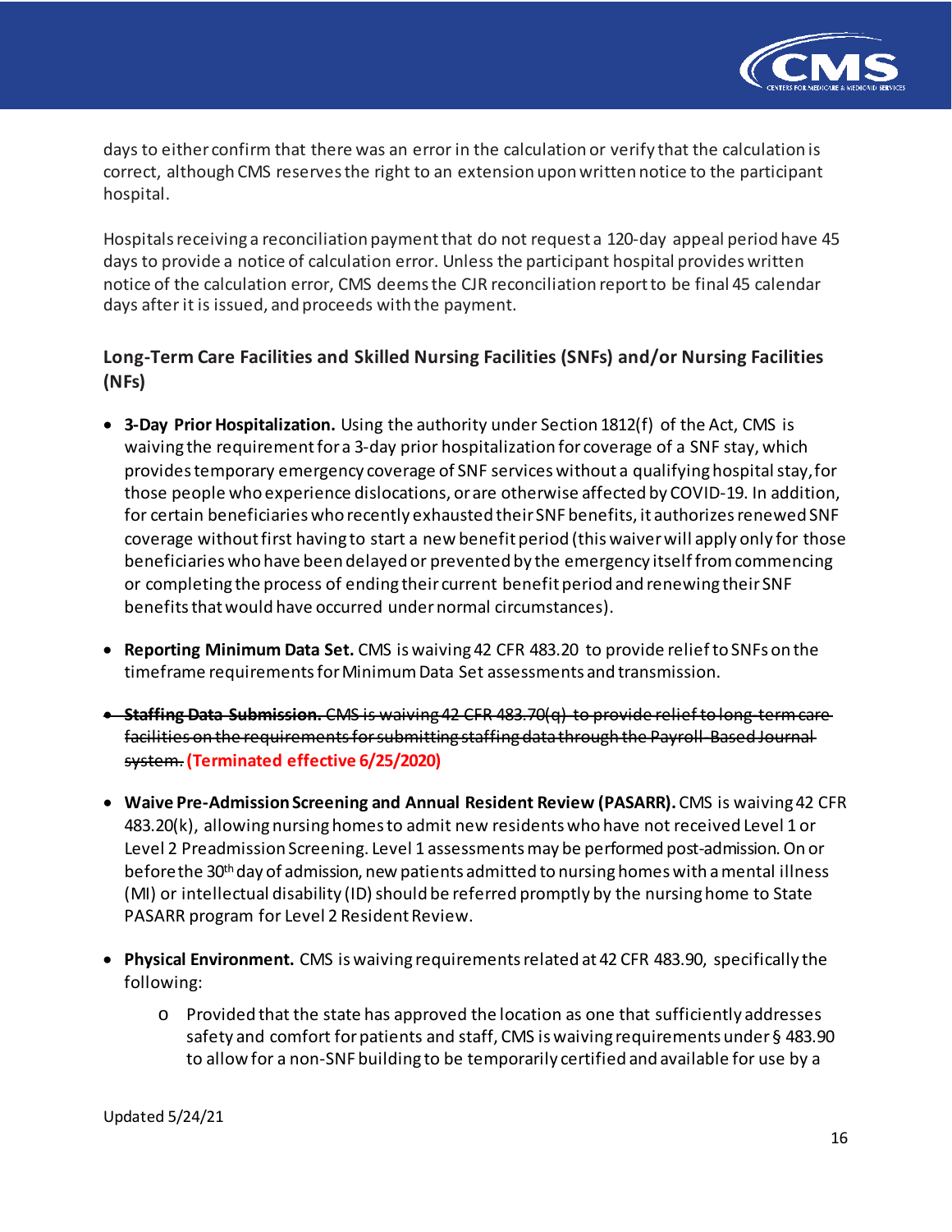days to either confirm that there was an error in the calculation or verify that the calculation is correct, although CMS reserves the right to an extension upon written notice to the participant hospital.

Hospitals receiving a reconciliation payment that do not request a 120-day appeal period have 45 days to provide a notice of calculation error. Unless the participant hospital provides written notice of the calculation error, CMS deems the CJR reconciliation report to be final 45 calendar days after it is issued, and proceeds with the payment.

### Long-Term Care Facilities and Skilled Nursing Facilities (SNFs) and/or Nursing Facilities (NFs)

- **3-Day Prior Hospitalization.** Using the authority under Section 1812(f) of the Act, CMS is waiving the requirement for a 3-day prior hospitalization for coverage of a SNF stay, which provides temporary emergency coverage of SNF services without a qualifying hospital stay, for those people who experience dislocations, or are otherwise affected by COVID-19. In addition, for certain beneficiaries who recently exhausted their SNF benefits, it authorizes renewed SNF coverage without first having to start a new benefit period (this waiver will apply only for those beneficiaries who have been delayed or prevented by the emergency itself from commencing or completing the process of ending their current benefit period and renewing their SNF benefits that would have occurred under normal circumstances).
- **Reporting Minimum Data Set.** CMS is waiving 42 CFR 483.20 to provide relief to SNFs on the timeframe requirements for Minimum Data Set assessments and transmission.
- ~~**Staffing Data Submission.** CMS is waiving 42 CFR 483.70(q) to provide relief to long-term care facilities on the requirements for submitting staffing data through the Payroll-Based Journal system.~~ **(Terminated effective 6/25/2020)**
- **Waive Pre-Admission Screening and Annual Resident Review (PASARR).** CMS is waiving 42 CFR 483.20(k), allowing nursing homes to admit new residents who have not received Level 1 or Level 2 Preadmission Screening. Level 1 assessments may be performed post-admission. On or before the 30th day of admission, new patients admitted to nursing homes with a mental illness (MI) or intellectual disability (ID) should be referred promptly by the nursing home to State PASARR program for Level 2 Resident Review.
- **Physical Environment.** CMS is waiving requirements related at 42 CFR 483.90, specifically the following:
  - Provided that the state has approved the location as one that sufficiently addresses safety and comfort for patients and staff, CMS is waiving requirements under § 483.90 to allow for a non-SNF building to be temporarily certified and available for use by a

Updated 5/24/21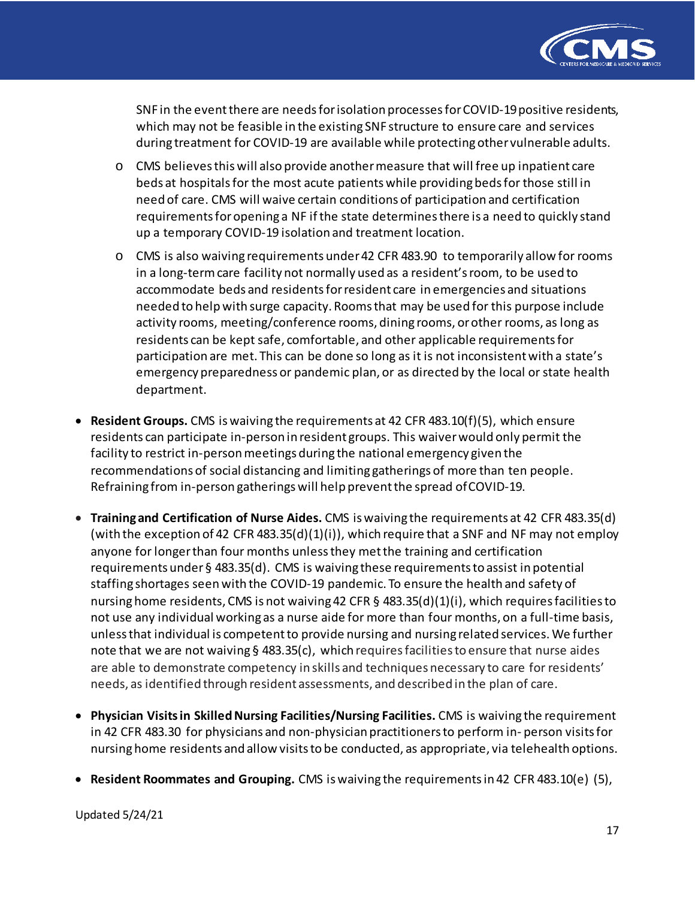SNF in the event there are needs for isolation processes for COVID-19 positive residents, which may not be feasible in the existing SNF structure to ensure care and services during treatment for COVID-19 are available while protecting other vulnerable adults.

  - CMS believes this will also provide another measure that will free up inpatient care beds at hospitals for the most acute patients while providing beds for those still in need of care. CMS will waive certain conditions of participation and certification requirements for opening a NF if the state determines there is a need to quickly stand up a temporary COVID-19 isolation and treatment location.
  - CMS is also waiving requirements under 42 CFR 483.90 to temporarily allow for rooms in a long-term care facility not normally used as a resident's room, to be used to accommodate beds and residents for resident care in emergencies and situations needed to help with surge capacity. Rooms that may be used for this purpose include activity rooms, meeting/conference rooms, dining rooms, or other rooms, as long as residents can be kept safe, comfortable, and other applicable requirements for participation are met. This can be done so long as it is not inconsistent with a state's emergency preparedness or pandemic plan, or as directed by the local or state health department.

- **Resident Groups.** CMS is waiving the requirements at 42 CFR 483.10(f)(5), which ensure residents can participate in-person in resident groups. This waiver would only permit the facility to restrict in-person meetings during the national emergency given the recommendations of social distancing and limiting gatherings of more than ten people. Refraining from in-person gatherings will help prevent the spread of COVID-19.

- **Training and Certification of Nurse Aides.** CMS is waiving the requirements at 42 CFR 483.35(d) (with the exception of 42 CFR 483.35(d)(1)(i)), which require that a SNF and NF may not employ anyone for longer than four months unless they met the training and certification requirements under § 483.35(d). CMS is waiving these requirements to assist in potential staffing shortages seen with the COVID-19 pandemic. To ensure the health and safety of nursing home residents, CMS is not waiving 42 CFR § 483.35(d)(1)(i), which requires facilities to not use any individual working as a nurse aide for more than four months, on a full-time basis, unless that individual is competent to provide nursing and nursing related services. We further note that we are not waiving § 483.35(c), which requires facilities to ensure that nurse aides are able to demonstrate competency in skills and techniques necessary to care for residents' needs, as identified through resident assessments, and described in the plan of care.

- **Physician Visits in Skilled Nursing Facilities/Nursing Facilities.** CMS is waiving the requirement in 42 CFR 483.30 for physicians and non-physician practitioners to perform in- person visits for nursing home residents and allow visits to be conducted, as appropriate, via telehealth options.

- **Resident Roommates and Grouping.** CMS is waiving the requirements in 42 CFR 483.10(e) (5),

Updated 5/24/21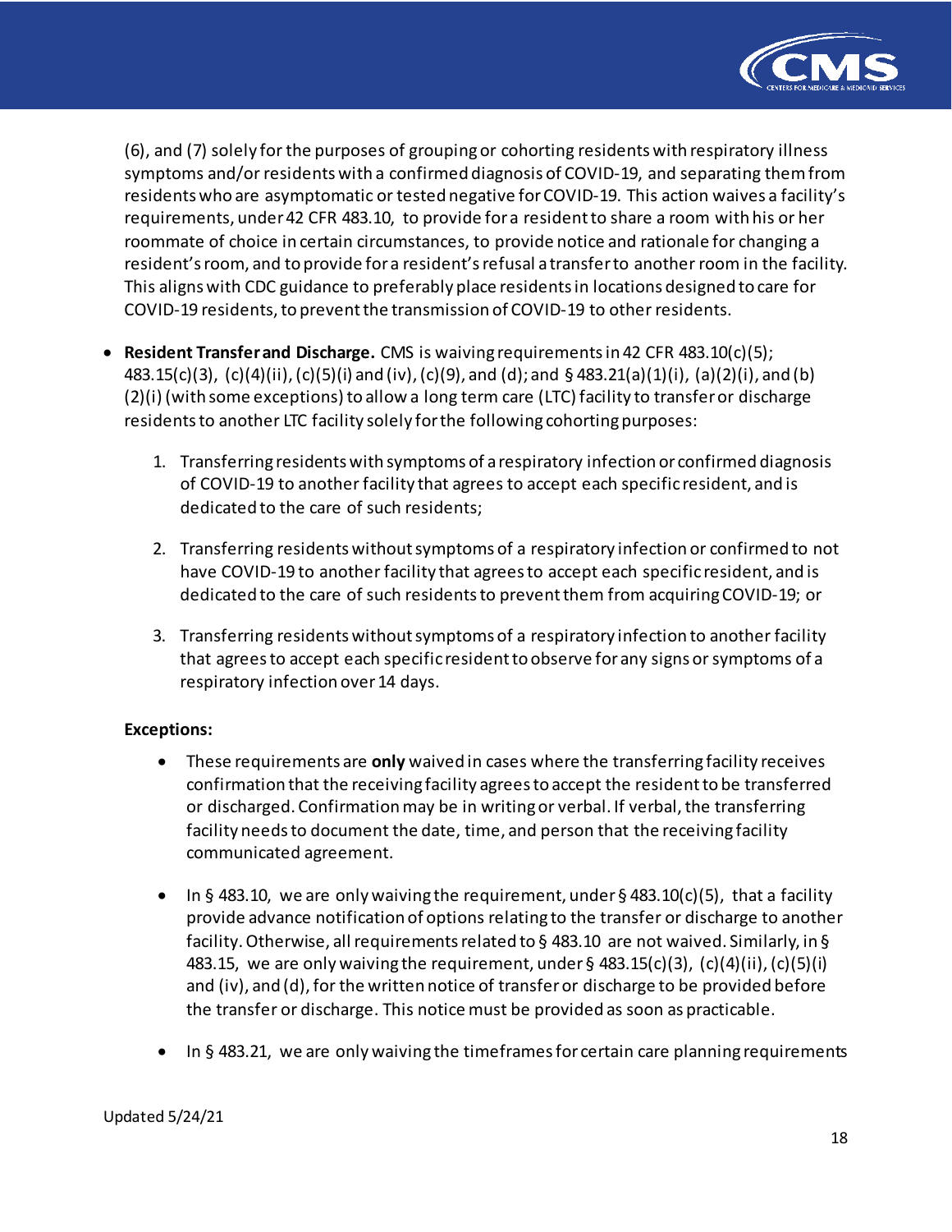(6), and (7) solely for the purposes of grouping or cohorting residents with respiratory illness symptoms and/or residents with a confirmed diagnosis of COVID-19, and separating them from residents who are asymptomatic or tested negative for COVID-19. This action waives a facility's requirements, under 42 CFR 483.10, to provide for a resident to share a room with his or her roommate of choice in certain circumstances, to provide notice and rationale for changing a resident's room, and to provide for a resident's refusal a transfer to another room in the facility. This aligns with CDC guidance to preferably place residents in locations designed to care for COVID-19 residents, to prevent the transmission of COVID-19 to other residents.

- **Resident Transfer and Discharge.** CMS is waiving requirements in 42 CFR 483.10(c)(5); 483.15(c)(3), (c)(4)(ii), (c)(5)(i) and (iv), (c)(9), and (d); and § 483.21(a)(1)(i), (a)(2)(i), and (b)(2)(i) (with some exceptions) to allow a long term care (LTC) facility to transfer or discharge residents to another LTC facility solely for the following cohorting purposes:

    1. Transferring residents with symptoms of a respiratory infection or confirmed diagnosis of COVID-19 to another facility that agrees to accept each specific resident, and is dedicated to the care of such residents;

    2. Transferring residents without symptoms of a respiratory infection or confirmed to not have COVID-19 to another facility that agrees to accept each specific resident, and is dedicated to the care of such residents to prevent them from acquiring COVID-19; or

    3. Transferring residents without symptoms of a respiratory infection to another facility that agrees to accept each specific resident to observe for any signs or symptoms of a respiratory infection over 14 days.

    **Exceptions:**

    - These requirements are **only** waived in cases where the transferring facility receives confirmation that the receiving facility agrees to accept the resident to be transferred or discharged. Confirmation may be in writing or verbal. If verbal, the transferring facility needs to document the date, time, and person that the receiving facility communicated agreement.

    - In § 483.10, we are only waiving the requirement, under § 483.10(c)(5), that a facility provide advance notification of options relating to the transfer or discharge to another facility. Otherwise, all requirements related to § 483.10 are not waived. Similarly, in § 483.15, we are only waiving the requirement, under § 483.15(c)(3), (c)(4)(ii), (c)(5)(i) and (iv), and (d), for the written notice of transfer or discharge to be provided before the transfer or discharge. This notice must be provided as soon as practicable.

    - In § 483.21, we are only waiving the timeframes for certain care planning requirements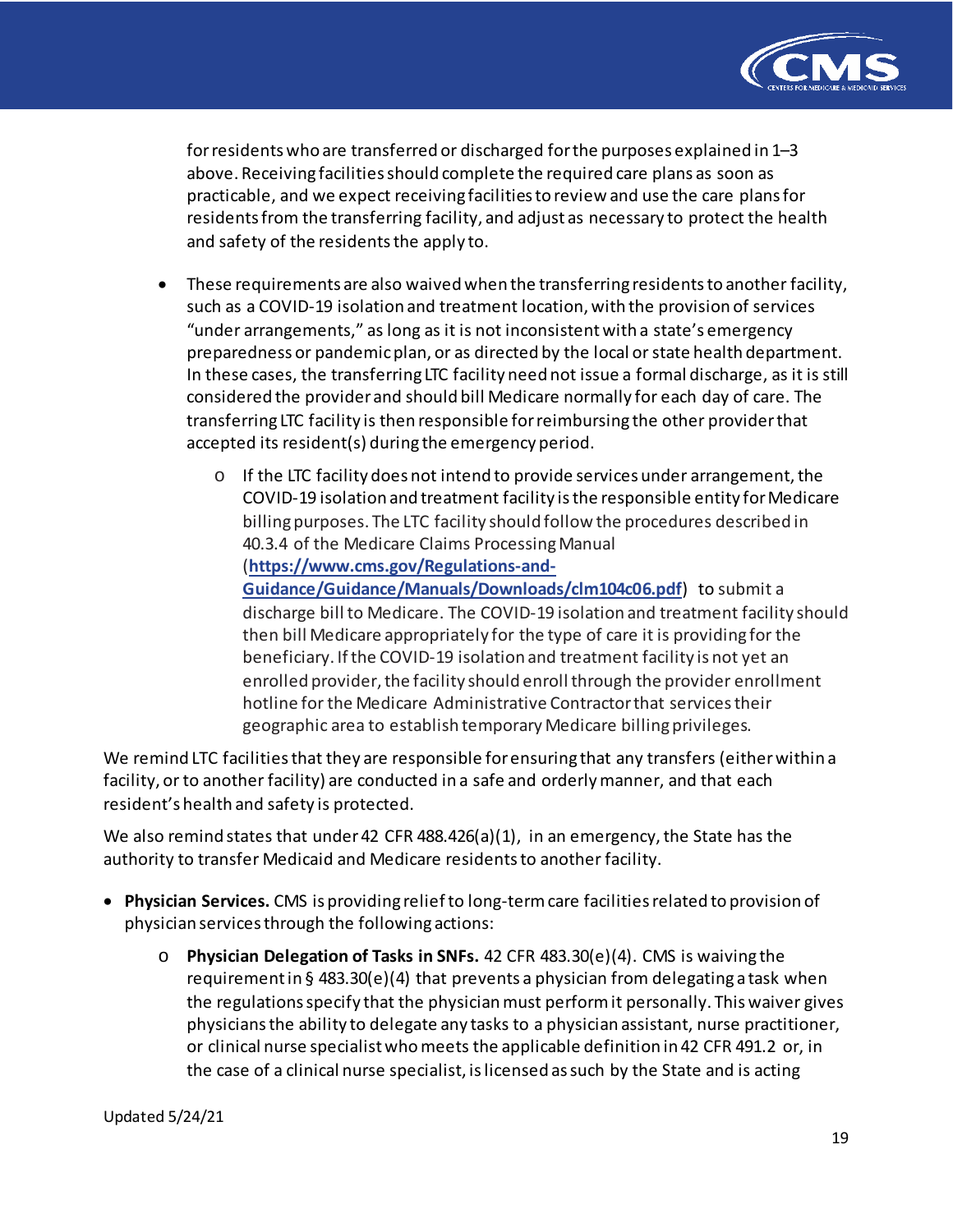for residents who are transferred or discharged for the purposes explained in 1–3 above. Receiving facilities should complete the required care plans as soon as practicable, and we expect receiving facilities to review and use the care plans for residents from the transferring facility, and adjust as necessary to protect the health and safety of the residents the apply to.

- These requirements are also waived when the transferring residents to another facility, such as a COVID-19 isolation and treatment location, with the provision of services "under arrangements," as long as it is not inconsistent with a state's emergency preparedness or pandemic plan, or as directed by the local or state health department. In these cases, the transferring LTC facility need not issue a formal discharge, as it is still considered the provider and should bill Medicare normally for each day of care. The transferring LTC facility is then responsible for reimbursing the other provider that accepted its resident(s) during the emergency period.
    - If the LTC facility does not intend to provide services under arrangement, the COVID-19 isolation and treatment facility is the responsible entity for Medicare billing purposes. The LTC facility should follow the procedures described in 40.3.4 of the Medicare Claims Processing Manual (**https://www.cms.gov/Regulations-and-Guidance/Guidance/Manuals/Downloads/clm104c06.pdf**) to submit a discharge bill to Medicare. The COVID-19 isolation and treatment facility should then bill Medicare appropriately for the type of care it is providing for the beneficiary. If the COVID-19 isolation and treatment facility is not yet an enrolled provider, the facility should enroll through the provider enrollment hotline for the Medicare Administrative Contractor that services their geographic area to establish temporary Medicare billing privileges.

We remind LTC facilities that they are responsible for ensuring that any transfers (either within a facility, or to another facility) are conducted in a safe and orderly manner, and that each resident's health and safety is protected.

We also remind states that under 42 CFR 488.426(a)(1), in an emergency, the State has the authority to transfer Medicaid and Medicare residents to another facility.

- **Physician Services.** CMS is providing relief to long-term care facilities related to provision of physician services through the following actions:
    - **Physician Delegation of Tasks in SNFs.** 42 CFR 483.30(e)(4). CMS is waiving the requirement in § 483.30(e)(4) that prevents a physician from delegating a task when the regulations specify that the physician must perform it personally. This waiver gives physicians the ability to delegate any tasks to a physician assistant, nurse practitioner, or clinical nurse specialist who meets the applicable definition in 42 CFR 491.2 or, in the case of a clinical nurse specialist, is licensed as such by the State and is acting

Updated 5/24/21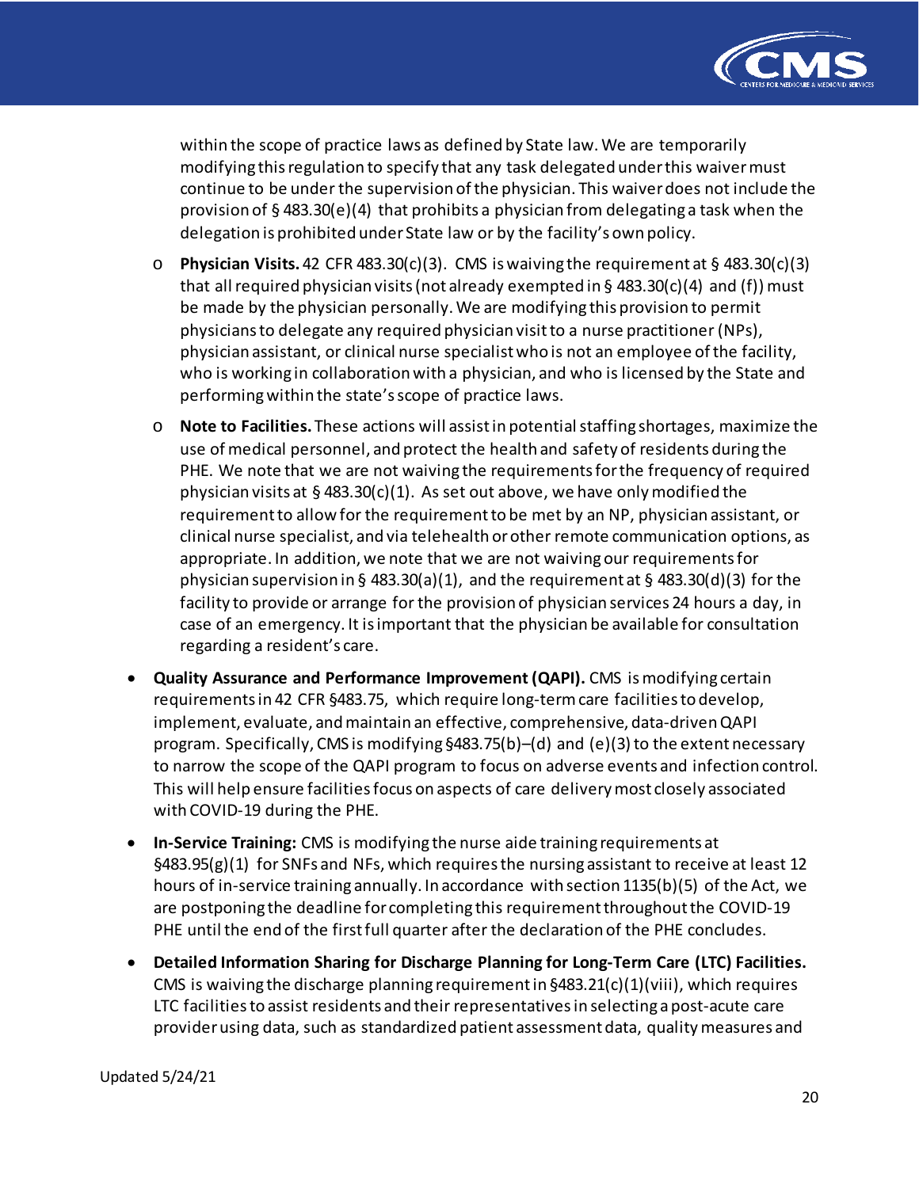within the scope of practice laws as defined by State law. We are temporarily modifying this regulation to specify that any task delegated under this waiver must continue to be under the supervision of the physician. This waiver does not include the provision of § 483.30(e)(4) that prohibits a physician from delegating a task when the delegation is prohibited under State law or by the facility's own policy.

- **Physician Visits.** 42 CFR 483.30(c)(3). CMS is waiving the requirement at § 483.30(c)(3) that all required physician visits (not already exempted in § 483.30(c)(4) and (f)) must be made by the physician personally. We are modifying this provision to permit physicians to delegate any required physician visit to a nurse practitioner (NPs), physician assistant, or clinical nurse specialist who is not an employee of the facility, who is working in collaboration with a physician, and who is licensed by the State and performing within the state's scope of practice laws.
- **Note to Facilities.** These actions will assist in potential staffing shortages, maximize the use of medical personnel, and protect the health and safety of residents during the PHE. We note that we are not waiving the requirements for the frequency of required physician visits at § 483.30(c)(1). As set out above, we have only modified the requirement to allow for the requirement to be met by an NP, physician assistant, or clinical nurse specialist, and via telehealth or other remote communication options, as appropriate. In addition, we note that we are not waiving our requirements for physician supervision in § 483.30(a)(1), and the requirement at § 483.30(d)(3) for the facility to provide or arrange for the provision of physician services 24 hours a day, in case of an emergency. It is important that the physician be available for consultation regarding a resident's care.

- **Quality Assurance and Performance Improvement (QAPI).** CMS is modifying certain requirements in 42 CFR §483.75, which require long-term care facilities to develop, implement, evaluate, and maintain an effective, comprehensive, data-driven QAPI program. Specifically, CMS is modifying §483.75(b)–(d) and (e)(3) to the extent necessary to narrow the scope of the QAPI program to focus on adverse events and infection control. This will help ensure facilities focus on aspects of care delivery most closely associated with COVID-19 during the PHE.
- **In-Service Training:** CMS is modifying the nurse aide training requirements at §483.95(g)(1) for SNFs and NFs, which requires the nursing assistant to receive at least 12 hours of in-service training annually. In accordance with section 1135(b)(5) of the Act, we are postponing the deadline for completing this requirement throughout the COVID-19 PHE until the end of the first full quarter after the declaration of the PHE concludes.
- **Detailed Information Sharing for Discharge Planning for Long-Term Care (LTC) Facilities.** CMS is waiving the discharge planning requirement in §483.21(c)(1)(viii), which requires LTC facilities to assist residents and their representatives in selecting a post-acute care provider using data, such as standardized patient assessment data, quality measures and

Updated 5/24/21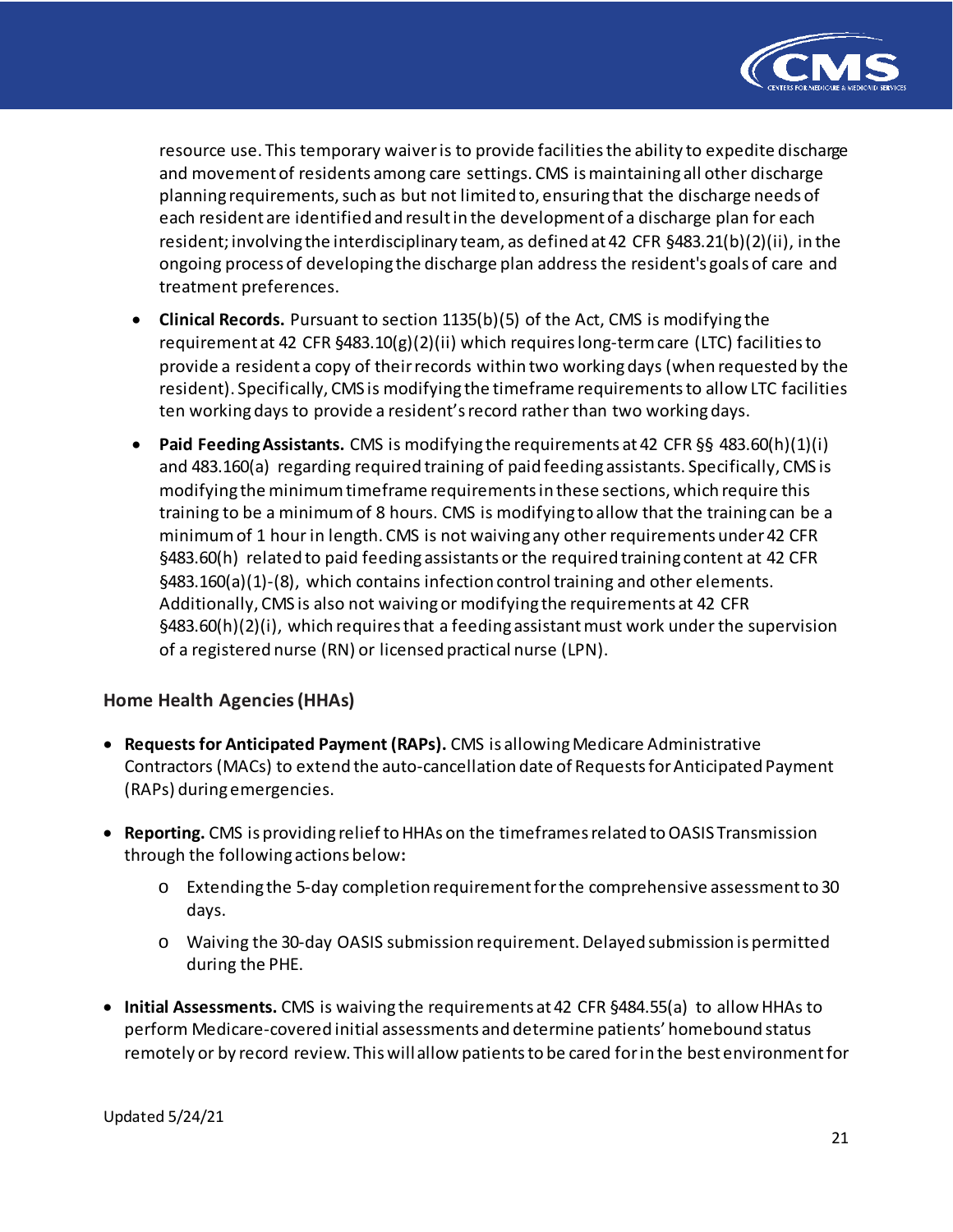resource use. This temporary waiver is to provide facilities the ability to expedite discharge and movement of residents among care settings. CMS is maintaining all other discharge planning requirements, such as but not limited to, ensuring that the discharge needs of each resident are identified and result in the development of a discharge plan for each resident; involving the interdisciplinary team, as defined at 42 CFR §483.21(b)(2)(ii), in the ongoing process of developing the discharge plan address the resident's goals of care and treatment preferences.

- **Clinical Records.** Pursuant to section 1135(b)(5) of the Act, CMS is modifying the requirement at 42 CFR §483.10(g)(2)(ii) which requires long-term care (LTC) facilities to provide a resident a copy of their records within two working days (when requested by the resident). Specifically, CMS is modifying the timeframe requirements to allow LTC facilities ten working days to provide a resident's record rather than two working days.
- **Paid Feeding Assistants.** CMS is modifying the requirements at 42 CFR §§ 483.60(h)(1)(i) and 483.160(a) regarding required training of paid feeding assistants. Specifically, CMS is modifying the minimum timeframe requirements in these sections, which require this training to be a minimum of 8 hours. CMS is modifying to allow that the training can be a minimum of 1 hour in length. CMS is not waiving any other requirements under 42 CFR §483.60(h) related to paid feeding assistants or the required training content at 42 CFR §483.160(a)(1)-(8), which contains infection control training and other elements. Additionally, CMS is also not waiving or modifying the requirements at 42 CFR §483.60(h)(2)(i), which requires that a feeding assistant must work under the supervision of a registered nurse (RN) or licensed practical nurse (LPN).

### Home Health Agencies (HHAs)

- **Requests for Anticipated Payment (RAPs).** CMS is allowing Medicare Administrative Contractors (MACs) to extend the auto-cancellation date of Requests for Anticipated Payment (RAPs) during emergencies.
- **Reporting.** CMS is providing relief to HHAs on the timeframes related to OASIS Transmission through the following actions below:
  - Extending the 5-day completion requirement for the comprehensive assessment to 30 days.
  - Waiving the 30-day OASIS submission requirement. Delayed submission is permitted during the PHE.
- **Initial Assessments.** CMS is waiving the requirements at 42 CFR §484.55(a) to allow HHAs to perform Medicare-covered initial assessments and determine patients' homebound status remotely or by record review. This will allow patients to be cared for in the best environment for

Updated 5/24/21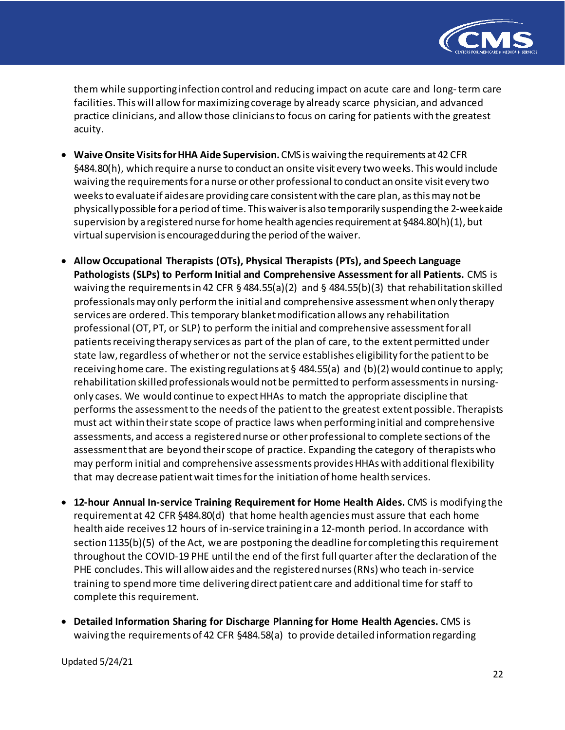them while supporting infection control and reducing impact on acute care and long- term care facilities. This will allow for maximizing coverage by already scarce physician, and advanced practice clinicians, and allow those clinicians to focus on caring for patients with the greatest acuity.

- **Waive Onsite Visits for HHA Aide Supervision.** CMS is waiving the requirements at 42 CFR §484.80(h), which require a nurse to conduct an onsite visit every two weeks. This would include waiving the requirements for a nurse or other professional to conduct an onsite visit every two weeks to evaluate if aides are providing care consistent with the care plan, as this may not be physically possible for a period of time. This waiver is also temporarily suspending the 2-week aide supervision by a registered nurse for home health agencies requirement at §484.80(h)(1), but virtual supervision is encouraged during the period of the waiver.

- **Allow Occupational Therapists (OTs), Physical Therapists (PTs), and Speech Language Pathologists (SLPs) to Perform Initial and Comprehensive Assessment for all Patients.** CMS is waiving the requirements in 42 CFR § 484.55(a)(2) and § 484.55(b)(3) that rehabilitation skilled professionals may only perform the initial and comprehensive assessment when only therapy services are ordered. This temporary blanket modification allows any rehabilitation professional (OT, PT, or SLP) to perform the initial and comprehensive assessment for all patients receiving therapy services as part of the plan of care, to the extent permitted under state law, regardless of whether or not the service establishes eligibility for the patient to be receiving home care. The existing regulations at § 484.55(a) and (b)(2) would continue to apply; rehabilitation skilled professionals would not be permitted to perform assessments in nursing-only cases. We would continue to expect HHAs to match the appropriate discipline that performs the assessment to the needs of the patient to the greatest extent possible. Therapists must act within their state scope of practice laws when performing initial and comprehensive assessments, and access a registered nurse or other professional to complete sections of the assessment that are beyond their scope of practice. Expanding the category of therapists who may perform initial and comprehensive assessments provides HHAs with additional flexibility that may decrease patient wait times for the initiation of home health services.

- **12-hour Annual In-service Training Requirement for Home Health Aides.** CMS is modifying the requirement at 42 CFR §484.80(d) that home health agencies must assure that each home health aide receives 12 hours of in-service training in a 12-month period. In accordance with section 1135(b)(5) of the Act, we are postponing the deadline for completing this requirement throughout the COVID-19 PHE until the end of the first full quarter after the declaration of the PHE concludes. This will allow aides and the registered nurses (RNs) who teach in-service training to spend more time delivering direct patient care and additional time for staff to complete this requirement.

- **Detailed Information Sharing for Discharge Planning for Home Health Agencies.** CMS is waiving the requirements of 42 CFR §484.58(a) to provide detailed information regarding

Updated 5/24/21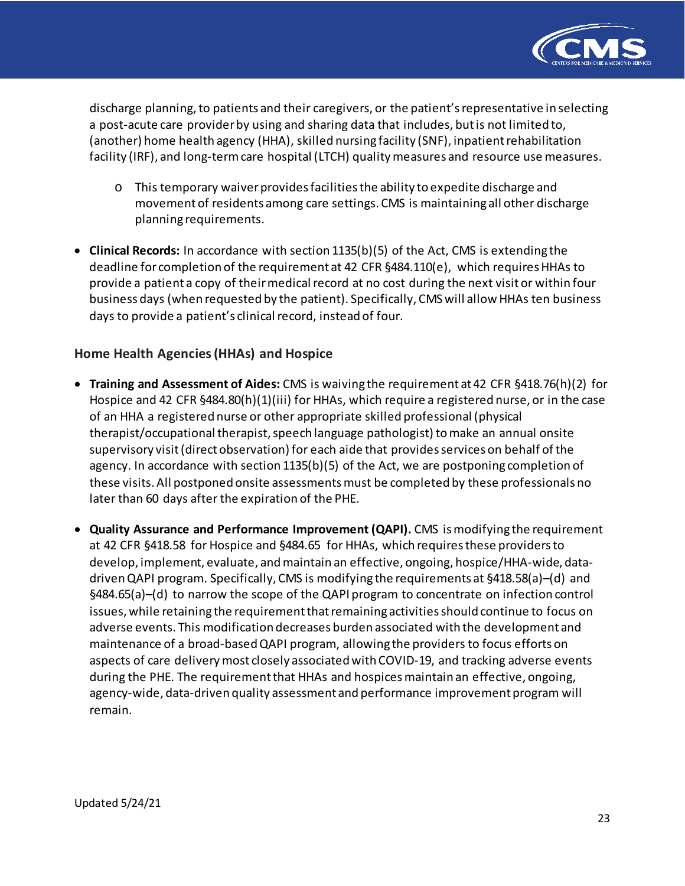discharge planning, to patients and their caregivers, or the patient's representative in selecting a post-acute care provider by using and sharing data that includes, but is not limited to, (another) home health agency (HHA), skilled nursing facility (SNF), inpatient rehabilitation facility (IRF), and long-term care hospital (LTCH) quality measures and resource use measures.

  - This temporary waiver provides facilities the ability to expedite discharge and movement of residents among care settings. CMS is maintaining all other discharge planning requirements.

- **Clinical Records:** In accordance with section 1135(b)(5) of the Act, CMS is extending the deadline for completion of the requirement at 42 CFR §484.110(e), which requires HHAs to provide a patient a copy of their medical record at no cost during the next visit or within four business days (when requested by the patient). Specifically, CMS will allow HHAs ten business days to provide a patient's clinical record, instead of four.

### Home Health Agencies (HHAs) and Hospice

- **Training and Assessment of Aides:** CMS is waiving the requirement at 42 CFR §418.76(h)(2) for Hospice and 42 CFR §484.80(h)(1)(iii) for HHAs, which require a registered nurse, or in the case of an HHA a registered nurse or other appropriate skilled professional (physical therapist/occupational therapist, speech language pathologist) to make an annual onsite supervisory visit (direct observation) for each aide that provides services on behalf of the agency. In accordance with section 1135(b)(5) of the Act, we are postponing completion of these visits. All postponed onsite assessments must be completed by these professionals no later than 60 days after the expiration of the PHE.

- **Quality Assurance and Performance Improvement (QAPI).** CMS is modifying the requirement at 42 CFR §418.58 for Hospice and §484.65 for HHAs, which requires these providers to develop, implement, evaluate, and maintain an effective, ongoing, hospice/HHA-wide, data-driven QAPI program. Specifically, CMS is modifying the requirements at §418.58(a)–(d) and §484.65(a)–(d) to narrow the scope of the QAPI program to concentrate on infection control issues, while retaining the requirement that remaining activities should continue to focus on adverse events. This modification decreases burden associated with the development and maintenance of a broad-based QAPI program, allowing the providers to focus efforts on aspects of care delivery most closely associated with COVID-19, and tracking adverse events during the PHE. The requirement that HHAs and hospices maintain an effective, ongoing, agency-wide, data-driven quality assessment and performance improvement program will remain.

Updated 5/24/21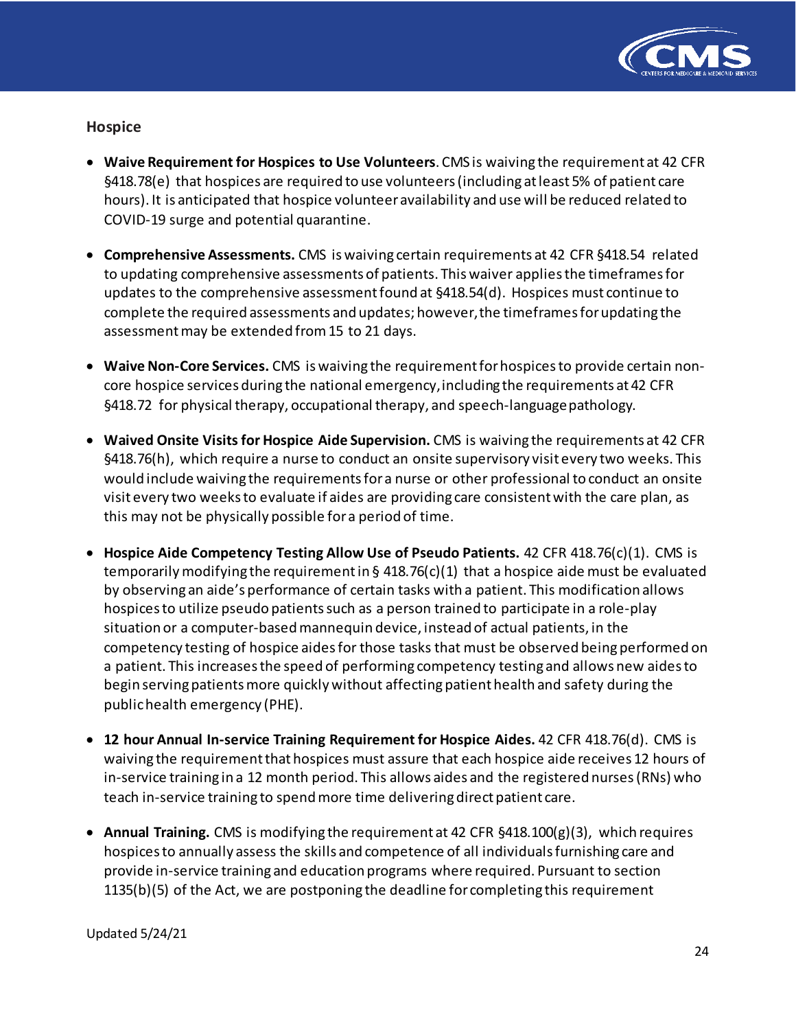## Hospice

- **Waive Requirement for Hospices to Use Volunteers**. CMS is waiving the requirement at 42 CFR §418.78(e) that hospices are required to use volunteers (including at least 5% of patient care hours). It is anticipated that hospice volunteer availability and use will be reduced related to COVID-19 surge and potential quarantine.

- **Comprehensive Assessments.** CMS is waiving certain requirements at 42 CFR §418.54 related to updating comprehensive assessments of patients. This waiver applies the timeframes for updates to the comprehensive assessment found at §418.54(d). Hospices must continue to complete the required assessments and updates; however, the timeframes for updating the assessment may be extended from 15 to 21 days.

- **Waive Non-Core Services.** CMS is waiving the requirement for hospices to provide certain non-core hospice services during the national emergency, including the requirements at 42 CFR §418.72 for physical therapy, occupational therapy, and speech-language pathology.

- **Waived Onsite Visits for Hospice Aide Supervision.** CMS is waiving the requirements at 42 CFR §418.76(h), which require a nurse to conduct an onsite supervisory visit every two weeks. This would include waiving the requirements for a nurse or other professional to conduct an onsite visit every two weeks to evaluate if aides are providing care consistent with the care plan, as this may not be physically possible for a period of time.

- **Hospice Aide Competency Testing Allow Use of Pseudo Patients.** 42 CFR 418.76(c)(1). CMS is temporarily modifying the requirement in § 418.76(c)(1) that a hospice aide must be evaluated by observing an aide's performance of certain tasks with a patient. This modification allows hospices to utilize pseudo patients such as a person trained to participate in a role-play situation or a computer-based mannequin device, instead of actual patients, in the competency testing of hospice aides for those tasks that must be observed being performed on a patient. This increases the speed of performing competency testing and allows new aides to begin serving patients more quickly without affecting patient health and safety during the public health emergency (PHE).

- **12 hour Annual In-service Training Requirement for Hospice Aides.** 42 CFR 418.76(d). CMS is waiving the requirement that hospices must assure that each hospice aide receives 12 hours of in-service training in a 12 month period. This allows aides and the registered nurses (RNs) who teach in-service training to spend more time delivering direct patient care.

- **Annual Training.** CMS is modifying the requirement at 42 CFR §418.100(g)(3), which requires hospices to annually assess the skills and competence of all individuals furnishing care and provide in-service training and education programs where required. Pursuant to section 1135(b)(5) of the Act, we are postponing the deadline for completing this requirement

Updated 5/24/21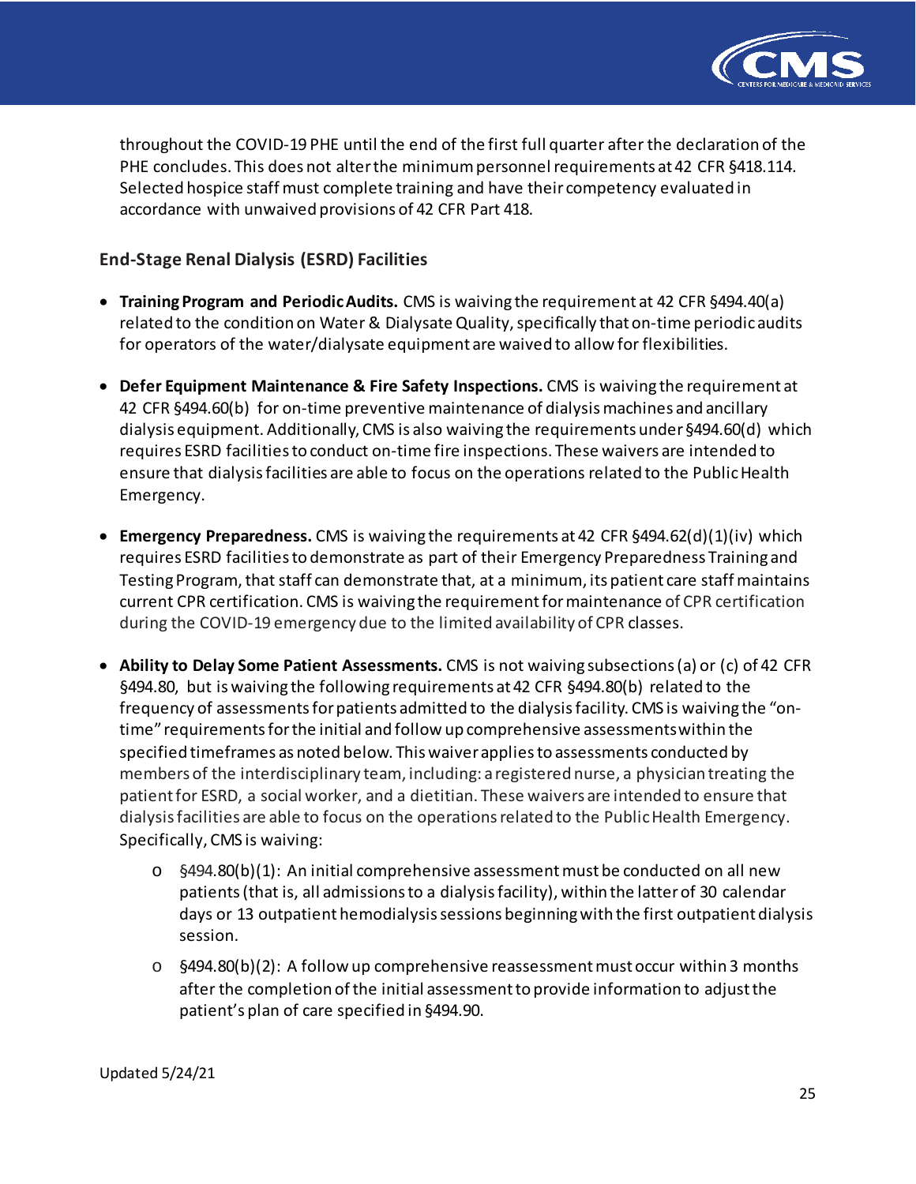throughout the COVID-19 PHE until the end of the first full quarter after the declaration of the PHE concludes. This does not alter the minimum personnel requirements at 42 CFR §418.114. Selected hospice staff must complete training and have their competency evaluated in accordance with unwaived provisions of 42 CFR Part 418.

### End-Stage Renal Dialysis (ESRD) Facilities

- **Training Program and Periodic Audits.** CMS is waiving the requirement at 42 CFR §494.40(a) related to the condition on Water & Dialysate Quality, specifically that on-time periodic audits for operators of the water/dialysate equipment are waived to allow for flexibilities.

- **Defer Equipment Maintenance & Fire Safety Inspections.** CMS is waiving the requirement at 42 CFR §494.60(b) for on-time preventive maintenance of dialysis machines and ancillary dialysis equipment. Additionally, CMS is also waiving the requirements under §494.60(d) which requires ESRD facilities to conduct on-time fire inspections. These waivers are intended to ensure that dialysis facilities are able to focus on the operations related to the Public Health Emergency.

- **Emergency Preparedness.** CMS is waiving the requirements at 42 CFR §494.62(d)(1)(iv) which requires ESRD facilities to demonstrate as part of their Emergency Preparedness Training and Testing Program, that staff can demonstrate that, at a minimum, its patient care staff maintains current CPR certification. CMS is waiving the requirement for maintenance of CPR certification during the COVID-19 emergency due to the limited availability of CPR classes.

- **Ability to Delay Some Patient Assessments.** CMS is not waiving subsections (a) or (c) of 42 CFR §494.80, but is waiving the following requirements at 42 CFR §494.80(b) related to the frequency of assessments for patients admitted to the dialysis facility. CMS is waiving the "on-time" requirements for the initial and follow up comprehensive assessments within the specified timeframes as noted below. This waiver applies to assessments conducted by members of the interdisciplinary team, including: a registered nurse, a physician treating the patient for ESRD, a social worker, and a dietitian. These waivers are intended to ensure that dialysis facilities are able to focus on the operations related to the Public Health Emergency. Specifically, CMS is waiving:
    - §494.80(b)(1): An initial comprehensive assessment must be conducted on all new patients (that is, all admissions to a dialysis facility), within the latter of 30 calendar days or 13 outpatient hemodialysis sessions beginning with the first outpatient dialysis session.
    - §494.80(b)(2): A follow up comprehensive reassessment must occur within 3 months after the completion of the initial assessment to provide information to adjust the patient's plan of care specified in §494.90.

Updated 5/24/21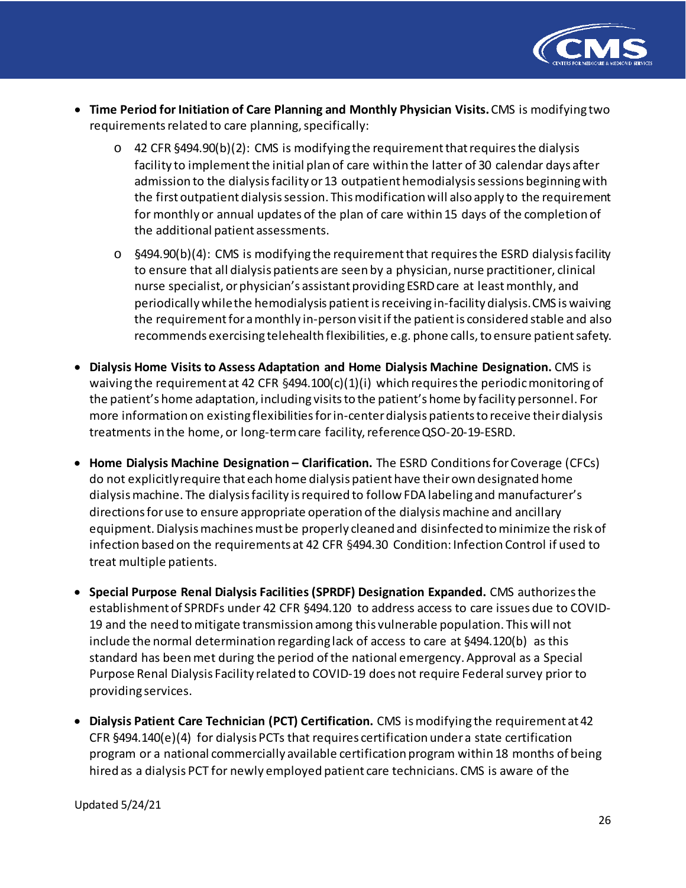- **Time Period for Initiation of Care Planning and Monthly Physician Visits.** CMS is modifying two requirements related to care planning, specifically:
  - 42 CFR §494.90(b)(2): CMS is modifying the requirement that requires the dialysis facility to implement the initial plan of care within the latter of 30 calendar days after admission to the dialysis facility or 13 outpatient hemodialysis sessions beginning with the first outpatient dialysis session. This modification will also apply to the requirement for monthly or annual updates of the plan of care within 15 days of the completion of the additional patient assessments.
  - §494.90(b)(4): CMS is modifying the requirement that requires the ESRD dialysis facility to ensure that all dialysis patients are seen by a physician, nurse practitioner, clinical nurse specialist, or physician's assistant providing ESRD care at least monthly, and periodically while the hemodialysis patient is receiving in-facility dialysis. CMS is waiving the requirement for a monthly in-person visit if the patient is considered stable and also recommends exercising telehealth flexibilities, e.g. phone calls, to ensure patient safety.
- **Dialysis Home Visits to Assess Adaptation and Home Dialysis Machine Designation.** CMS is waiving the requirement at 42 CFR §494.100(c)(1)(i) which requires the periodic monitoring of the patient's home adaptation, including visits to the patient's home by facility personnel. For more information on existing flexibilities for in-center dialysis patients to receive their dialysis treatments in the home, or long-term care facility, reference QSO-20-19-ESRD.
- **Home Dialysis Machine Designation – Clarification.** The ESRD Conditions for Coverage (CFCs) do not explicitly require that each home dialysis patient have their own designated home dialysis machine. The dialysis facility is required to follow FDA labeling and manufacturer's directions for use to ensure appropriate operation of the dialysis machine and ancillary equipment. Dialysis machines must be properly cleaned and disinfected to minimize the risk of infection based on the requirements at 42 CFR §494.30 Condition: Infection Control if used to treat multiple patients.
- **Special Purpose Renal Dialysis Facilities (SPRDF) Designation Expanded.** CMS authorizes the establishment of SPRDFs under 42 CFR §494.120 to address access to care issues due to COVID-19 and the need to mitigate transmission among this vulnerable population. This will not include the normal determination regarding lack of access to care at §494.120(b) as this standard has been met during the period of the national emergency. Approval as a Special Purpose Renal Dialysis Facility related to COVID-19 does not require Federal survey prior to providing services.
- **Dialysis Patient Care Technician (PCT) Certification.** CMS is modifying the requirement at 42 CFR §494.140(e)(4) for dialysis PCTs that requires certification under a state certification program or a national commercially available certification program within 18 months of being hired as a dialysis PCT for newly employed patient care technicians. CMS is aware of the

Updated 5/24/21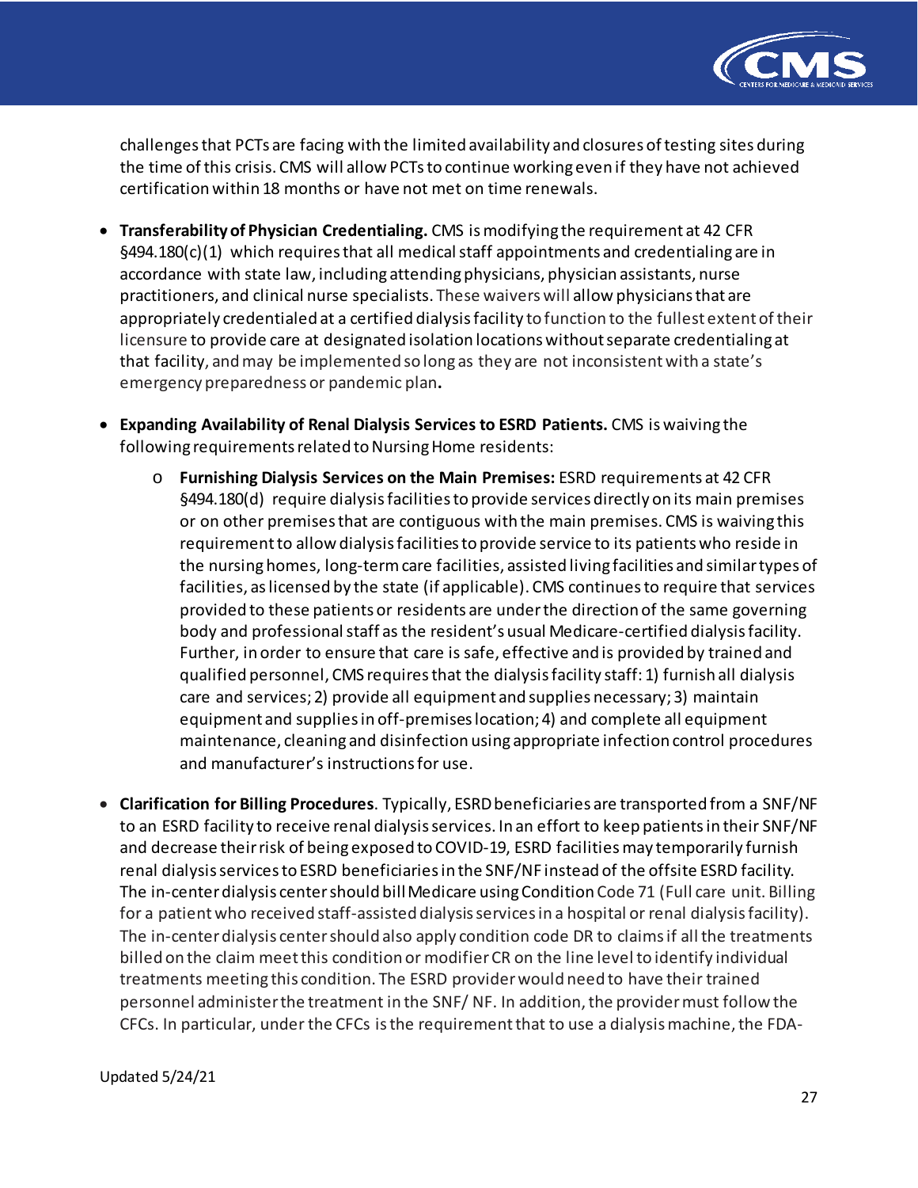challenges that PCTs are facing with the limited availability and closures of testing sites during the time of this crisis. CMS will allow PCTs to continue working even if they have not achieved certification within 18 months or have not met on time renewals.

- **Transferability of Physician Credentialing.** CMS is modifying the requirement at 42 CFR §494.180(c)(1) which requires that all medical staff appointments and credentialing are in accordance with state law, including attending physicians, physician assistants, nurse practitioners, and clinical nurse specialists. These waivers will allow physicians that are appropriately credentialed at a certified dialysis facility to function to the fullest extent of their licensure to provide care at designated isolation locations without separate credentialing at that facility, and may be implemented so long as they are not inconsistent with a state's emergency preparedness or pandemic plan**.**

- **Expanding Availability of Renal Dialysis Services to ESRD Patients.** CMS is waiving the following requirements related to Nursing Home residents:
    - **Furnishing Dialysis Services on the Main Premises:** ESRD requirements at 42 CFR §494.180(d) require dialysis facilities to provide services directly on its main premises or on other premises that are contiguous with the main premises. CMS is waiving this requirement to allow dialysis facilities to provide service to its patients who reside in the nursing homes, long-term care facilities, assisted living facilities and similar types of facilities, as licensed by the state (if applicable). CMS continues to require that services provided to these patients or residents are under the direction of the same governing body and professional staff as the resident's usual Medicare-certified dialysis facility. Further, in order to ensure that care is safe, effective and is provided by trained and qualified personnel, CMS requires that the dialysis facility staff: 1) furnish all dialysis care and services; 2) provide all equipment and supplies necessary; 3) maintain equipment and supplies in off-premises location; 4) and complete all equipment maintenance, cleaning and disinfection using appropriate infection control procedures and manufacturer's instructions for use.

- **Clarification for Billing Procedures**. Typically, ESRD beneficiaries are transported from a SNF/NF to an ESRD facility to receive renal dialysis services. In an effort to keep patients in their SNF/NF and decrease their risk of being exposed to COVID-19, ESRD facilities may temporarily furnish renal dialysis services to ESRD beneficiaries in the SNF/NF instead of the offsite ESRD facility. The in-center dialysis center should bill Medicare using Condition Code 71 (Full care unit. Billing for a patient who received staff-assisted dialysis services in a hospital or renal dialysis facility). The in-center dialysis center should also apply condition code DR to claims if all the treatments billed on the claim meet this condition or modifier CR on the line level to identify individual treatments meeting this condition. The ESRD provider would need to have their trained personnel administer the treatment in the SNF/ NF. In addition, the provider must follow the CFCs. In particular, under the CFCs is the requirement that to use a dialysis machine, the FDA-

Updated 5/24/21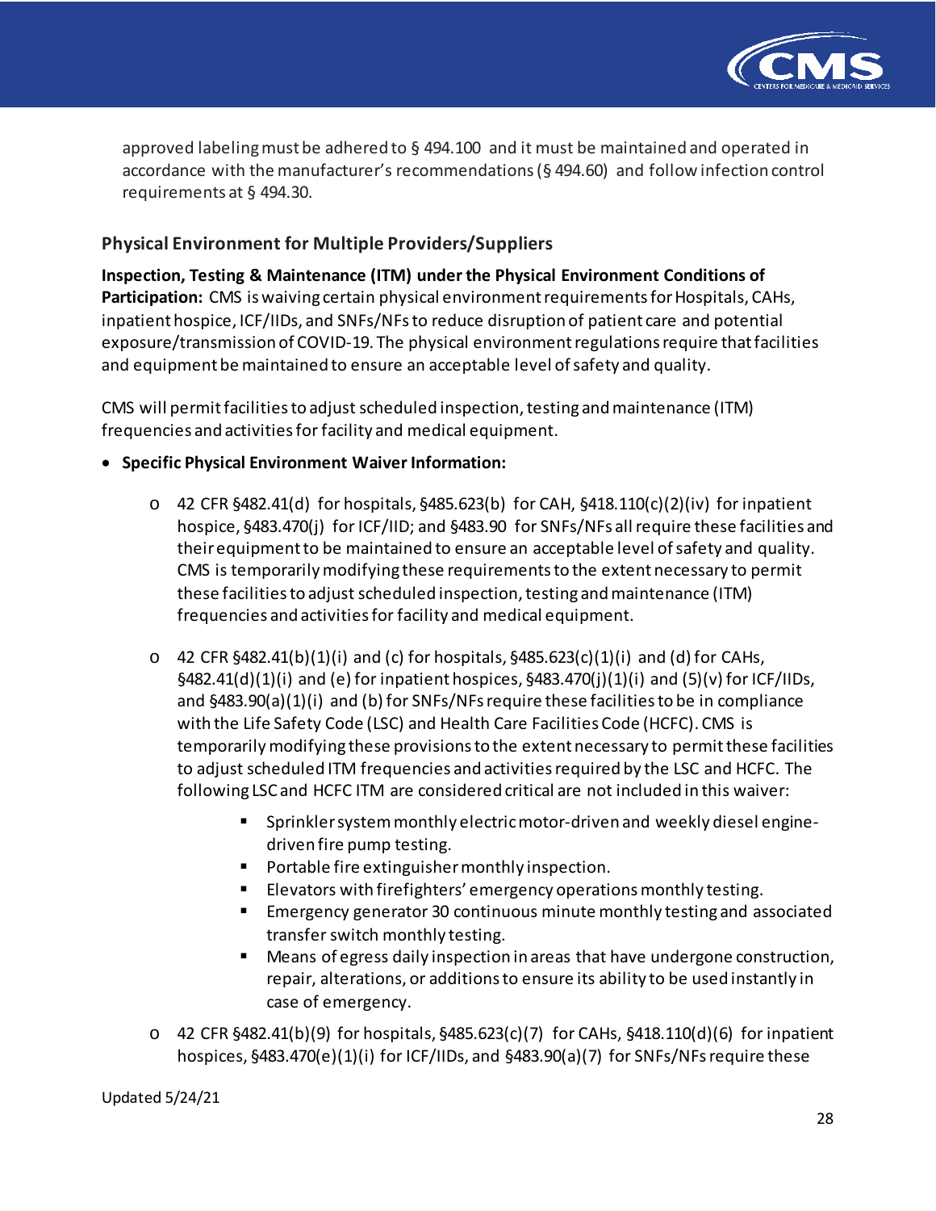approved labeling must be adhered to § 494.100 and it must be maintained and operated in accordance with the manufacturer's recommendations (§ 494.60) and follow infection control requirements at § 494.30.

### Physical Environment for Multiple Providers/Suppliers

**Inspection, Testing & Maintenance (ITM) under the Physical Environment Conditions of Participation:** CMS is waiving certain physical environment requirements for Hospitals, CAHs, inpatient hospice, ICF/IIDs, and SNFs/NFs to reduce disruption of patient care and potential exposure/transmission of COVID-19. The physical environment regulations require that facilities and equipment be maintained to ensure an acceptable level of safety and quality.

CMS will permit facilities to adjust scheduled inspection, testing and maintenance (ITM) frequencies and activities for facility and medical equipment.

- **Specific Physical Environment Waiver Information:**
  - 42 CFR §482.41(d) for hospitals, §485.623(b) for CAH, §418.110(c)(2)(iv) for inpatient hospice, §483.470(j) for ICF/IID; and §483.90 for SNFs/NFs all require these facilities and their equipment to be maintained to ensure an acceptable level of safety and quality. CMS is temporarily modifying these requirements to the extent necessary to permit these facilities to adjust scheduled inspection, testing and maintenance (ITM) frequencies and activities for facility and medical equipment.
  - 42 CFR §482.41(b)(1)(i) and (c) for hospitals, §485.623(c)(1)(i) and (d) for CAHs, §482.41(d)(1)(i) and (e) for inpatient hospices, §483.470(j)(1)(i) and (5)(v) for ICF/IIDs, and §483.90(a)(1)(i) and (b) for SNFs/NFs require these facilities to be in compliance with the Life Safety Code (LSC) and Health Care Facilities Code (HCFC). CMS is temporarily modifying these provisions to the extent necessary to permit these facilities to adjust scheduled ITM frequencies and activities required by the LSC and HCFC. The following LSC and HCFC ITM are considered critical are not included in this waiver:
    - Sprinkler system monthly electric motor-driven and weekly diesel engine-driven fire pump testing.
    - Portable fire extinguisher monthly inspection.
    - Elevators with firefighters' emergency operations monthly testing.
    - Emergency generator 30 continuous minute monthly testing and associated transfer switch monthly testing.
    - Means of egress daily inspection in areas that have undergone construction, repair, alterations, or additions to ensure its ability to be used instantly in case of emergency.
  - 42 CFR §482.41(b)(9) for hospitals, §485.623(c)(7) for CAHs, §418.110(d)(6) for inpatient hospices, §483.470(e)(1)(i) for ICF/IIDs, and §483.90(a)(7) for SNFs/NFs require these

Updated 5/24/21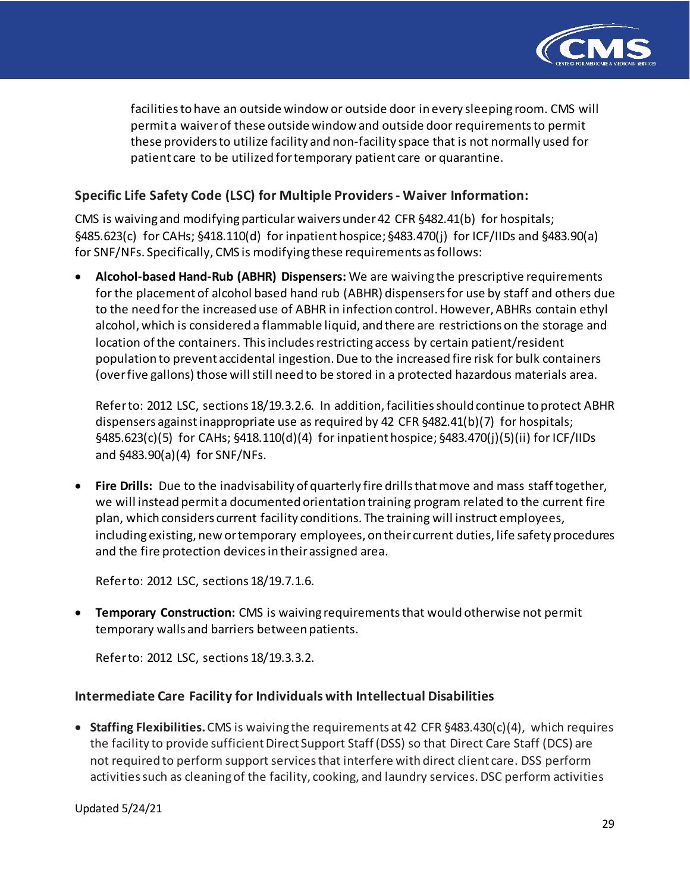facilities to have an outside window or outside door in every sleeping room. CMS will permit a waiver of these outside window and outside door requirements to permit these providers to utilize facility and non-facility space that is not normally used for patient care to be utilized for temporary patient care or quarantine.

### Specific Life Safety Code (LSC) for Multiple Providers - Waiver Information:

CMS is waiving and modifying particular waivers under 42 CFR §482.41(b) for hospitals; §485.623(c) for CAHs; §418.110(d) for inpatient hospice; §483.470(j) for ICF/IIDs and §483.90(a) for SNF/NFs. Specifically, CMS is modifying these requirements as follows:

- **Alcohol-based Hand-Rub (ABHR) Dispensers:** We are waiving the prescriptive requirements for the placement of alcohol based hand rub (ABHR) dispensers for use by staff and others due to the need for the increased use of ABHR in infection control. However, ABHRs contain ethyl alcohol, which is considered a flammable liquid, and there are restrictions on the storage and location of the containers. This includes restricting access by certain patient/resident population to prevent accidental ingestion. Due to the increased fire risk for bulk containers (over five gallons) those will still need to be stored in a protected hazardous materials area.

  Refer to: 2012 LSC, sections 18/19.3.2.6. In addition, facilities should continue to protect ABHR dispensers against inappropriate use as required by 42 CFR §482.41(b)(7) for hospitals; §485.623(c)(5) for CAHs; §418.110(d)(4) for inpatient hospice; §483.470(j)(5)(ii) for ICF/IIDs and §483.90(a)(4) for SNF/NFs.

- **Fire Drills:** Due to the inadvisability of quarterly fire drills that move and mass staff together, we will instead permit a documented orientation training program related to the current fire plan, which considers current facility conditions. The training will instruct employees, including existing, new or temporary employees, on their current duties, life safety procedures and the fire protection devices in their assigned area.

  Refer to: 2012 LSC, sections 18/19.7.1.6.

- **Temporary Construction:** CMS is waiving requirements that would otherwise not permit temporary walls and barriers between patients.

  Refer to: 2012 LSC, sections 18/19.3.3.2.

### Intermediate Care Facility for Individuals with Intellectual Disabilities

- **Staffing Flexibilities.** CMS is waiving the requirements at 42 CFR §483.430(c)(4), which requires the facility to provide sufficient Direct Support Staff (DSS) so that Direct Care Staff (DCS) are not required to perform support services that interfere with direct client care. DSS perform activities such as cleaning of the facility, cooking, and laundry services. DSC perform activities

Updated 5/24/21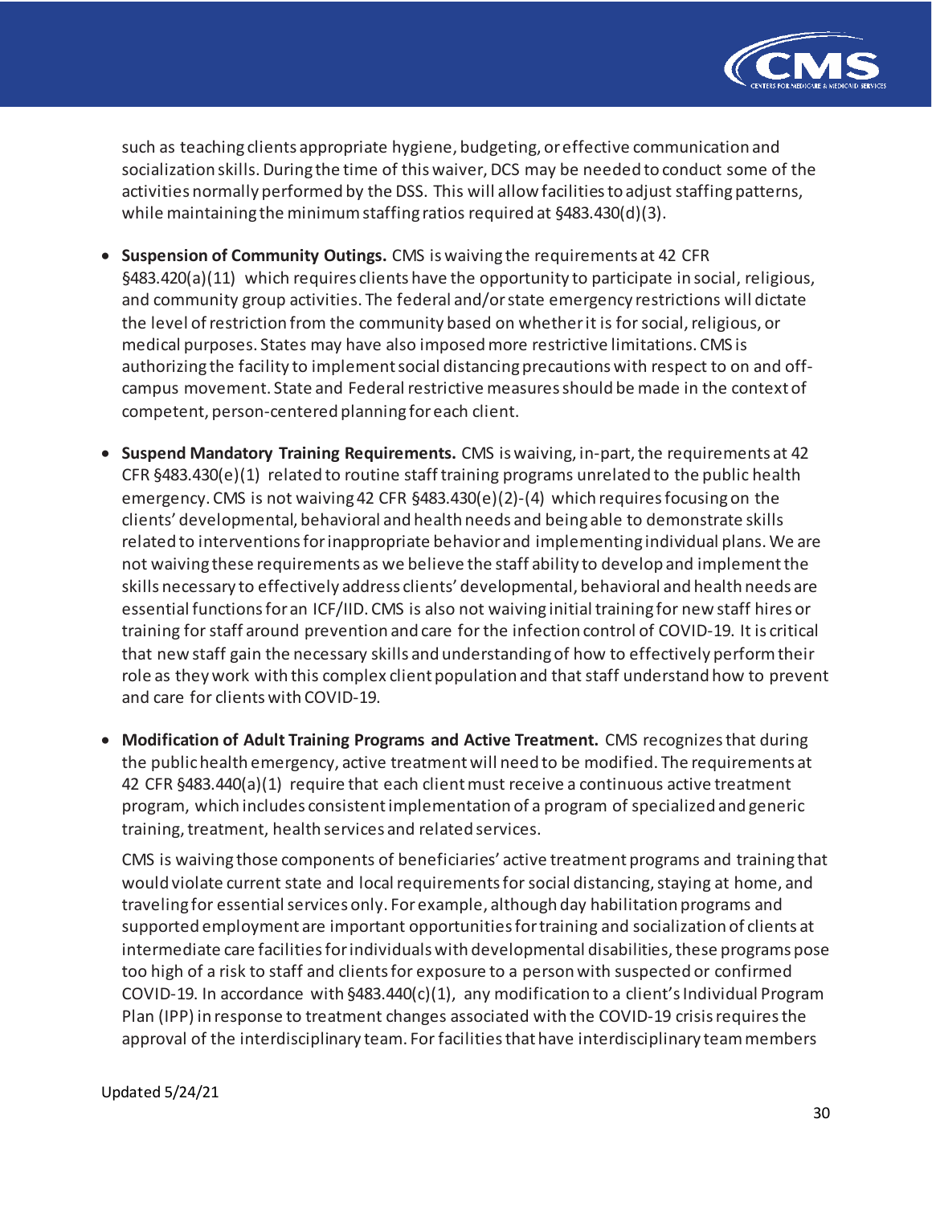such as teaching clients appropriate hygiene, budgeting, or effective communication and socialization skills. During the time of this waiver, DCS may be needed to conduct some of the activities normally performed by the DSS. This will allow facilities to adjust staffing patterns, while maintaining the minimum staffing ratios required at §483.430(d)(3).

- **Suspension of Community Outings.** CMS is waiving the requirements at 42 CFR §483.420(a)(11) which requires clients have the opportunity to participate in social, religious, and community group activities. The federal and/or state emergency restrictions will dictate the level of restriction from the community based on whether it is for social, religious, or medical purposes. States may have also imposed more restrictive limitations. CMS is authorizing the facility to implement social distancing precautions with respect to on and off-campus movement. State and Federal restrictive measures should be made in the context of competent, person-centered planning for each client.

- **Suspend Mandatory Training Requirements.** CMS is waiving, in-part, the requirements at 42 CFR §483.430(e)(1) related to routine staff training programs unrelated to the public health emergency. CMS is not waiving 42 CFR §483.430(e)(2)-(4) which requires focusing on the clients' developmental, behavioral and health needs and being able to demonstrate skills related to interventions for inappropriate behavior and implementing individual plans. We are not waiving these requirements as we believe the staff ability to develop and implement the skills necessary to effectively address clients' developmental, behavioral and health needs are essential functions for an ICF/IID. CMS is also not waiving initial training for new staff hires or training for staff around prevention and care for the infection control of COVID-19. It is critical that new staff gain the necessary skills and understanding of how to effectively perform their role as they work with this complex client population and that staff understand how to prevent and care for clients with COVID-19.

- **Modification of Adult Training Programs and Active Treatment.** CMS recognizes that during the public health emergency, active treatment will need to be modified. The requirements at 42 CFR §483.440(a)(1) require that each client must receive a continuous active treatment program, which includes consistent implementation of a program of specialized and generic training, treatment, health services and related services.

  CMS is waiving those components of beneficiaries' active treatment programs and training that would violate current state and local requirements for social distancing, staying at home, and traveling for essential services only. For example, although day habilitation programs and supported employment are important opportunities for training and socialization of clients at intermediate care facilities for individuals with developmental disabilities, these programs pose too high of a risk to staff and clients for exposure to a person with suspected or confirmed COVID-19. In accordance with §483.440(c)(1), any modification to a client's Individual Program Plan (IPP) in response to treatment changes associated with the COVID-19 crisis requires the approval of the interdisciplinary team. For facilities that have interdisciplinary team members

Updated 5/24/21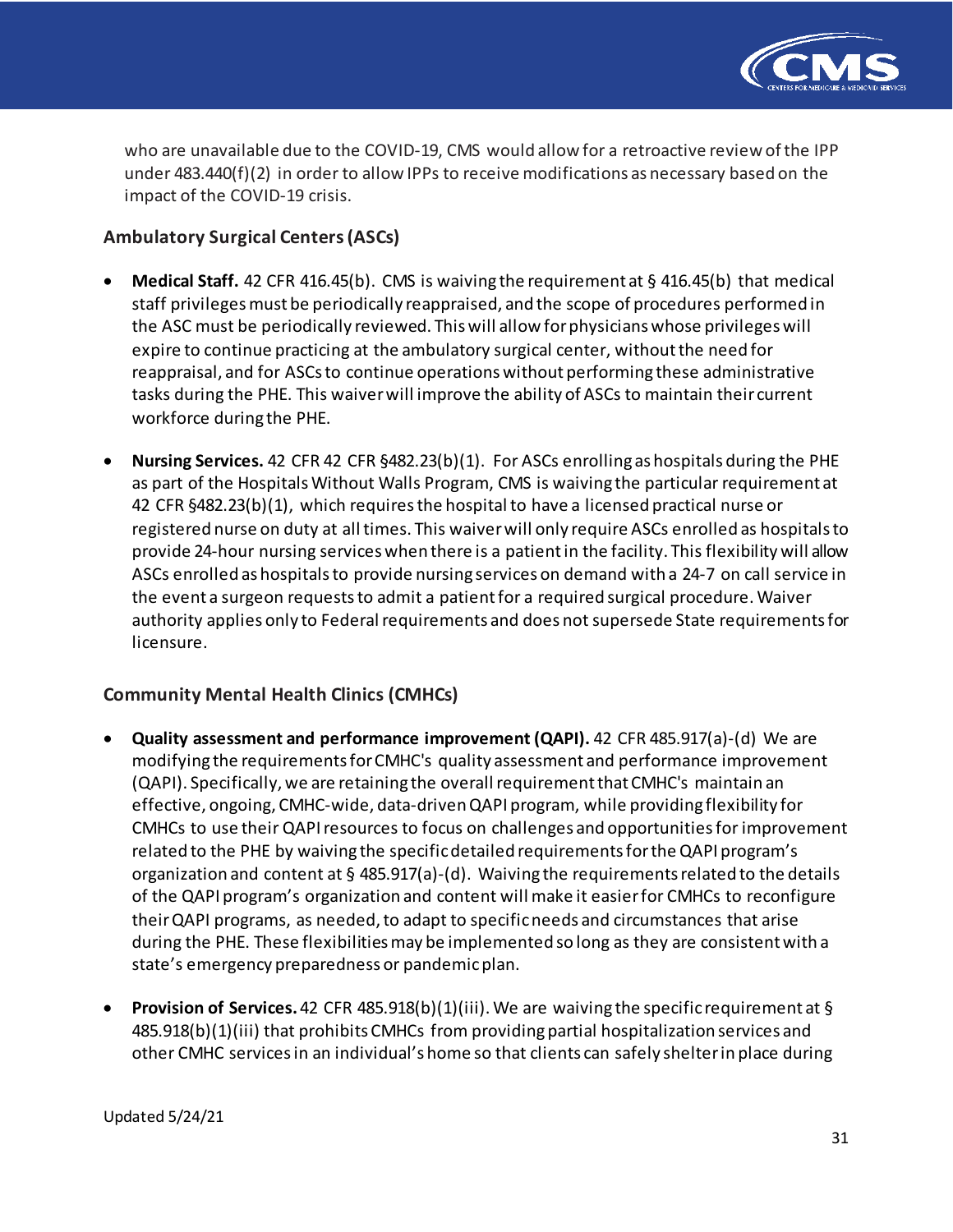who are unavailable due to the COVID-19, CMS would allow for a retroactive review of the IPP under 483.440(f)(2) in order to allow IPPs to receive modifications as necessary based on the impact of the COVID-19 crisis.

### Ambulatory Surgical Centers (ASCs)

- **Medical Staff.** 42 CFR 416.45(b). CMS is waiving the requirement at § 416.45(b) that medical staff privileges must be periodically reappraised, and the scope of procedures performed in the ASC must be periodically reviewed. This will allow for physicians whose privileges will expire to continue practicing at the ambulatory surgical center, without the need for reappraisal, and for ASCs to continue operations without performing these administrative tasks during the PHE. This waiver will improve the ability of ASCs to maintain their current workforce during the PHE.

- **Nursing Services.** 42 CFR 42 CFR §482.23(b)(1). For ASCs enrolling as hospitals during the PHE as part of the Hospitals Without Walls Program, CMS is waiving the particular requirement at 42 CFR §482.23(b)(1), which requires the hospital to have a licensed practical nurse or registered nurse on duty at all times. This waiver will only require ASCs enrolled as hospitals to provide 24-hour nursing services when there is a patient in the facility. This flexibility will allow ASCs enrolled as hospitals to provide nursing services on demand with a 24-7 on call service in the event a surgeon requests to admit a patient for a required surgical procedure. Waiver authority applies only to Federal requirements and does not supersede State requirements for licensure.

### Community Mental Health Clinics (CMHCs)

- **Quality assessment and performance improvement (QAPI).** 42 CFR 485.917(a)-(d) We are modifying the requirements for CMHC's quality assessment and performance improvement (QAPI). Specifically, we are retaining the overall requirement that CMHC's maintain an effective, ongoing, CMHC-wide, data-driven QAPI program, while providing flexibility for CMHCs to use their QAPI resources to focus on challenges and opportunities for improvement related to the PHE by waiving the specific detailed requirements for the QAPI program's organization and content at § 485.917(a)-(d). Waiving the requirements related to the details of the QAPI program's organization and content will make it easier for CMHCs to reconfigure their QAPI programs, as needed, to adapt to specific needs and circumstances that arise during the PHE. These flexibilities may be implemented so long as they are consistent with a state's emergency preparedness or pandemic plan.

- **Provision of Services.** 42 CFR 485.918(b)(1)(iii). We are waiving the specific requirement at § 485.918(b)(1)(iii) that prohibits CMHCs from providing partial hospitalization services and other CMHC services in an individual's home so that clients can safely shelter in place during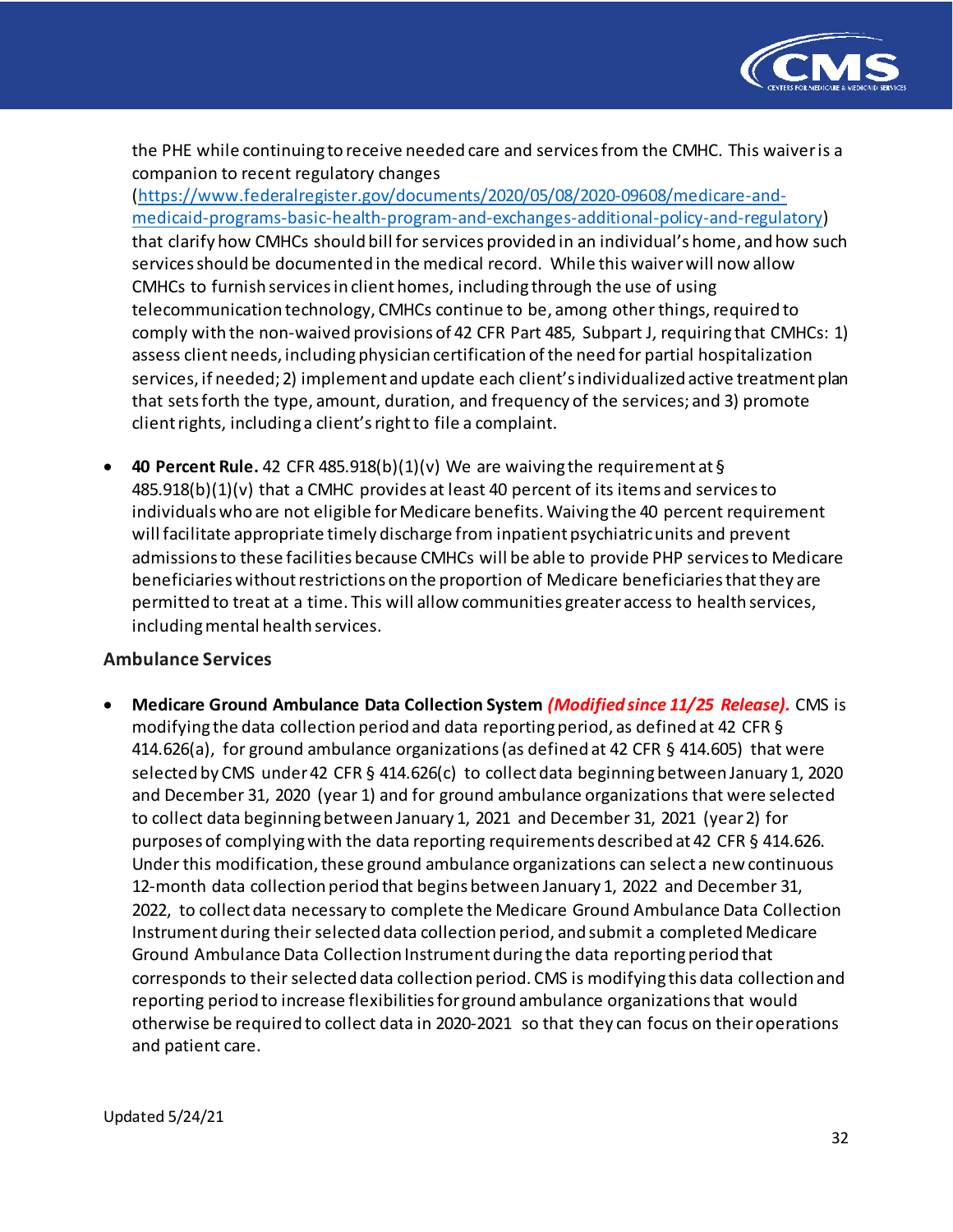the PHE while continuing to receive needed care and services from the CMHC. This waiver is a companion to recent regulatory changes (https://www.federalregister.gov/documents/2020/05/08/2020-09608/medicare-and-medicaid-programs-basic-health-program-and-exchanges-additional-policy-and-regulatory) that clarify how CMHCs should bill for services provided in an individual's home, and how such services should be documented in the medical record. While this waiver will now allow CMHCs to furnish services in client homes, including through the use of using telecommunication technology, CMHCs continue to be, among other things, required to comply with the non-waived provisions of 42 CFR Part 485, Subpart J, requiring that CMHCs: 1) assess client needs, including physician certification of the need for partial hospitalization services, if needed; 2) implement and update each client's individualized active treatment plan that sets forth the type, amount, duration, and frequency of the services; and 3) promote client rights, including a client's right to file a complaint.

- **40 Percent Rule.** 42 CFR 485.918(b)(1)(v) We are waiving the requirement at § 485.918(b)(1)(v) that a CMHC provides at least 40 percent of its items and services to individuals who are not eligible for Medicare benefits. Waiving the 40 percent requirement will facilitate appropriate timely discharge from inpatient psychiatric units and prevent admissions to these facilities because CMHCs will be able to provide PHP services to Medicare beneficiaries without restrictions on the proportion of Medicare beneficiaries that they are permitted to treat at a time. This will allow communities greater access to health services, including mental health services.

### Ambulance Services

- **Medicare Ground Ambulance Data Collection System** ***(Modified since 11/25 Release).*** CMS is modifying the data collection period and data reporting period, as defined at 42 CFR § 414.626(a), for ground ambulance organizations (as defined at 42 CFR § 414.605) that were selected by CMS under 42 CFR § 414.626(c) to collect data beginning between January 1, 2020 and December 31, 2020 (year 1) and for ground ambulance organizations that were selected to collect data beginning between January 1, 2021 and December 31, 2021 (year 2) for purposes of complying with the data reporting requirements described at 42 CFR § 414.626. Under this modification, these ground ambulance organizations can select a new continuous 12-month data collection period that begins between January 1, 2022 and December 31, 2022, to collect data necessary to complete the Medicare Ground Ambulance Data Collection Instrument during their selected data collection period, and submit a completed Medicare Ground Ambulance Data Collection Instrument during the data reporting period that corresponds to their selected data collection period. CMS is modifying this data collection and reporting period to increase flexibilities for ground ambulance organizations that would otherwise be required to collect data in 2020-2021 so that they can focus on their operations and patient care.

Updated 5/24/21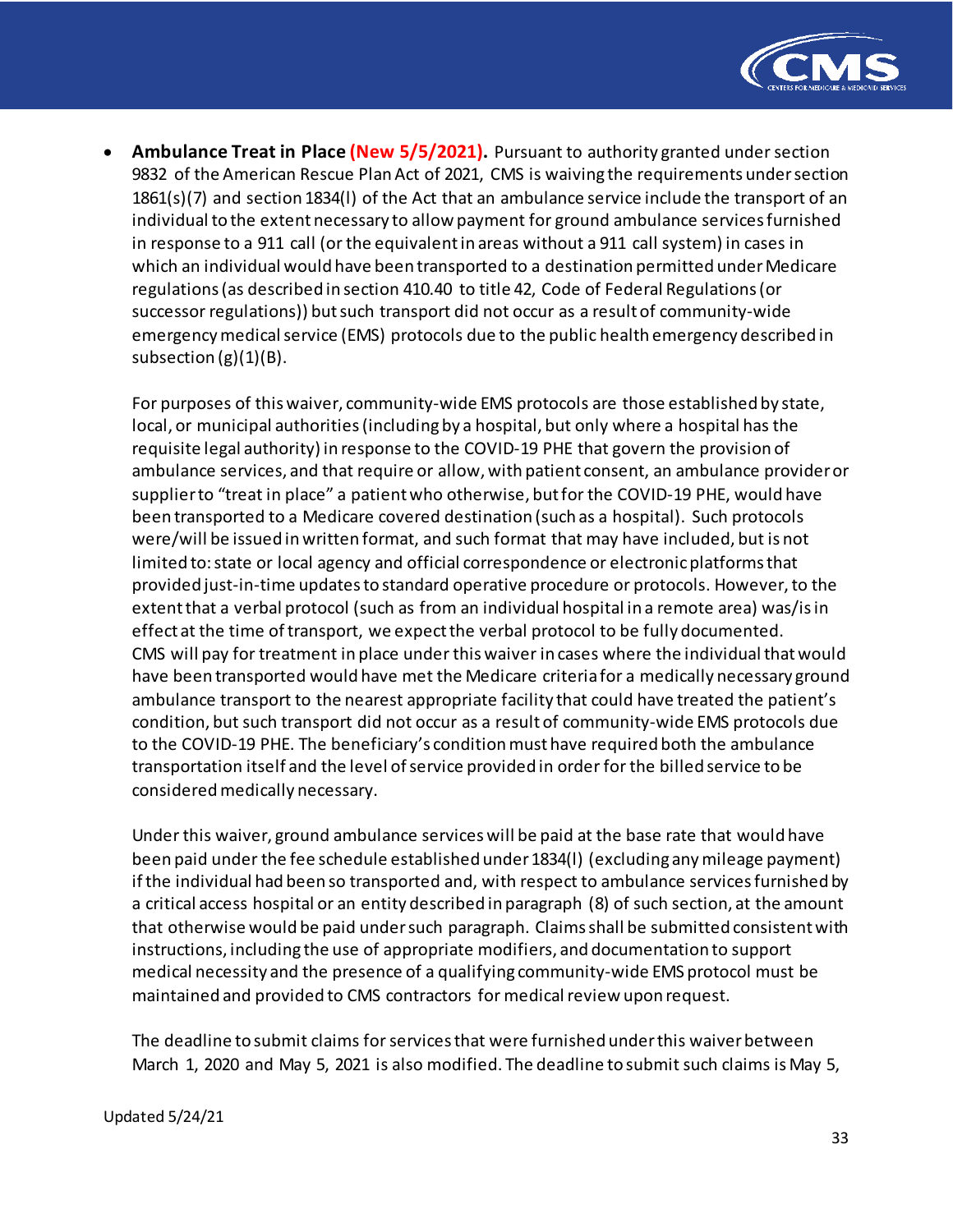- **Ambulance Treat in Place (New 5/5/2021).** Pursuant to authority granted under section 9832 of the American Rescue Plan Act of 2021, CMS is waiving the requirements under section 1861(s)(7) and section 1834(l) of the Act that an ambulance service include the transport of an individual to the extent necessary to allow payment for ground ambulance services furnished in response to a 911 call (or the equivalent in areas without a 911 call system) in cases in which an individual would have been transported to a destination permitted under Medicare regulations (as described in section 410.40 to title 42, Code of Federal Regulations (or successor regulations)) but such transport did not occur as a result of community-wide emergency medical service (EMS) protocols due to the public health emergency described in subsection (g)(1)(B).

  For purposes of this waiver, community-wide EMS protocols are those established by state, local, or municipal authorities (including by a hospital, but only where a hospital has the requisite legal authority) in response to the COVID-19 PHE that govern the provision of ambulance services, and that require or allow, with patient consent, an ambulance provider or supplier to "treat in place" a patient who otherwise, but for the COVID-19 PHE, would have been transported to a Medicare covered destination (such as a hospital). Such protocols were/will be issued in written format, and such format that may have included, but is not limited to: state or local agency and official correspondence or electronic platforms that provided just-in-time updates to standard operative procedure or protocols. However, to the extent that a verbal protocol (such as from an individual hospital in a remote area) was/is in effect at the time of transport, we expect the verbal protocol to be fully documented. CMS will pay for treatment in place under this waiver in cases where the individual that would have been transported would have met the Medicare criteria for a medically necessary ground ambulance transport to the nearest appropriate facility that could have treated the patient's condition, but such transport did not occur as a result of community-wide EMS protocols due to the COVID-19 PHE. The beneficiary's condition must have required both the ambulance transportation itself and the level of service provided in order for the billed service to be considered medically necessary.

  Under this waiver, ground ambulance services will be paid at the base rate that would have been paid under the fee schedule established under 1834(l) (excluding any mileage payment) if the individual had been so transported and, with respect to ambulance services furnished by a critical access hospital or an entity described in paragraph (8) of such section, at the amount that otherwise would be paid under such paragraph. Claims shall be submitted consistent with instructions, including the use of appropriate modifiers, and documentation to support medical necessity and the presence of a qualifying community-wide EMS protocol must be maintained and provided to CMS contractors for medical review upon request.

  The deadline to submit claims for services that were furnished under this waiver between March 1, 2020 and May 5, 2021 is also modified. The deadline to submit such claims is May 5,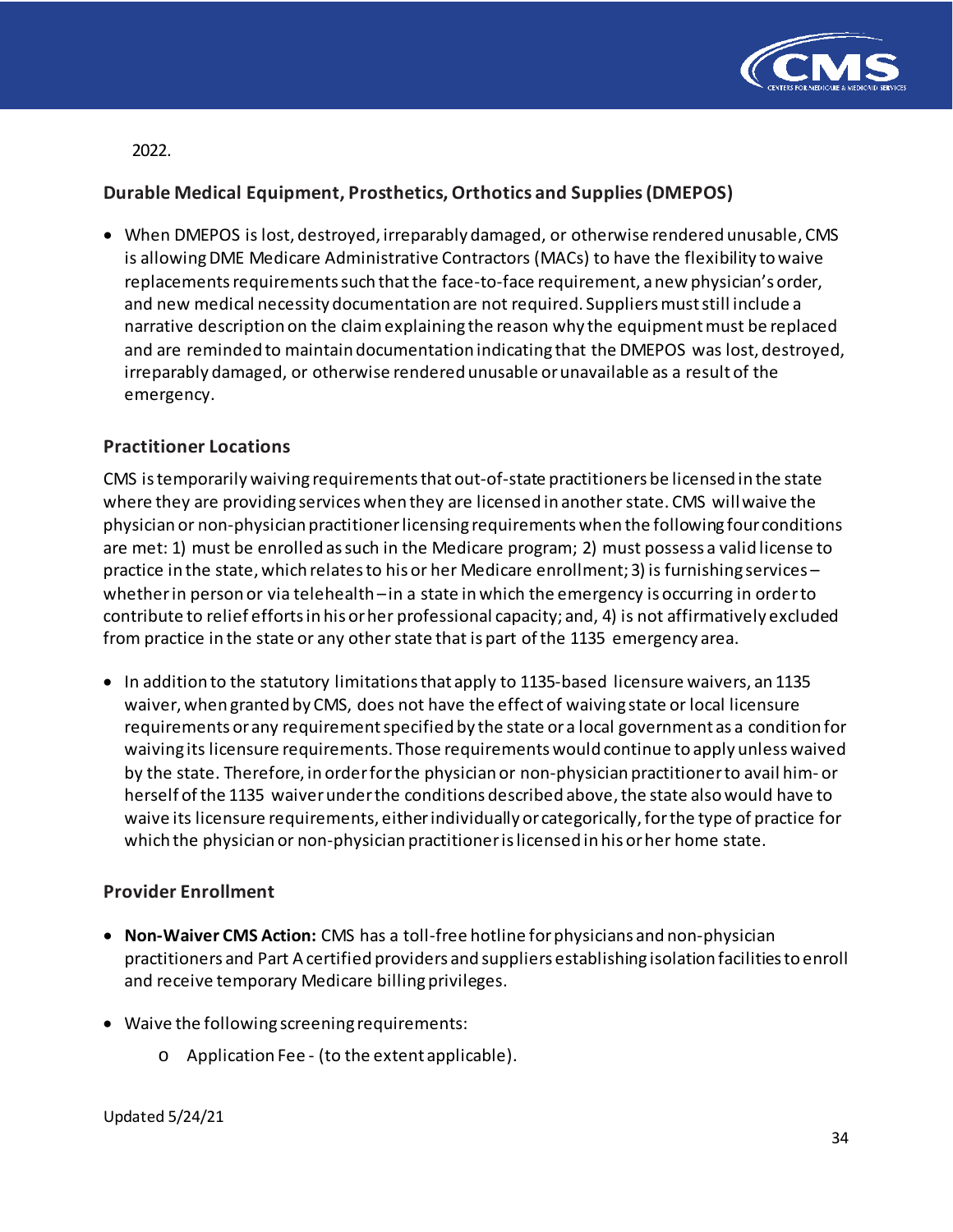2022.

## Durable Medical Equipment, Prosthetics, Orthotics and Supplies (DMEPOS)

- When DMEPOS is lost, destroyed, irreparably damaged, or otherwise rendered unusable, CMS is allowing DME Medicare Administrative Contractors (MACs) to have the flexibility to waive replacements requirements such that the face-to-face requirement, a new physician's order, and new medical necessity documentation are not required. Suppliers must still include a narrative description on the claim explaining the reason why the equipment must be replaced and are reminded to maintain documentation indicating that the DMEPOS was lost, destroyed, irreparably damaged, or otherwise rendered unusable or unavailable as a result of the emergency.

## Practitioner Locations

CMS is temporarily waiving requirements that out-of-state practitioners be licensed in the state where they are providing services when they are licensed in another state. CMS will waive the physician or non-physician practitioner licensing requirements when the following four conditions are met: 1) must be enrolled as such in the Medicare program; 2) must possess a valid license to practice in the state, which relates to his or her Medicare enrollment; 3) is furnishing services – whether in person or via telehealth – in a state in which the emergency is occurring in order to contribute to relief efforts in his or her professional capacity; and, 4) is not affirmatively excluded from practice in the state or any other state that is part of the 1135 emergency area.

- In addition to the statutory limitations that apply to 1135-based licensure waivers, an 1135 waiver, when granted by CMS, does not have the effect of waiving state or local licensure requirements or any requirement specified by the state or a local government as a condition for waiving its licensure requirements. Those requirements would continue to apply unless waived by the state. Therefore, in order for the physician or non-physician practitioner to avail him- or herself of the 1135 waiver under the conditions described above, the state also would have to waive its licensure requirements, either individually or categorically, for the type of practice for which the physician or non-physician practitioner is licensed in his or her home state.

## Provider Enrollment

- **Non-Waiver CMS Action:** CMS has a toll-free hotline for physicians and non-physician practitioners and Part A certified providers and suppliers establishing isolation facilities to enroll and receive temporary Medicare billing privileges.
- Waive the following screening requirements:
  - Application Fee - (to the extent applicable).

Updated 5/24/21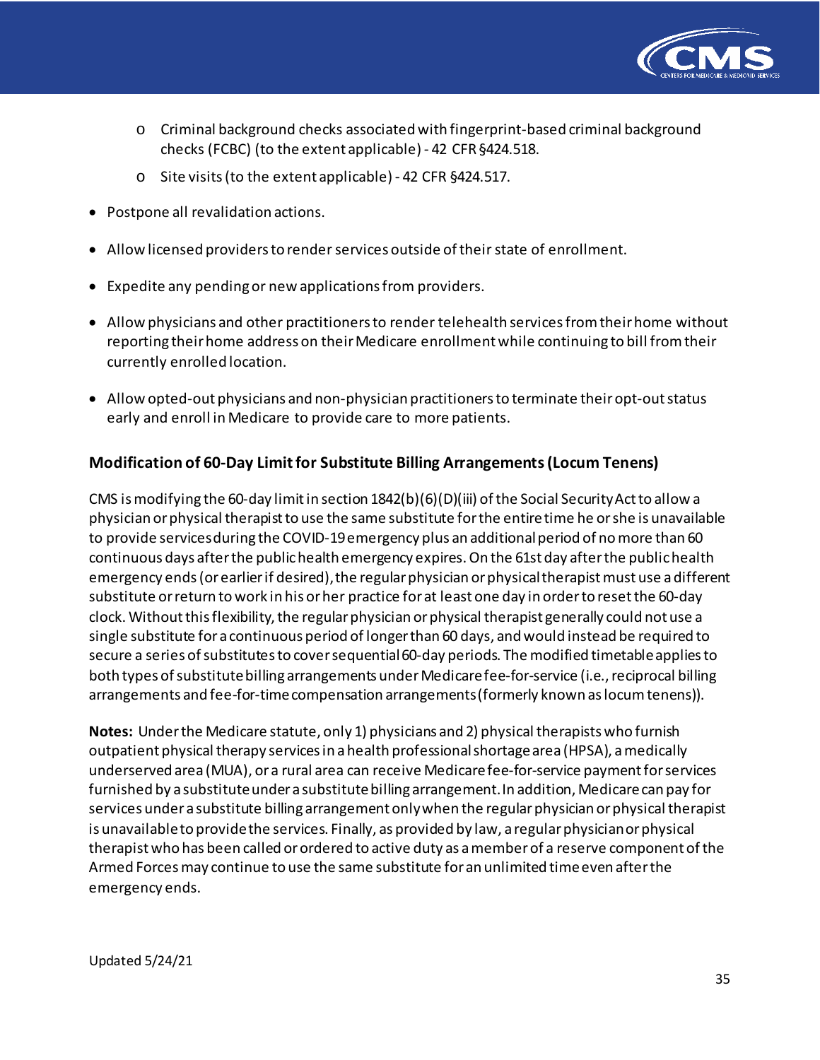- Criminal background checks associated with fingerprint-based criminal background checks (FCBC) (to the extent applicable) - 42 CFR §424.518.
  - Site visits (to the extent applicable) - 42 CFR §424.517.

- Postpone all revalidation actions.
- Allow licensed providers to render services outside of their state of enrollment.
- Expedite any pending or new applications from providers.
- Allow physicians and other practitioners to render telehealth services from their home without reporting their home address on their Medicare enrollment while continuing to bill from their currently enrolled location.
- Allow opted-out physicians and non-physician practitioners to terminate their opt-out status early and enroll in Medicare to provide care to more patients.

### Modification of 60-Day Limit for Substitute Billing Arrangements (Locum Tenens)

CMS is modifying the 60-day limit in section 1842(b)(6)(D)(iii) of the Social Security Act to allow a physician or physical therapist to use the same substitute for the entire time he or she is unavailable to provide services during the COVID-19 emergency plus an additional period of no more than 60 continuous days after the public health emergency expires. On the 61st day after the public health emergency ends (or earlier if desired), the regular physician or physical therapist must use a different substitute or return to work in his or her practice for at least one day in order to reset the 60-day clock. Without this flexibility, the regular physician or physical therapist generally could not use a single substitute for a continuous period of longer than 60 days, and would instead be required to secure a series of substitutes to cover sequential 60-day periods. The modified timetable applies to both types of substitute billing arrangements under Medicare fee-for-service (i.e., reciprocal billing arrangements and fee-for-time compensation arrangements (formerly known as locum tenens)).

**Notes:** Under the Medicare statute, only 1) physicians and 2) physical therapists who furnish outpatient physical therapy services in a health professional shortage area (HPSA), a medically underserved area (MUA), or a rural area can receive Medicare fee-for-service payment for services furnished by a substitute under a substitute billing arrangement. In addition, Medicare can pay for services under a substitute billing arrangement only when the regular physician or physical therapist is unavailable to provide the services. Finally, as provided by law, a regular physician or physical therapist who has been called or ordered to active duty as a member of a reserve component of the Armed Forces may continue to use the same substitute for an unlimited time even after the emergency ends.

Updated 5/24/21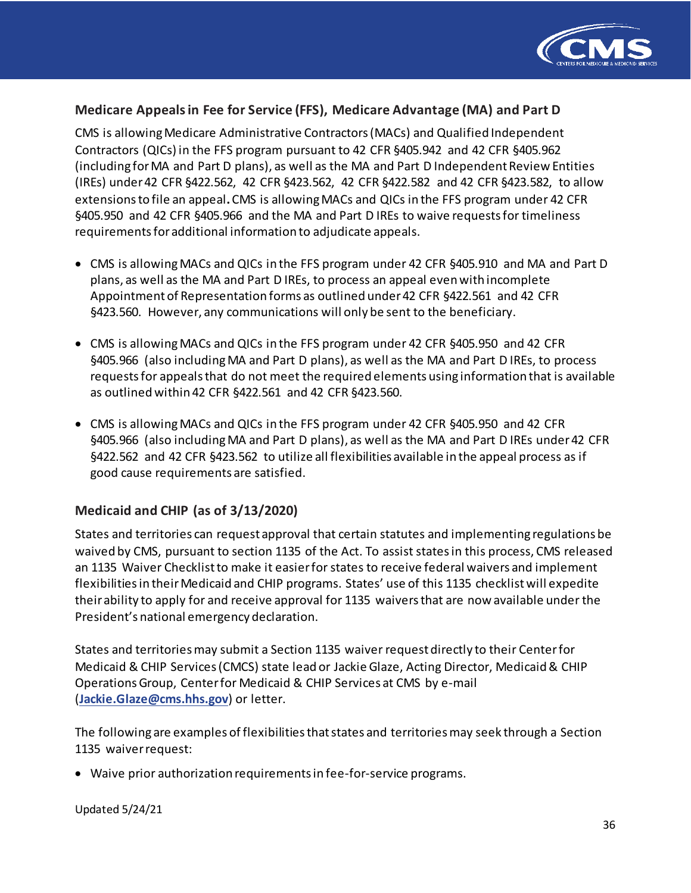## Medicare Appeals in Fee for Service (FFS), Medicare Advantage (MA) and Part D

CMS is allowing Medicare Administrative Contractors (MACs) and Qualified Independent Contractors (QICs) in the FFS program pursuant to 42 CFR §405.942 and 42 CFR §405.962 (including for MA and Part D plans), as well as the MA and Part D Independent Review Entities (IREs) under 42 CFR §422.562, 42 CFR §423.562, 42 CFR §422.582 and 42 CFR §423.582, to allow extensions to file an appeal**.** CMS is allowing MACs and QICs in the FFS program under 42 CFR §405.950 and 42 CFR §405.966 and the MA and Part D IREs to waive requests for timeliness requirements for additional information to adjudicate appeals.

- CMS is allowing MACs and QICs in the FFS program under 42 CFR §405.910 and MA and Part D plans, as well as the MA and Part D IREs, to process an appeal even with incomplete Appointment of Representation forms as outlined under 42 CFR §422.561 and 42 CFR §423.560. However, any communications will only be sent to the beneficiary.

- CMS is allowing MACs and QICs in the FFS program under 42 CFR §405.950 and 42 CFR §405.966 (also including MA and Part D plans), as well as the MA and Part D IREs, to process requests for appeals that do not meet the required elements using information that is available as outlined within 42 CFR §422.561 and 42 CFR §423.560.

- CMS is allowing MACs and QICs in the FFS program under 42 CFR §405.950 and 42 CFR §405.966 (also including MA and Part D plans), as well as the MA and Part D IREs under 42 CFR §422.562 and 42 CFR §423.562 to utilize all flexibilities available in the appeal process as if good cause requirements are satisfied.

## Medicaid and CHIP (as of 3/13/2020)

States and territories can request approval that certain statutes and implementing regulations be waived by CMS, pursuant to section 1135 of the Act. To assist states in this process, CMS released an 1135 Waiver Checklist to make it easier for states to receive federal waivers and implement flexibilities in their Medicaid and CHIP programs. States' use of this 1135 checklist will expedite their ability to apply for and receive approval for 1135 waivers that are now available under the President's national emergency declaration.

States and territories may submit a Section 1135 waiver request directly to their Center for Medicaid & CHIP Services (CMCS) state lead or Jackie Glaze, Acting Director, Medicaid & CHIP Operations Group, Center for Medicaid & CHIP Services at CMS by e-mail (**Jackie.Glaze@cms.hhs.gov**) or letter.

The following are examples of flexibilities that states and territories may seek through a Section 1135 waiver request:

- Waive prior authorization requirements in fee-for-service programs.

Updated 5/24/21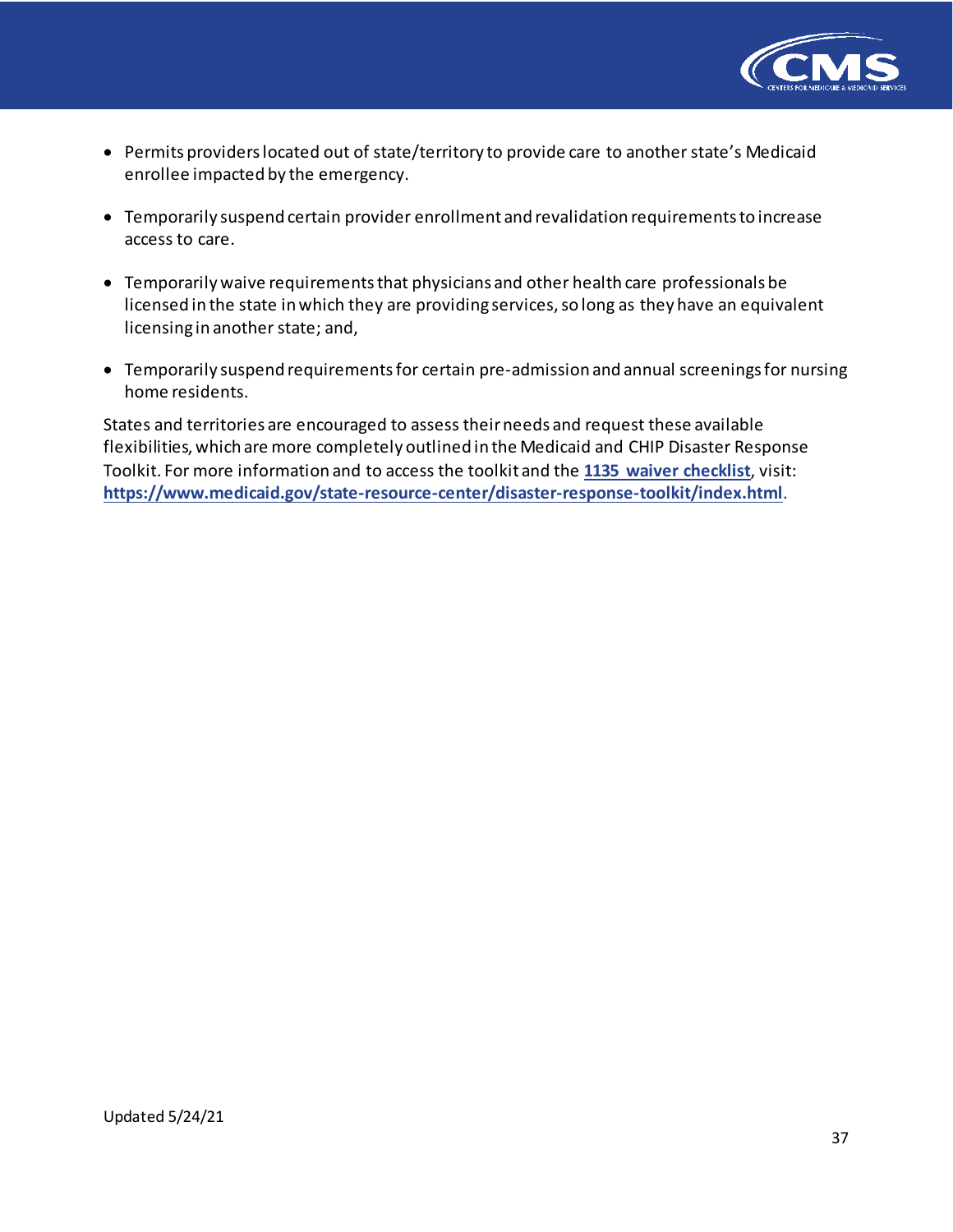- Permits providers located out of state/territory to provide care to another state's Medicaid enrollee impacted by the emergency.
- Temporarily suspend certain provider enrollment and revalidation requirements to increase access to care.
- Temporarily waive requirements that physicians and other health care professionals be licensed in the state in which they are providing services, so long as they have an equivalent licensing in another state; and,
- Temporarily suspend requirements for certain pre-admission and annual screenings for nursing home residents.

States and territories are encouraged to assess their needs and request these available flexibilities, which are more completely outlined in the Medicaid and CHIP Disaster Response Toolkit. For more information and to access the toolkit and the **1135 waiver checklist**, visit: **https://www.medicaid.gov/state-resource-center/disaster-response-toolkit/index.html**.

Updated 5/24/21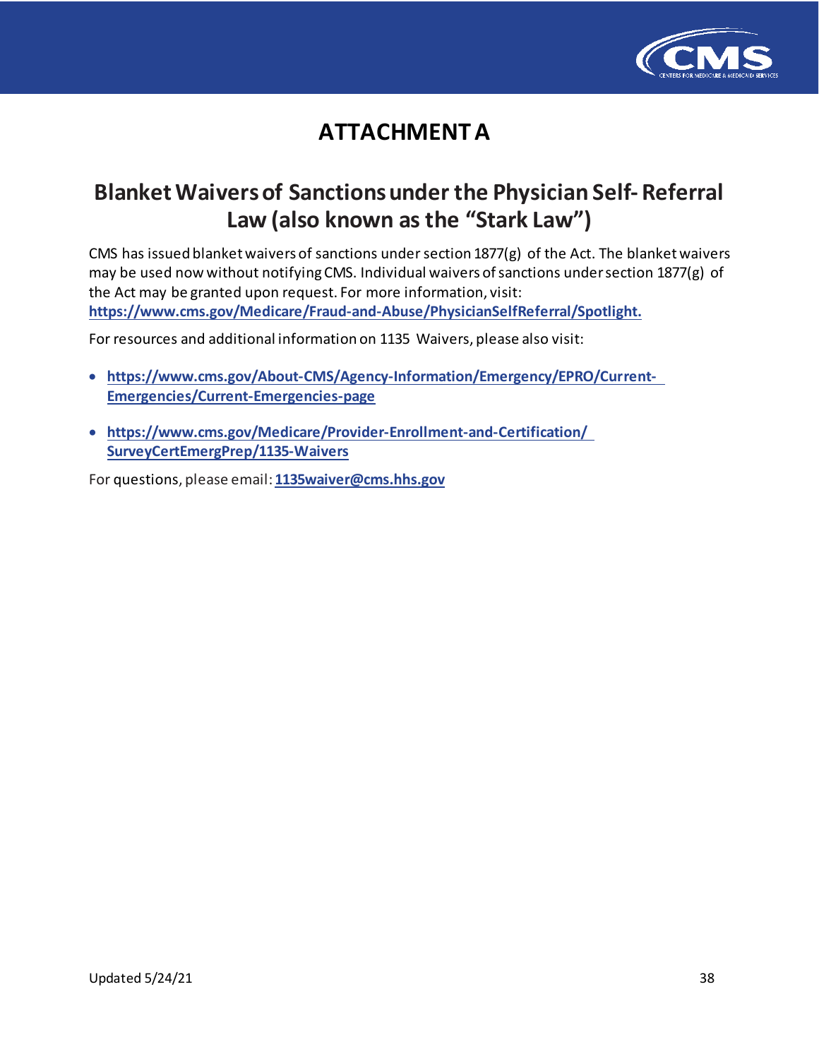# ATTACHMENT A

## Blanket Waivers of Sanctions under the Physician Self- Referral Law (also known as the "Stark Law")

CMS has issued blanket waivers of sanctions under section 1877(g) of the Act. The blanket waivers may be used now without notifying CMS. Individual waivers of sanctions under section 1877(g) of the Act may be granted upon request. For more information, visit: **https://www.cms.gov/Medicare/Fraud-and-Abuse/PhysicianSelfReferral/Spotlight.**

For resources and additional information on 1135 Waivers, please also visit:

- **https://www.cms.gov/About-CMS/Agency-Information/Emergency/EPRO/Current-Emergencies/Current-Emergencies-page**
- **https://www.cms.gov/Medicare/Provider-Enrollment-and-Certification/SurveyCertEmergPrep/1135-Waivers**

For questions, please email: **1135waiver@cms.hhs.gov**

Updated 5/24/21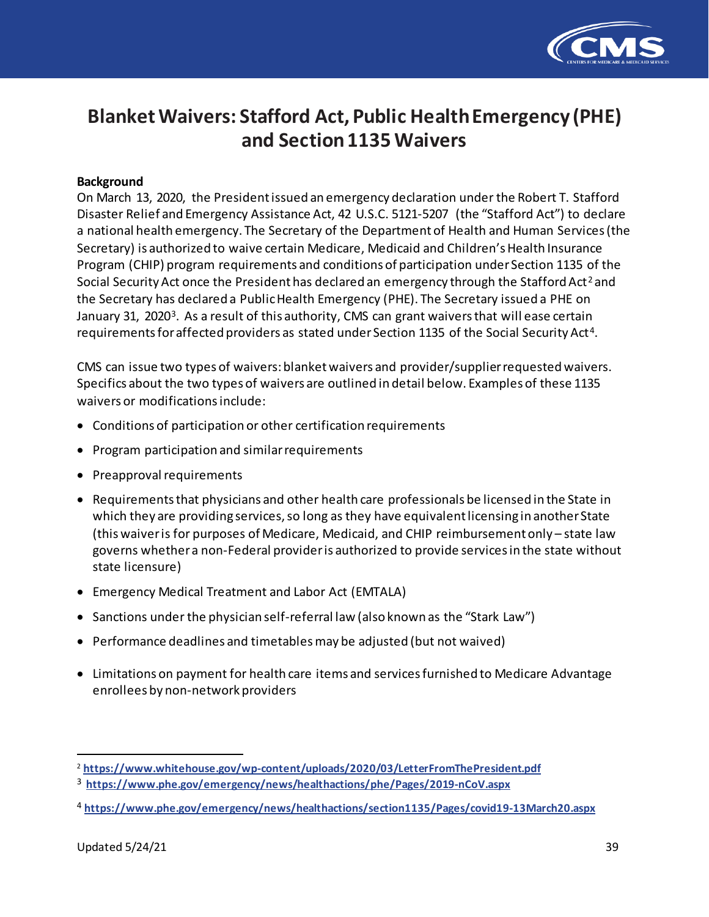# Blanket Waivers: Stafford Act, Public Health Emergency (PHE) and Section 1135 Waivers

**Background**

On March 13, 2020, the President issued an emergency declaration under the Robert T. Stafford Disaster Relief and Emergency Assistance Act, 42 U.S.C. 5121-5207 (the "Stafford Act") to declare a national health emergency. The Secretary of the Department of Health and Human Services (the Secretary) is authorized to waive certain Medicare, Medicaid and Children's Health Insurance Program (CHIP) program requirements and conditions of participation under Section 1135 of the Social Security Act once the President has declared an emergency through the Stafford Act[2] and the Secretary has declared a Public Health Emergency (PHE). The Secretary issued a PHE on January 31, 2020[3]. As a result of this authority, CMS can grant waivers that will ease certain requirements for affected providers as stated under Section 1135 of the Social Security Act[4].

CMS can issue two types of waivers: blanket waivers and provider/supplier requested waivers. Specifics about the two types of waivers are outlined in detail below. Examples of these 1135 waivers or modifications include:

- Conditions of participation or other certification requirements
- Program participation and similar requirements
- Preapproval requirements
- Requirements that physicians and other health care professionals be licensed in the State in which they are providing services, so long as they have equivalent licensing in another State (this waiver is for purposes of Medicare, Medicaid, and CHIP reimbursement only – state law governs whether a non-Federal provider is authorized to provide services in the state without state licensure)
- Emergency Medical Treatment and Labor Act (EMTALA)
- Sanctions under the physician self-referral law (also known as the "Stark Law")
- Performance deadlines and timetables may be adjusted (but not waived)
- Limitations on payment for health care items and services furnished to Medicare Advantage enrollees by non-network providers

---

[2] **https://www.whitehouse.gov/wp-content/uploads/2020/03/LetterFromThePresident.pdf**

[3] **https://www.phe.gov/emergency/news/healthactions/phe/Pages/2019-nCoV.aspx**

[4] **https://www.phe.gov/emergency/news/healthactions/section1135/Pages/covid19-13March20.aspx**

Updated 5/24/21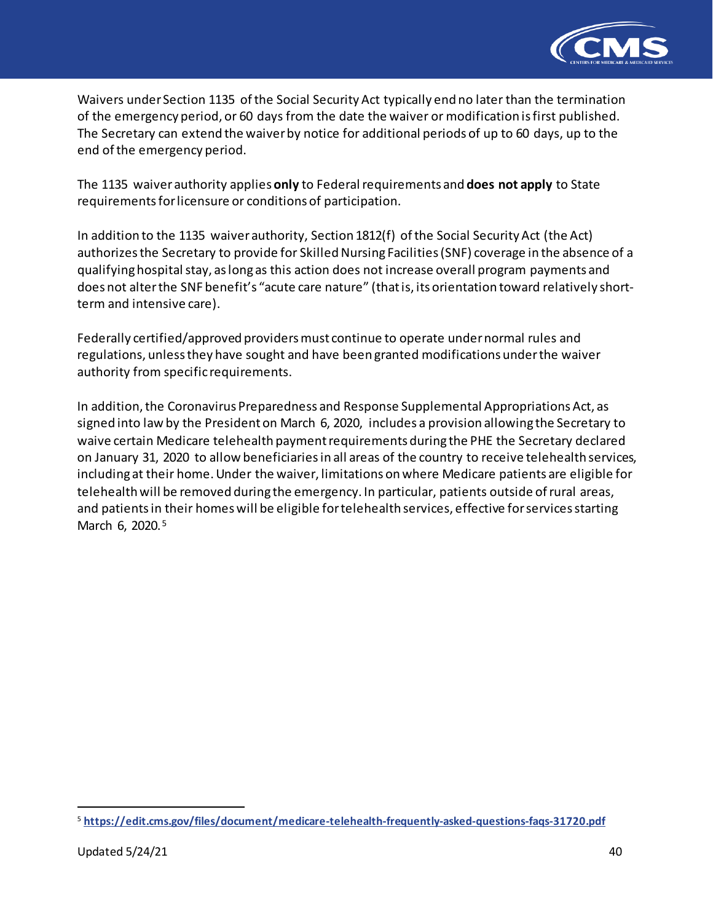Waivers under Section 1135 of the Social Security Act typically end no later than the termination of the emergency period, or 60 days from the date the waiver or modification is first published. The Secretary can extend the waiver by notice for additional periods of up to 60 days, up to the end of the emergency period.

The 1135 waiver authority applies **only** to Federal requirements and **does not apply** to State requirements for licensure or conditions of participation.

In addition to the 1135 waiver authority, Section 1812(f) of the Social Security Act (the Act) authorizes the Secretary to provide for Skilled Nursing Facilities (SNF) coverage in the absence of a qualifying hospital stay, as long as this action does not increase overall program payments and does not alter the SNF benefit's "acute care nature" (that is, its orientation toward relatively short-term and intensive care).

Federally certified/approved providers must continue to operate under normal rules and regulations, unless they have sought and have been granted modifications under the waiver authority from specific requirements.

In addition, the Coronavirus Preparedness and Response Supplemental Appropriations Act, as signed into law by the President on March 6, 2020, includes a provision allowing the Secretary to waive certain Medicare telehealth payment requirements during the PHE the Secretary declared on January 31, 2020 to allow beneficiaries in all areas of the country to receive telehealth services, including at their home. Under the waiver, limitations on where Medicare patients are eligible for telehealth will be removed during the emergency. In particular, patients outside of rural areas, and patients in their homes will be eligible for telehealth services, effective for services starting March 6, 2020.[5]

[5] **https://edit.cms.gov/files/document/medicare-telehealth-frequently-asked-questions-faqs-31720.pdf**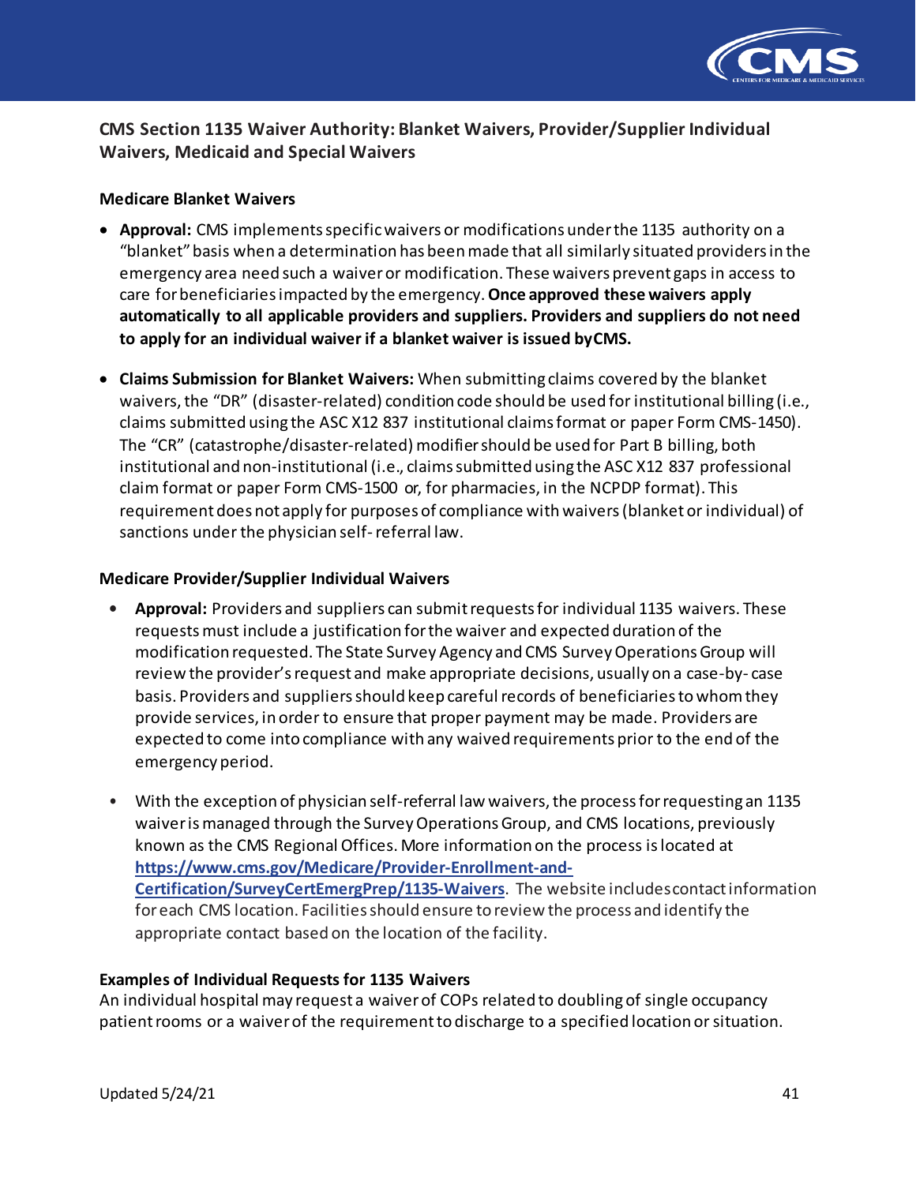## CMS Section 1135 Waiver Authority: Blanket Waivers, Provider/Supplier Individual Waivers, Medicaid and Special Waivers

### Medicare Blanket Waivers

- **Approval:** CMS implements specific waivers or modifications under the 1135 authority on a "blanket" basis when a determination has been made that all similarly situated providers in the emergency area need such a waiver or modification. These waivers prevent gaps in access to care for beneficiaries impacted by the emergency. **Once approved these waivers apply automatically to all applicable providers and suppliers. Providers and suppliers do not need to apply for an individual waiver if a blanket waiver is issued by CMS.**

- **Claims Submission for Blanket Waivers:** When submitting claims covered by the blanket waivers, the "DR" (disaster-related) condition code should be used for institutional billing (i.e., claims submitted using the ASC X12 837 institutional claims format or paper Form CMS-1450). The "CR" (catastrophe/disaster-related) modifier should be used for Part B billing, both institutional and non-institutional (i.e., claims submitted using the ASC X12 837 professional claim format or paper Form CMS-1500 or, for pharmacies, in the NCPDP format). This requirement does not apply for purposes of compliance with waivers (blanket or individual) of sanctions under the physician self- referral law.

### Medicare Provider/Supplier Individual Waivers

- **Approval:** Providers and suppliers can submit requests for individual 1135 waivers. These requests must include a justification for the waiver and expected duration of the modification requested. The State Survey Agency and CMS Survey Operations Group will review the provider's request and make appropriate decisions, usually on a case-by- case basis. Providers and suppliers should keep careful records of beneficiaries to whom they provide services, in order to ensure that proper payment may be made. Providers are expected to come into compliance with any waived requirements prior to the end of the emergency period.

- With the exception of physician self-referral law waivers, the process for requesting an 1135 waiver is managed through the Survey Operations Group, and CMS locations, previously known as the CMS Regional Offices. More information on the process is located at **https://www.cms.gov/Medicare/Provider-Enrollment-and-Certification/SurveyCertEmergPrep/1135-Waivers**. The website includes contact information for each CMS location. Facilities should ensure to review the process and identify the appropriate contact based on the location of the facility.

### Examples of Individual Requests for 1135 Waivers

An individual hospital may request a waiver of COPs related to doubling of single occupancy patient rooms or a waiver of the requirement to discharge to a specified location or situation.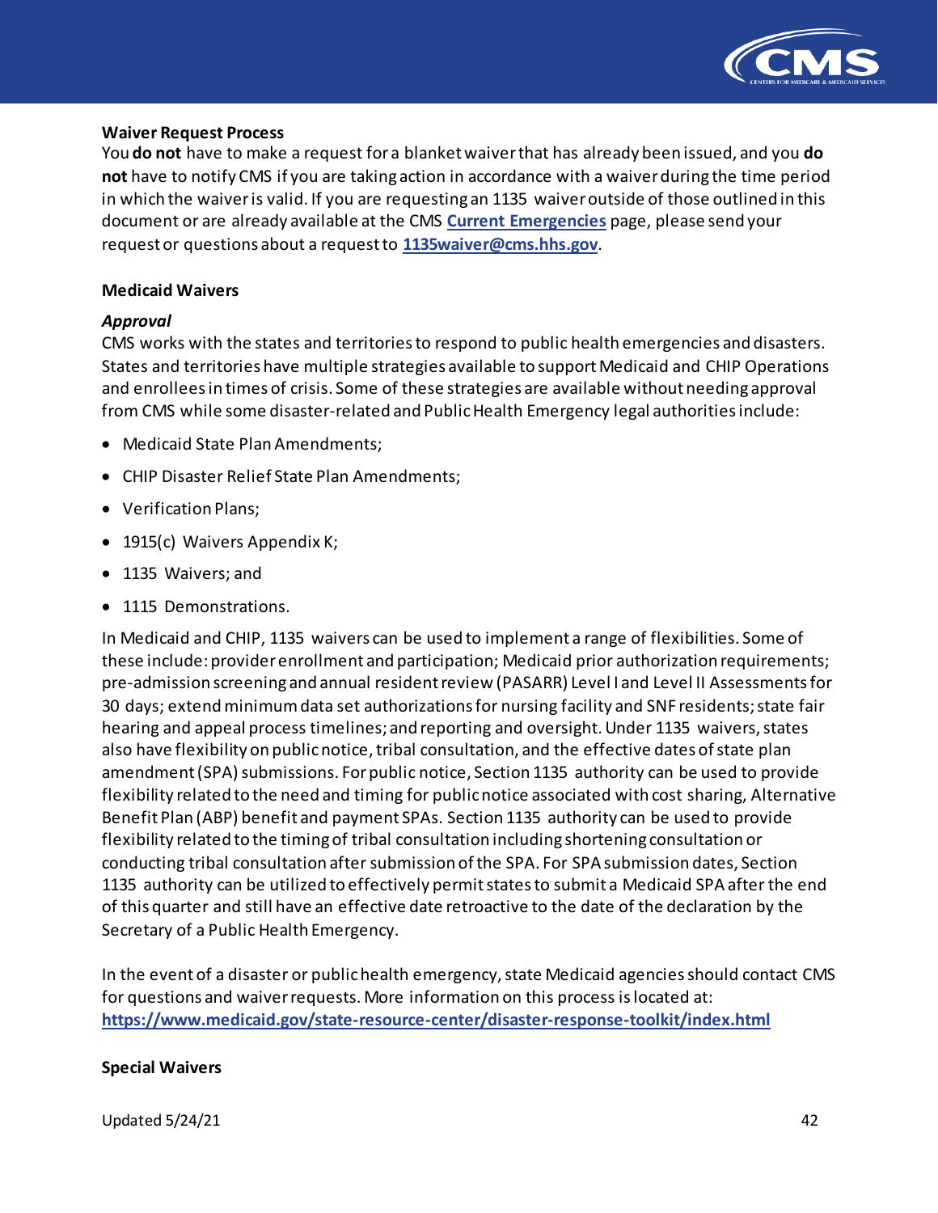**Waiver Request Process**

You **do not** have to make a request for a blanket waiver that has already been issued, and you **do not** have to notify CMS if you are taking action in accordance with a waiver during the time period in which the waiver is valid. If you are requesting an 1135 waiver outside of those outlined in this document or are already available at the CMS **Current Emergencies** page, please send your request or questions about a request to **1135waiver@cms.hhs.gov**.

**Medicaid Waivers**

***Approval***

CMS works with the states and territories to respond to public health emergencies and disasters. States and territories have multiple strategies available to support Medicaid and CHIP Operations and enrollees in times of crisis. Some of these strategies are available without needing approval from CMS while some disaster-related and Public Health Emergency legal authorities include:

- Medicaid State Plan Amendments;
- CHIP Disaster Relief State Plan Amendments;
- Verification Plans;
- 1915(c) Waivers Appendix K;
- 1135 Waivers; and
- 1115 Demonstrations.

In Medicaid and CHIP, 1135 waivers can be used to implement a range of flexibilities. Some of these include: provider enrollment and participation; Medicaid prior authorization requirements; pre-admission screening and annual resident review (PASARR) Level I and Level II Assessments for 30 days; extend minimum data set authorizations for nursing facility and SNF residents; state fair hearing and appeal process timelines; and reporting and oversight. Under 1135 waivers, states also have flexibility on public notice, tribal consultation, and the effective dates of state plan amendment (SPA) submissions. For public notice, Section 1135 authority can be used to provide flexibility related to the need and timing for public notice associated with cost sharing, Alternative Benefit Plan (ABP) benefit and payment SPAs. Section 1135 authority can be used to provide flexibility related to the timing of tribal consultation including shortening consultation or conducting tribal consultation after submission of the SPA. For SPA submission dates, Section 1135 authority can be utilized to effectively permit states to submit a Medicaid SPA after the end of this quarter and still have an effective date retroactive to the date of the declaration by the Secretary of a Public Health Emergency.

In the event of a disaster or public health emergency, state Medicaid agencies should contact CMS for questions and waiver requests. More information on this process is located at: **https://www.medicaid.gov/state-resource-center/disaster-response-toolkit/index.html**

**Special Waivers**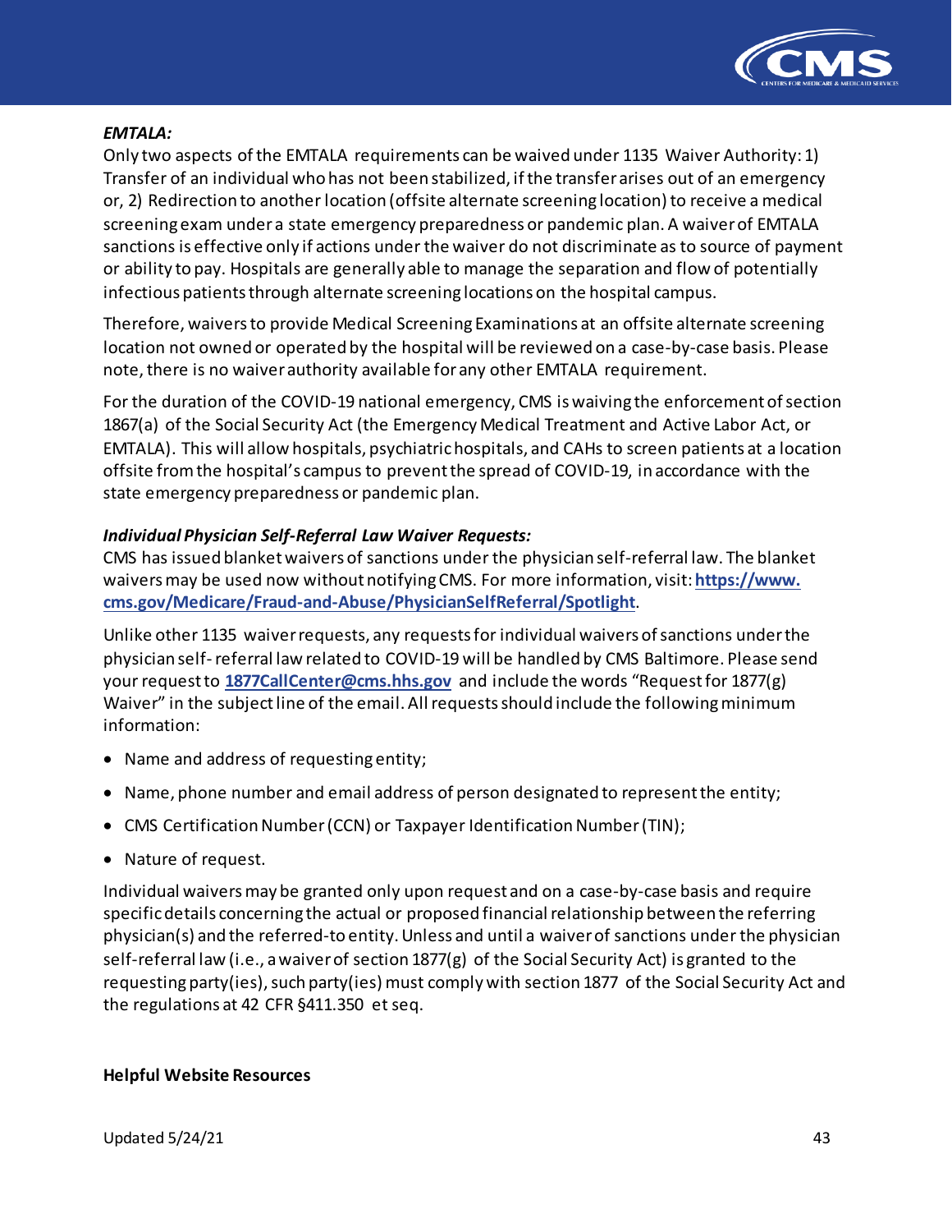***EMTALA:***

Only two aspects of the EMTALA requirements can be waived under 1135 Waiver Authority: 1) Transfer of an individual who has not been stabilized, if the transfer arises out of an emergency or, 2) Redirection to another location (offsite alternate screening location) to receive a medical screening exam under a state emergency preparedness or pandemic plan. A waiver of EMTALA sanctions is effective only if actions under the waiver do not discriminate as to source of payment or ability to pay. Hospitals are generally able to manage the separation and flow of potentially infectious patients through alternate screening locations on the hospital campus.

Therefore, waivers to provide Medical Screening Examinations at an offsite alternate screening location not owned or operated by the hospital will be reviewed on a case-by-case basis. Please note, there is no waiver authority available for any other EMTALA requirement.

For the duration of the COVID-19 national emergency, CMS is waiving the enforcement of section 1867(a) of the Social Security Act (the Emergency Medical Treatment and Active Labor Act, or EMTALA). This will allow hospitals, psychiatric hospitals, and CAHs to screen patients at a location offsite from the hospital's campus to prevent the spread of COVID-19, in accordance with the state emergency preparedness or pandemic plan.

***Individual Physician Self-Referral Law Waiver Requests:***

CMS has issued blanket waivers of sanctions under the physician self-referral law. The blanket waivers may be used now without notifying CMS. For more information, visit: **https://www.cms.gov/Medicare/Fraud-and-Abuse/PhysicianSelfReferral/Spotlight**.

Unlike other 1135 waiver requests, any requests for individual waivers of sanctions under the physician self- referral law related to COVID-19 will be handled by CMS Baltimore. Please send your request to **1877CallCenter@cms.hhs.gov** and include the words "Request for 1877(g) Waiver" in the subject line of the email. All requests should include the following minimum information:

- Name and address of requesting entity;
- Name, phone number and email address of person designated to represent the entity;
- CMS Certification Number (CCN) or Taxpayer Identification Number (TIN);
- Nature of request.

Individual waivers may be granted only upon request and on a case-by-case basis and require specific details concerning the actual or proposed financial relationship between the referring physician(s) and the referred-to entity. Unless and until a waiver of sanctions under the physician self-referral law (i.e., a waiver of section 1877(g) of the Social Security Act) is granted to the requesting party(ies), such party(ies) must comply with section 1877 of the Social Security Act and the regulations at 42 CFR §411.350 et seq.

**Helpful Website Resources**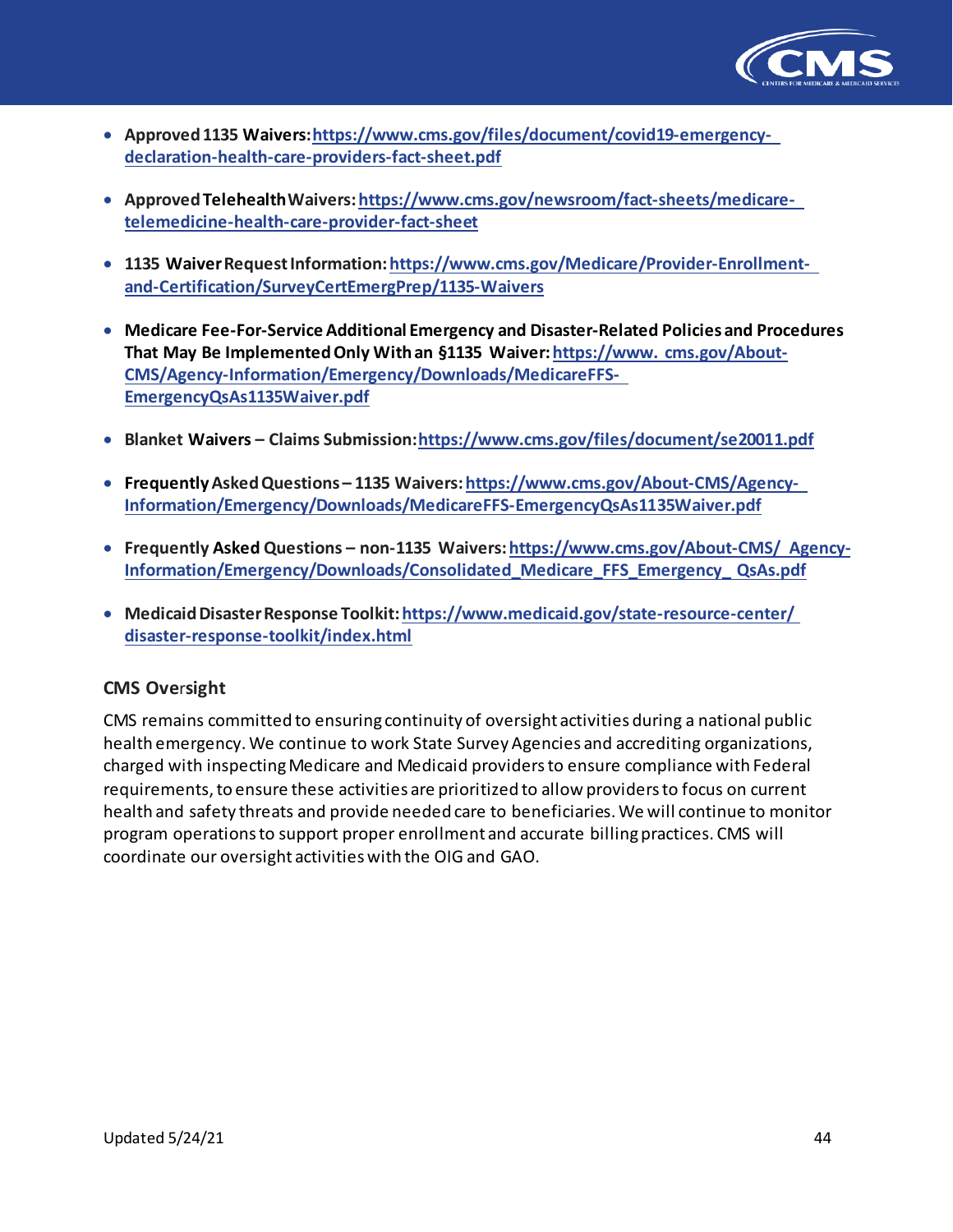- **Approved 1135 Waivers:** https://www.cms.gov/files/document/covid19-emergency-declaration-health-care-providers-fact-sheet.pdf

- **Approved Telehealth Waivers:** https://www.cms.gov/newsroom/fact-sheets/medicare-telemedicine-health-care-provider-fact-sheet

- **1135 Waiver Request Information:** https://www.cms.gov/Medicare/Provider-Enrollment-and-Certification/SurveyCertEmergPrep/1135-Waivers

- **Medicare Fee-For-Service Additional Emergency and Disaster-Related Policies and Procedures That May Be Implemented Only With an §1135 Waiver:** https://www.cms.gov/About-CMS/Agency-Information/Emergency/Downloads/MedicareFFS-EmergencyQsAs1135Waiver.pdf

- **Blanket Waivers – Claims Submission:** https://www.cms.gov/files/document/se20011.pdf

- **Frequently Asked Questions – 1135 Waivers:** https://www.cms.gov/About-CMS/Agency-Information/Emergency/Downloads/MedicareFFS-EmergencyQsAs1135Waiver.pdf

- **Frequently Asked Questions – non-1135 Waivers:** https://www.cms.gov/About-CMS/Agency-Information/Emergency/Downloads/Consolidated_Medicare_FFS_Emergency_QsAs.pdf

- **Medicaid Disaster Response Toolkit:** https://www.medicaid.gov/state-resource-center/disaster-response-toolkit/index.html

### CMS Oversight

CMS remains committed to ensuring continuity of oversight activities during a national public health emergency. We continue to work State Survey Agencies and accrediting organizations, charged with inspecting Medicare and Medicaid providers to ensure compliance with Federal requirements, to ensure these activities are prioritized to allow providers to focus on current health and safety threats and provide needed care to beneficiaries. We will continue to monitor program operations to support proper enrollment and accurate billing practices. CMS will coordinate our oversight activities with the OIG and GAO.

Updated 5/24/21